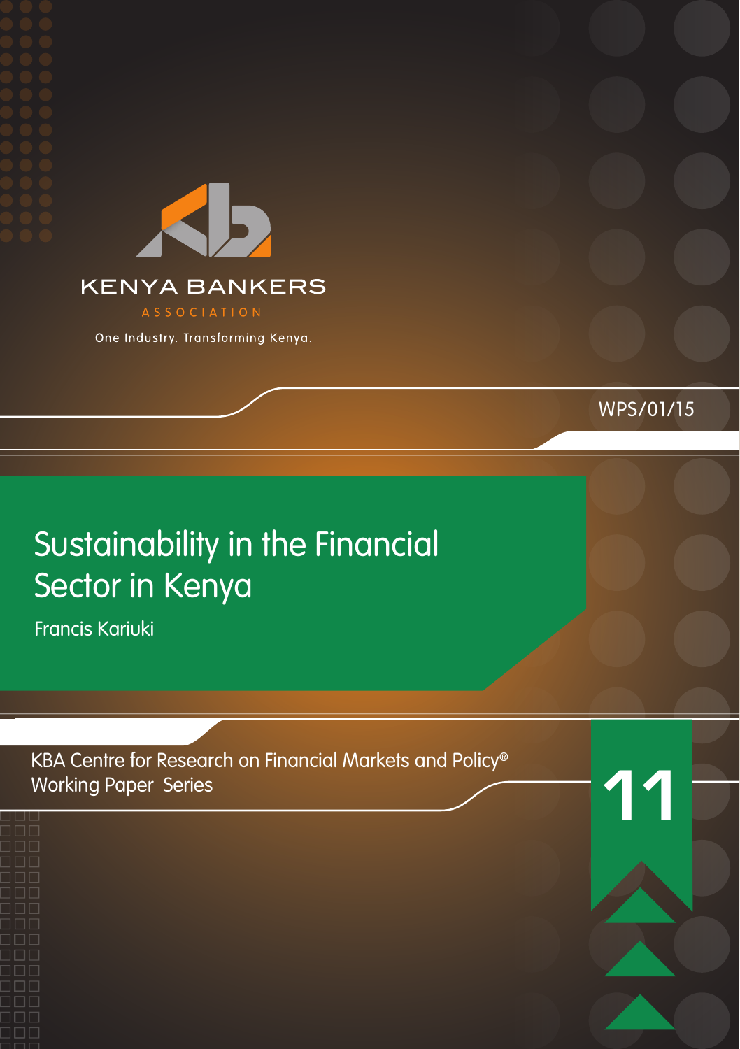KENYA BANKERS

ASSOCIATION

One Industry. Transforming Kenya.

WPS/01/15

# Sustainability in the Financial Sector in Kenya

Francis Kariuki

KBA Centre for Research on Financial Markets and Policy®
Working Paper Series

11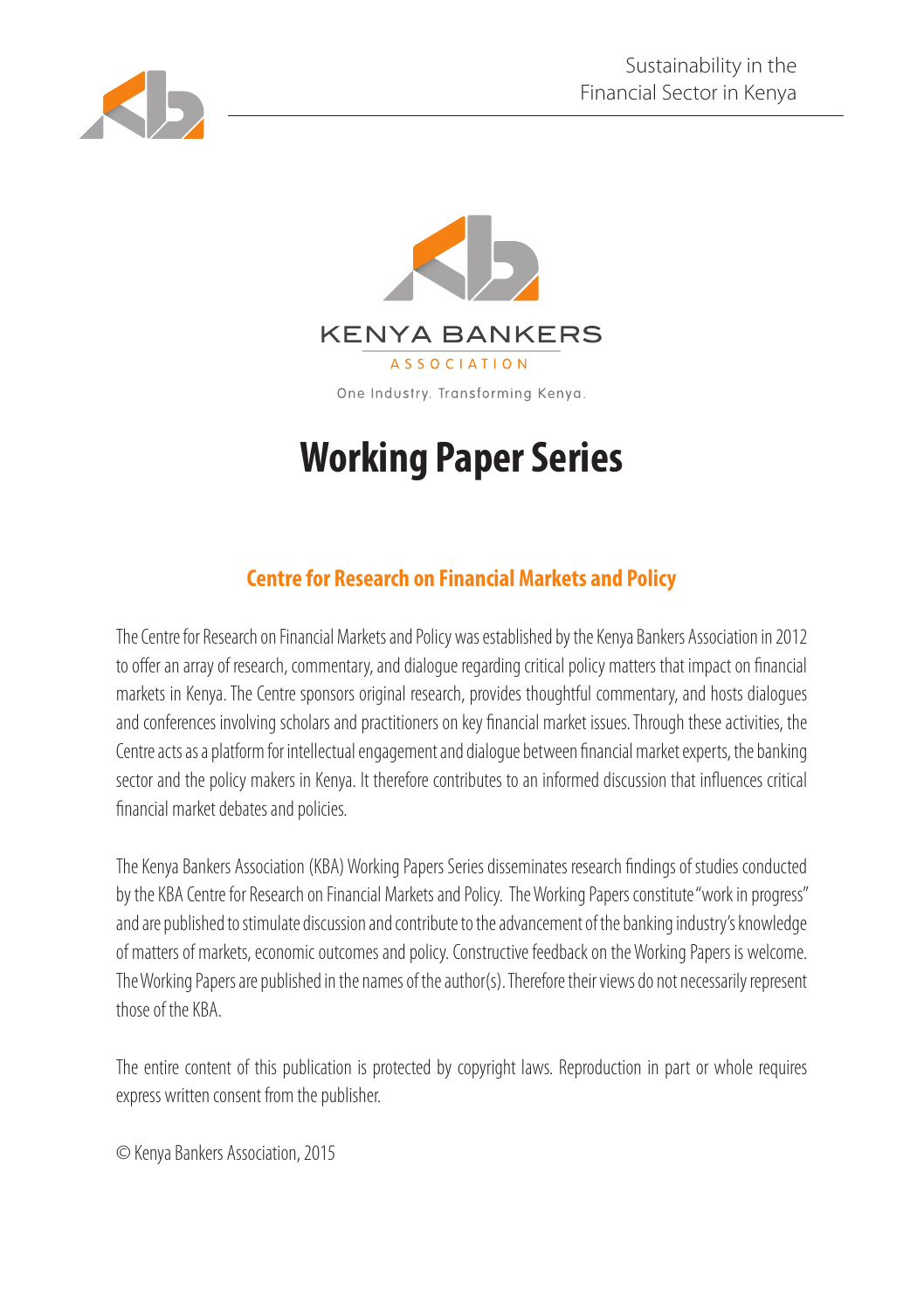KENYA BANKERS

ASSOCIATION

One Industry. Transforming Kenya.

# Working Paper Series

## Centre for Research on Financial Markets and Policy

The Centre for Research on Financial Markets and Policy was established by the Kenya Bankers Association in 2012 to offer an array of research, commentary, and dialogue regarding critical policy matters that impact on financial markets in Kenya. The Centre sponsors original research, provides thoughtful commentary, and hosts dialogues and conferences involving scholars and practitioners on key financial market issues. Through these activities, the Centre acts as a platform for intellectual engagement and dialogue between financial market experts, the banking sector and the policy makers in Kenya. It therefore contributes to an informed discussion that influences critical financial market debates and policies.

The Kenya Bankers Association (KBA) Working Papers Series disseminates research findings of studies conducted by the KBA Centre for Research on Financial Markets and Policy. The Working Papers constitute "work in progress" and are published to stimulate discussion and contribute to the advancement of the banking industry's knowledge of matters of markets, economic outcomes and policy. Constructive feedback on the Working Papers is welcome. The Working Papers are published in the names of the author(s). Therefore their views do not necessarily represent those of the KBA.

The entire content of this publication is protected by copyright laws. Reproduction in part or whole requires express written consent from the publisher.

© Kenya Bankers Association, 2015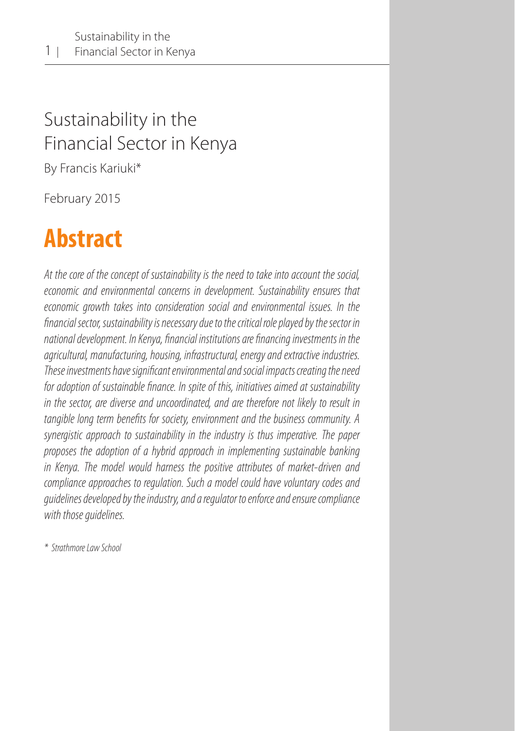# Sustainability in the Financial Sector in Kenya

By Francis Kariuki*

February 2015

## Abstract

*At the core of the concept of sustainability is the need to take into account the social, economic and environmental concerns in development. Sustainability ensures that economic growth takes into consideration social and environmental issues. In the financial sector, sustainability is necessary due to the critical role played by the sector in national development. In Kenya, financial institutions are financing investments in the agricultural, manufacturing, housing, infrastructural, energy and extractive industries. These investments have significant environmental and social impacts creating the need for adoption of sustainable finance. In spite of this, initiatives aimed at sustainability in the sector, are diverse and uncoordinated, and are therefore not likely to result in tangible long term benefits for society, environment and the business community. A synergistic approach to sustainability in the industry is thus imperative. The paper proposes the adoption of a hybrid approach in implementing sustainable banking in Kenya. The model would harness the positive attributes of market-driven and compliance approaches to regulation. Such a model could have voluntary codes and guidelines developed by the industry, and a regulator to enforce and ensure compliance with those guidelines.*

*\* Strathmore Law School*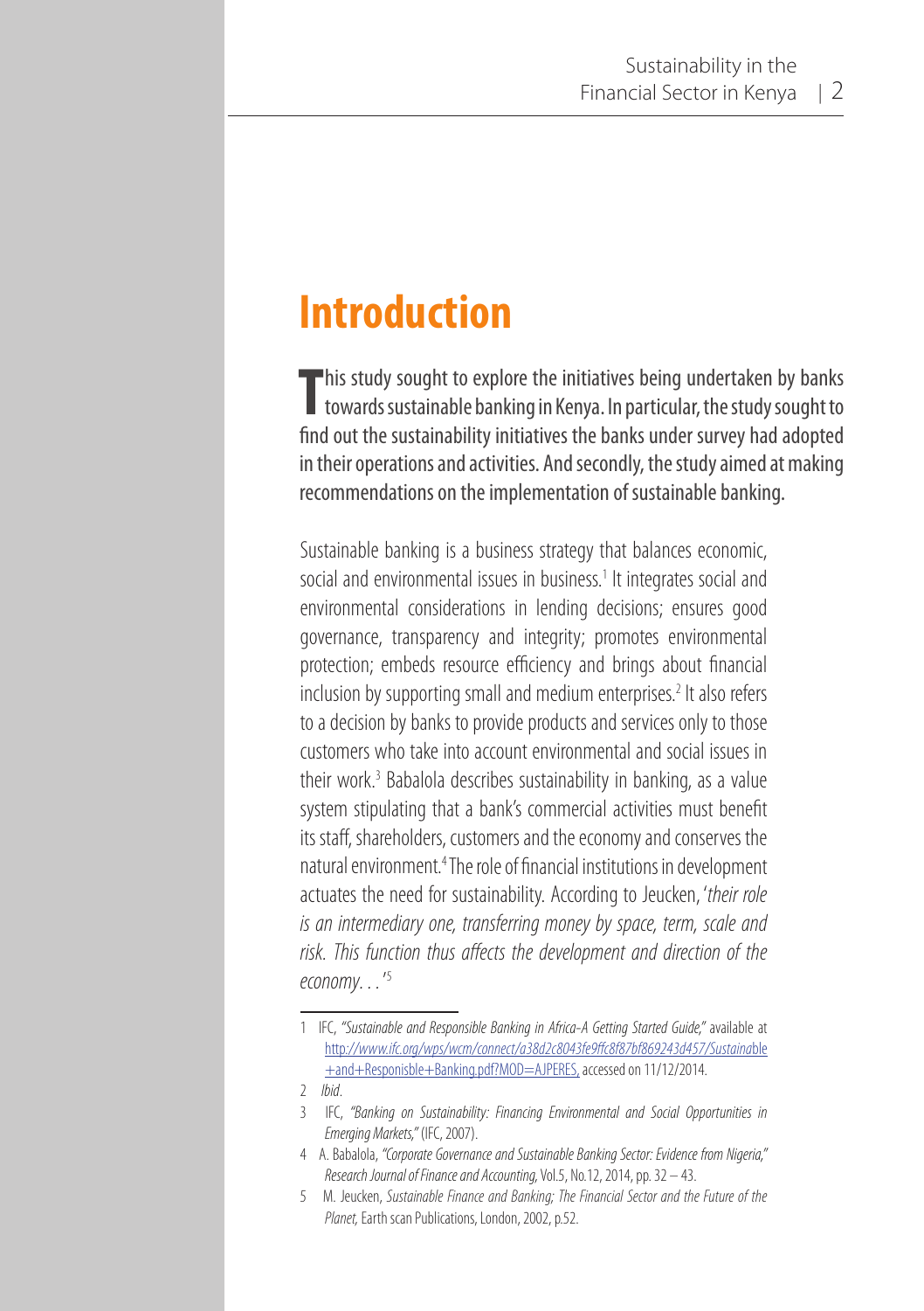# Introduction

**This study sought to explore the initiatives being undertaken by banks towards sustainable banking in Kenya. In particular, the study sought to find out the sustainability initiatives the banks under survey had adopted in their operations and activities. And secondly, the study aimed at making recommendations on the implementation of sustainable banking.**

Sustainable banking is a business strategy that balances economic, social and environmental issues in business.[1] It integrates social and environmental considerations in lending decisions; ensures good governance, transparency and integrity; promotes environmental protection; embeds resource efficiency and brings about financial inclusion by supporting small and medium enterprises.[2] It also refers to a decision by banks to provide products and services only to those customers who take into account environmental and social issues in their work.[3] Babalola describes sustainability in banking, as a value system stipulating that a bank's commercial activities must benefit its staff, shareholders, customers and the economy and conserves the natural environment.[4] The role of financial institutions in development actuates the need for sustainability. According to Jeucken, '*their role is an intermediary one, transferring money by space, term, scale and risk. This function thus affects the development and direction of the economy. . .*'[5]

---

1 IFC, *"Sustainable and Responsible Banking in Africa-A Getting Started Guide,"* available at http://www.ifc.org/wps/wcm/connect/a38d2c8043fe9ffc8f87bf869243d457/Sustainable+and+Responisble+Banking.pdf?MOD=AJPERES, accessed on 11/12/2014.

2 *Ibid*.

3 IFC, *"Banking on Sustainability: Financing Environmental and Social Opportunities in Emerging Markets,"* (IFC, 2007).

4 A. Babalola, *"Corporate Governance and Sustainable Banking Sector: Evidence from Nigeria," Research Journal of Finance and Accounting,* Vol.5, No.12, 2014, pp. 32 – 43.

5 M. Jeucken, *Sustainable Finance and Banking; The Financial Sector and the Future of the Planet,* Earth scan Publications, London, 2002, p.52.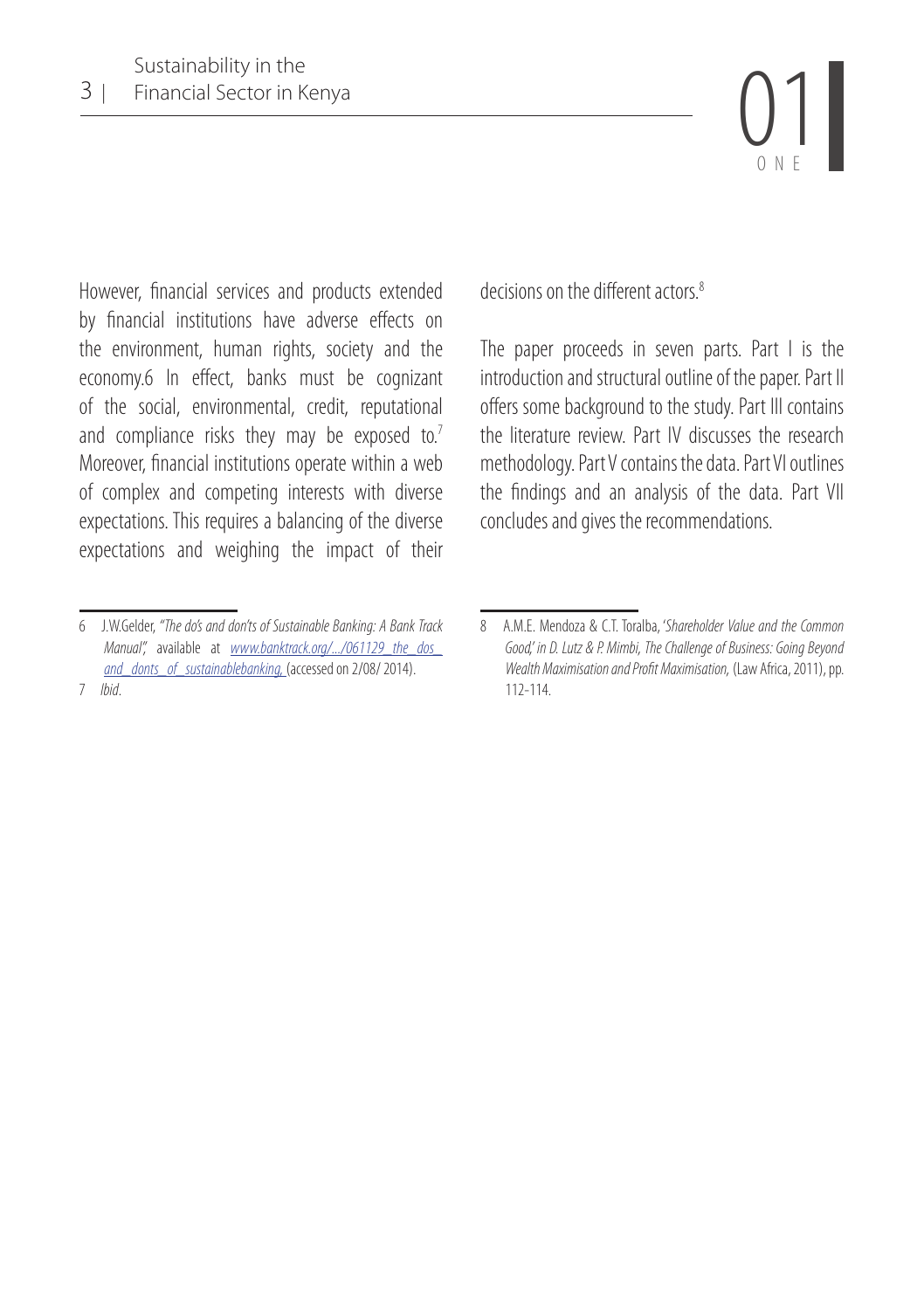However, financial services and products extended by financial institutions have adverse effects on the environment, human rights, society and the economy.6 In effect, banks must be cognizant of the social, environmental, credit, reputational and compliance risks they may be exposed to.[7] Moreover, financial institutions operate within a web of complex and competing interests with diverse expectations. This requires a balancing of the diverse expectations and weighing the impact of their decisions on the different actors.[8]

The paper proceeds in seven parts. Part I is the introduction and structural outline of the paper. Part II offers some background to the study. Part III contains the literature review. Part IV discusses the research methodology. Part V contains the data. Part VI outlines the findings and an analysis of the data. Part VII concludes and gives the recommendations.

---

6 J.W.Gelder, *"The do's and don'ts of Sustainable Banking: A Bank Track Manual"*, available at *www.banktrack.org/.../061129_the_dos_and_donts_of_sustainablebanking,* (accessed on 2/08/ 2014).

7 *Ibid*.

8 A.M.E. Mendoza & C.T. Toralba, '*Shareholder Value and the Common Good,' in D. Lutz & P. Mimbi, The Challenge of Business: Going Beyond Wealth Maximisation and Profit Maximisation,* (Law Africa, 2011), pp. 112-114.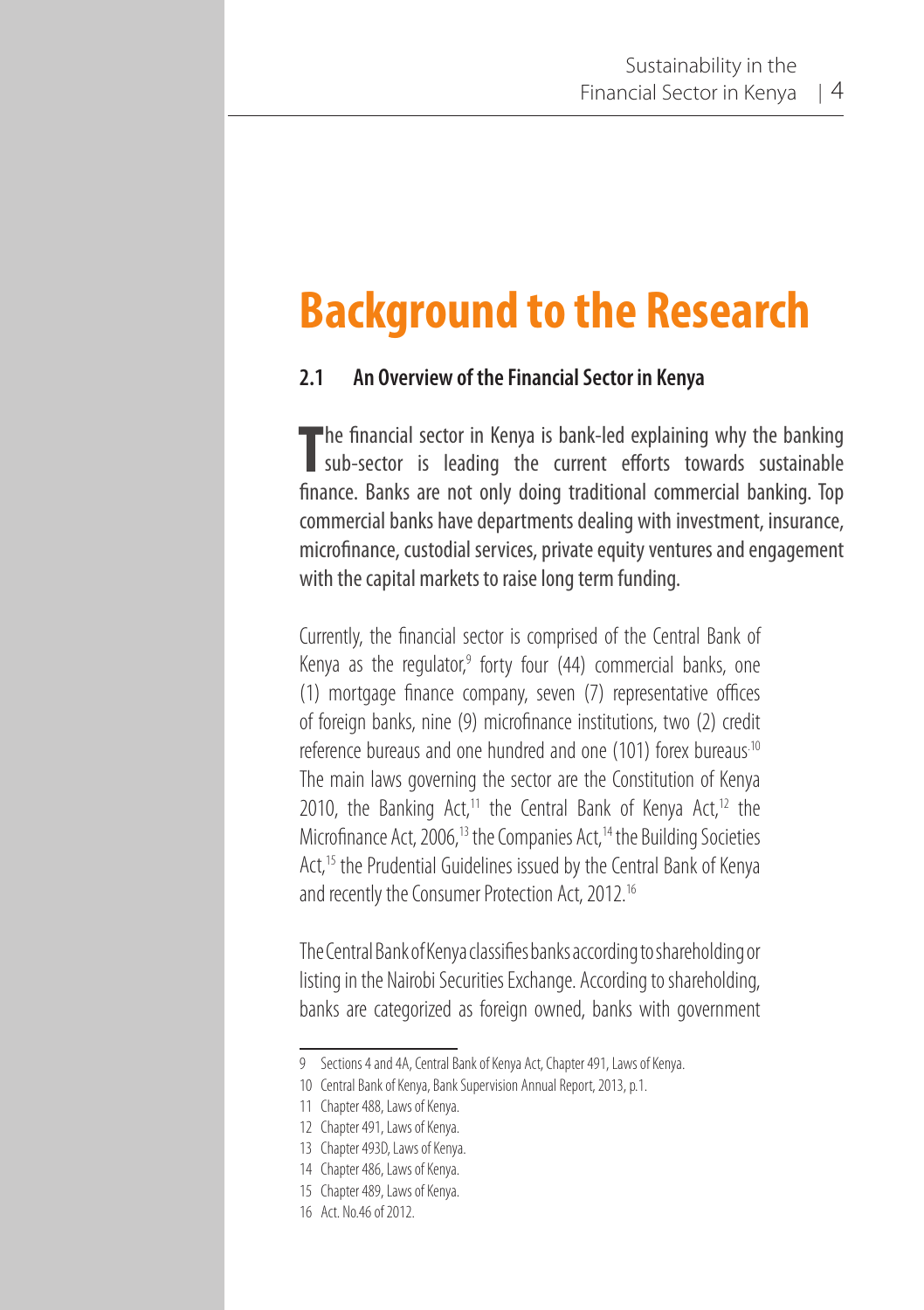# Background to the Research

## 2.1 An Overview of the Financial Sector in Kenya

The financial sector in Kenya is bank-led explaining why the banking sub-sector is leading the current efforts towards sustainable finance. Banks are not only doing traditional commercial banking. Top commercial banks have departments dealing with investment, insurance, microfinance, custodial services, private equity ventures and engagement with the capital markets to raise long term funding.

Currently, the financial sector is comprised of the Central Bank of Kenya as the regulator,[9] forty four (44) commercial banks, one (1) mortgage finance company, seven (7) representative offices of foreign banks, nine (9) microfinance institutions, two (2) credit reference bureaus and one hundred and one (101) forex bureaus.[10] The main laws governing the sector are the Constitution of Kenya 2010, the Banking Act,[11] the Central Bank of Kenya Act,[12] the Microfinance Act, 2006,[13] the Companies Act,[14] the Building Societies Act,[15] the Prudential Guidelines issued by the Central Bank of Kenya and recently the Consumer Protection Act, 2012.[16]

The Central Bank of Kenya classifies banks according to shareholding or listing in the Nairobi Securities Exchange. According to shareholding, banks are categorized as foreign owned, banks with government

---

9 Sections 4 and 4A, Central Bank of Kenya Act, Chapter 491, Laws of Kenya.

10 Central Bank of Kenya, Bank Supervision Annual Report, 2013, p.1.

11 Chapter 488, Laws of Kenya.

12 Chapter 491, Laws of Kenya.

13 Chapter 493D, Laws of Kenya.

14 Chapter 486, Laws of Kenya.

15 Chapter 489, Laws of Kenya.

16 Act. No.46 of 2012.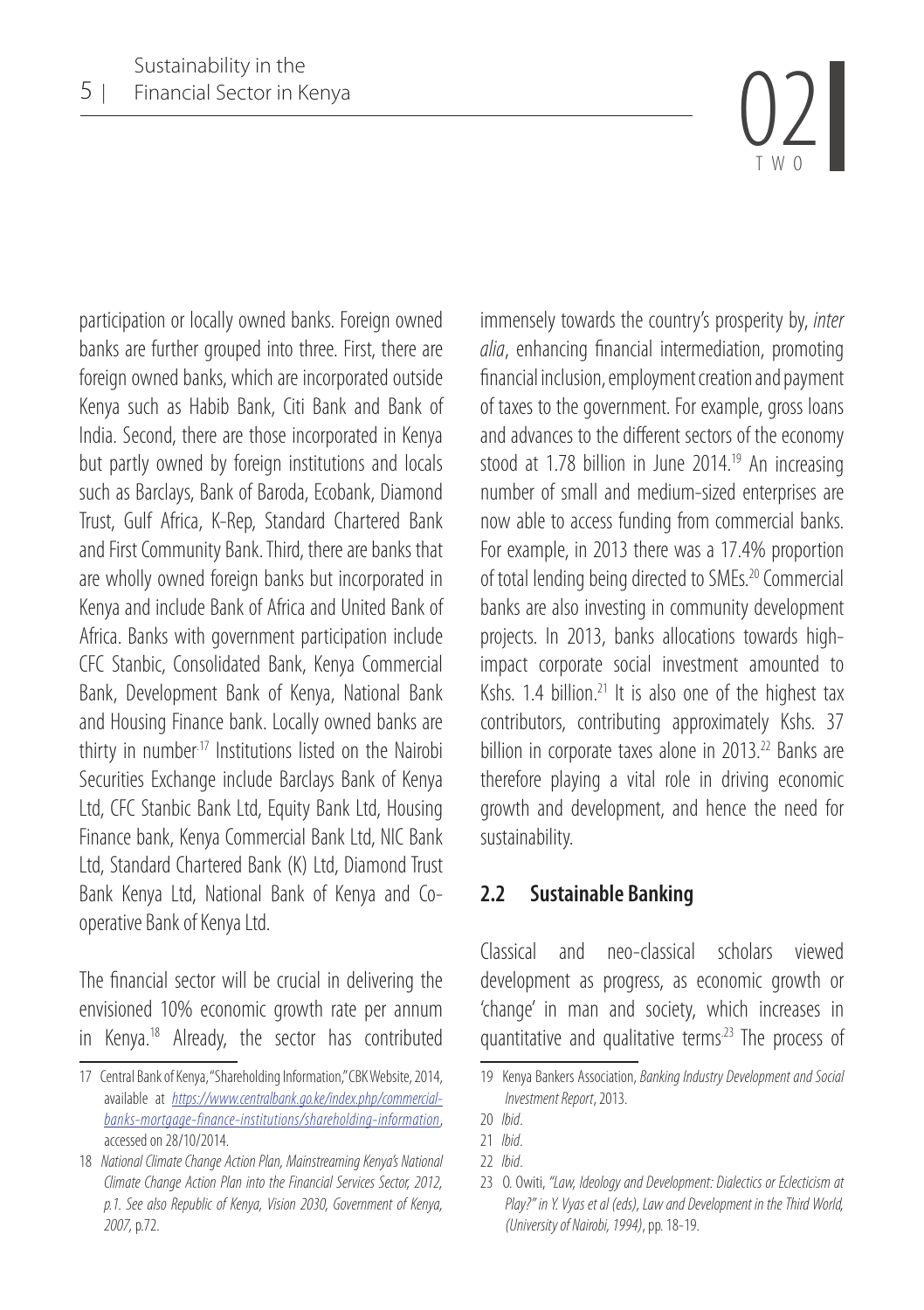participation or locally owned banks. Foreign owned banks are further grouped into three. First, there are foreign owned banks, which are incorporated outside Kenya such as Habib Bank, Citi Bank and Bank of India. Second, there are those incorporated in Kenya but partly owned by foreign institutions and locals such as Barclays, Bank of Baroda, Ecobank, Diamond Trust, Gulf Africa, K-Rep, Standard Chartered Bank and First Community Bank. Third, there are banks that are wholly owned foreign banks but incorporated in Kenya and include Bank of Africa and United Bank of Africa. Banks with government participation include CFC Stanbic, Consolidated Bank, Kenya Commercial Bank, Development Bank of Kenya, National Bank and Housing Finance bank. Locally owned banks are thirty in number.[17] Institutions listed on the Nairobi Securities Exchange include Barclays Bank of Kenya Ltd, CFC Stanbic Bank Ltd, Equity Bank Ltd, Housing Finance bank, Kenya Commercial Bank Ltd, NIC Bank Ltd, Standard Chartered Bank (K) Ltd, Diamond Trust Bank Kenya Ltd, National Bank of Kenya and Co-operative Bank of Kenya Ltd.

The financial sector will be crucial in delivering the envisioned 10% economic growth rate per annum in Kenya.[18] Already, the sector has contributed immensely towards the country's prosperity by, *inter alia*, enhancing financial intermediation, promoting financial inclusion, employment creation and payment of taxes to the government. For example, gross loans and advances to the different sectors of the economy stood at 1.78 billion in June 2014.[19] An increasing number of small and medium-sized enterprises are now able to access funding from commercial banks. For example, in 2013 there was a 17.4% proportion of total lending being directed to SMEs.[20] Commercial banks are also investing in community development projects. In 2013, banks allocations towards high-impact corporate social investment amounted to Kshs. 1.4 billion.[21] It is also one of the highest tax contributors, contributing approximately Kshs. 37 billion in corporate taxes alone in 2013.[22] Banks are therefore playing a vital role in driving economic growth and development, and hence the need for sustainability.

## 2.2 Sustainable Banking

Classical and neo-classical scholars viewed development as progress, as economic growth or 'change' in man and society, which increases in quantitative and qualitative terms[23] The process of

---

17 Central Bank of Kenya, "Shareholding Information," CBK Website, 2014, available at https://www.centralbank.go.ke/index.php/commercial-banks-mortgage-finance-institutions/shareholding-information, accessed on 28/10/2014.

18 *National Climate Change Action Plan, Mainstreaming Kenya's National Climate Change Action Plan into the Financial Services Sector, 2012, p.1. See also Republic of Kenya, Vision 2030, Government of Kenya, 2007*, p.72.

19 Kenya Bankers Association, *Banking Industry Development and Social Investment Report*, 2013.

20 *Ibid*.

21 *Ibid*.

22 *Ibid*.

23 O. Owiti, *"Law, Ideology and Development: Dialectics or Eclecticism at Play?" in Y. Vyas et al (eds), Law and Development in the Third World, (University of Nairobi, 1994)*, pp. 18-19.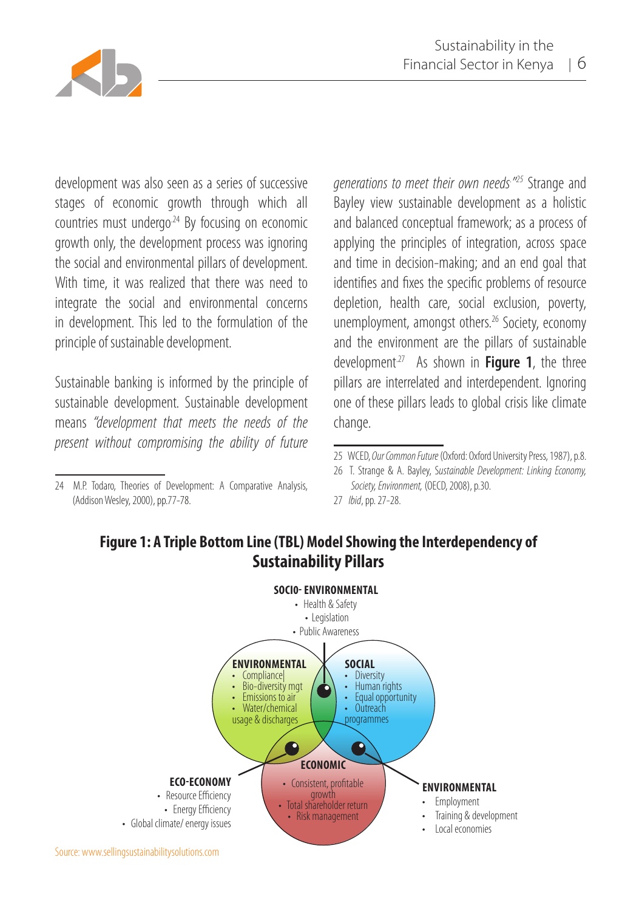development was also seen as a series of successive stages of economic growth through which all countries must undergo[24] By focusing on economic growth only, the development process was ignoring the social and environmental pillars of development. With time, it was realized that there was need to integrate the social and environmental concerns in development. This led to the formulation of the principle of sustainable development.

Sustainable banking is informed by the principle of sustainable development. Sustainable development means *"development that meets the needs of the present without compromising the ability of future generations to meet their own needs"*[25] Strange and Bayley view sustainable development as a holistic and balanced conceptual framework; as a process of applying the principles of integration, across space and time in decision-making; and an end goal that identifies and fixes the specific problems of resource depletion, health care, social exclusion, poverty, unemployment, amongst others.[26] Society, economy and the environment are the pillars of sustainable development[27] As shown in **Figure 1**, the three pillars are interrelated and interdependent. Ignoring one of these pillars leads to global crisis like climate change.

24 M.P. Todaro, Theories of Development: A Comparative Analysis, (Addison Wesley, 2000), pp.77-78.

25 WCED, *Our Common Future* (Oxford: Oxford University Press, 1987), p.8.

26 T. Strange & A. Bayley, *Sustainable Development: Linking Economy, Society, Environment,* (OECD, 2008), p.30.

27 *Ibid*, pp. 27-28.

**Figure 1: A Triple Bottom Line (TBL) Model Showing the Interdependency of Sustainability Pillars**

**SOCIO- ENVIRONMENTAL**
- Health & Safety
- Legislation
- Public Awareness

**ENVIRONMENTAL**
- Compliance
- Bio-diversity mgt
- Emissions to air
- Water/chemical usage & discharges

**SOCIAL**
- Diversity
- Human rights
- Equal opportunity
- Outreach programmes

**ECONOMIC**
- Consistent, profitable growth
- Total shareholder return
- Risk management

**ECO-ECONOMY**
- Resource Efficiency
- Energy Efficiency
- Global climate/ energy issues

**ENVIRONMENTAL**
- Employment
- Training & development
- Local economies

Source: www.sellingsustainabilitysolutions.com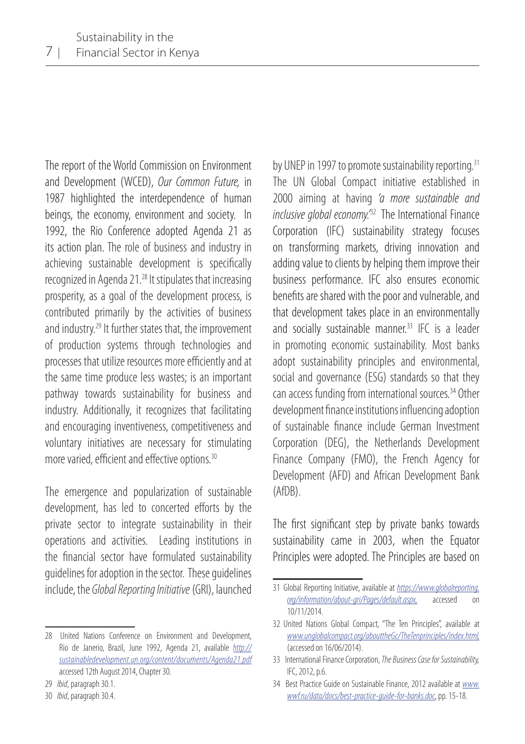The report of the World Commission on Environment and Development (WCED), *Our Common Future,* in 1987 highlighted the interdependence of human beings, the economy, environment and society. In 1992, the Rio Conference adopted Agenda 21 as its action plan. The role of business and industry in achieving sustainable development is specifically recognized in Agenda 21.[28] It stipulates that increasing prosperity, as a goal of the development process, is contributed primarily by the activities of business and industry.[29] It further states that, the improvement of production systems through technologies and processes that utilize resources more efficiently and at the same time produce less wastes; is an important pathway towards sustainability for business and industry. Additionally, it recognizes that facilitating and encouraging inventiveness, competitiveness and voluntary initiatives are necessary for stimulating more varied, efficient and effective options.[30]

The emergence and popularization of sustainable development, has led to concerted efforts by the private sector to integrate sustainability in their operations and activities. Leading institutions in the financial sector have formulated sustainability guidelines for adoption in the sector. These guidelines include, the *Global Reporting Initiative* (GRI), launched by UNEP in 1997 to promote sustainability reporting.[31] The UN Global Compact initiative established in 2000 aiming at having *'a more sustainable and inclusive global economy.'*[32] The International Finance Corporation (IFC) sustainability strategy focuses on transforming markets, driving innovation and adding value to clients by helping them improve their business performance. IFC also ensures economic benefits are shared with the poor and vulnerable, and that development takes place in an environmentally and socially sustainable manner.[33] IFC is a leader in promoting economic sustainability. Most banks adopt sustainability principles and environmental, social and governance (ESG) standards so that they can access funding from international sources.[34] Other development finance institutions influencing adoption of sustainable finance include German Investment Corporation (DEG), the Netherlands Development Finance Company (FMO), the French Agency for Development (AFD) and African Development Bank (AfDB).

The first significant step by private banks towards sustainability came in 2003, when the Equator Principles were adopted. The Principles are based on

---

28 United Nations Conference on Environment and Development, Rio de Janerio, Brazil, June 1992, Agenda 21, available *http://sustainabledevelopment.un.org/content/documents/Agenda21.pdf* accessed 12th August 2014, Chapter 30.

29 *Ibid*, paragraph 30.1.

30 *Ibid*, paragraph 30.4.

31 Global Reporting Initiative, available at *https://www.globalreporting.org/information/about-gri/Pages/default.aspx,* accessed on 10/11/2014.

32 United Nations Global Compact, "The Ten Principles", available at *www.unglobalcompact.org/abouttheGc/TheTenprinciples/index.html,* (accessed on 16/06/2014).

33 International Finance Corporation, *The Business Case for Sustainability,* IFC, 2012, p.6.

34 Best Practice Guide on Sustainable Finance, 2012 available at *www.wwf.ru/data/docs/best-practice-guide-for-banks.doc*, pp. 15-18.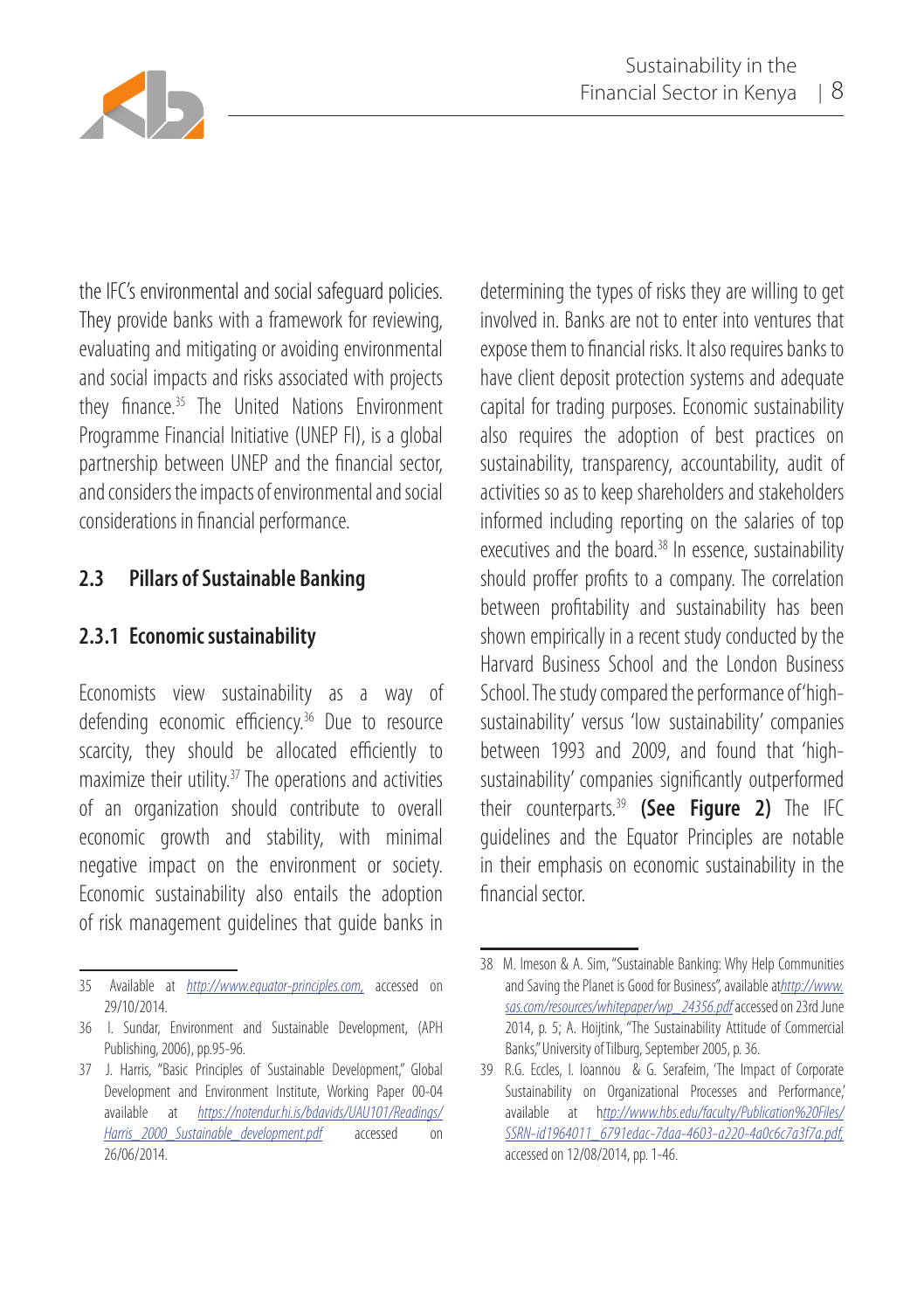the IFC's environmental and social safeguard policies. They provide banks with a framework for reviewing, evaluating and mitigating or avoiding environmental and social impacts and risks associated with projects they finance.[35] The United Nations Environment Programme Financial Initiative (UNEP FI), is a global partnership between UNEP and the financial sector, and considers the impacts of environmental and social considerations in financial performance.

## 2.3 Pillars of Sustainable Banking

### 2.3.1 Economic sustainability

Economists view sustainability as a way of defending economic efficiency.[36] Due to resource scarcity, they should be allocated efficiently to maximize their utility.[37] The operations and activities of an organization should contribute to overall economic growth and stability, with minimal negative impact on the environment or society. Economic sustainability also entails the adoption of risk management guidelines that guide banks in determining the types of risks they are willing to get involved in. Banks are not to enter into ventures that expose them to financial risks. It also requires banks to have client deposit protection systems and adequate capital for trading purposes. Economic sustainability also requires the adoption of best practices on sustainability, transparency, accountability, audit of activities so as to keep shareholders and stakeholders informed including reporting on the salaries of top executives and the board.[38] In essence, sustainability should proffer profits to a company. The correlation between profitability and sustainability has been shown empirically in a recent study conducted by the Harvard Business School and the London Business School. The study compared the performance of 'high-sustainability' versus 'low sustainability' companies between 1993 and 2009, and found that 'high-sustainability' companies significantly outperformed their counterparts.[39] **(See Figure 2)** The IFC guidelines and the Equator Principles are notable in their emphasis on economic sustainability in the financial sector.

---

35 Available at *http://www.equator-principles.com,* accessed on 29/10/2014.

36 I. Sundar, Environment and Sustainable Development, (APH Publishing, 2006), pp.95-96.

37 J. Harris, "Basic Principles of Sustainable Development," Global Development and Environment Institute, Working Paper 00-04 available at *https://notendur.hi.is/bdavids/UAU101/Readings/Harris_2000_Sustainable_development.pdf* accessed on 26/06/2014.

38 M. Imeson & A. Sim, "Sustainable Banking: Why Help Communities and Saving the Planet is Good for Business", available at*http://www.sas.com/resources/whitepaper/wp_24356.pdf* accessed on 23rd June 2014, p. 5; A. Hoijtink, "The Sustainability Attitude of Commercial Banks," University of Tilburg, September 2005, p. 36.

39 R.G. Eccles, I. Ioannou & G. Serafeim, 'The Impact of Corporate Sustainability on Organizational Processes and Performance,' available at h*ttp://www.hbs.edu/faculty/Publication%20Files/SSRN-id1964011_6791edac-7daa-4603-a220-4a0c6c7a3f7a.pdf,* accessed on 12/08/2014, pp. 1-46.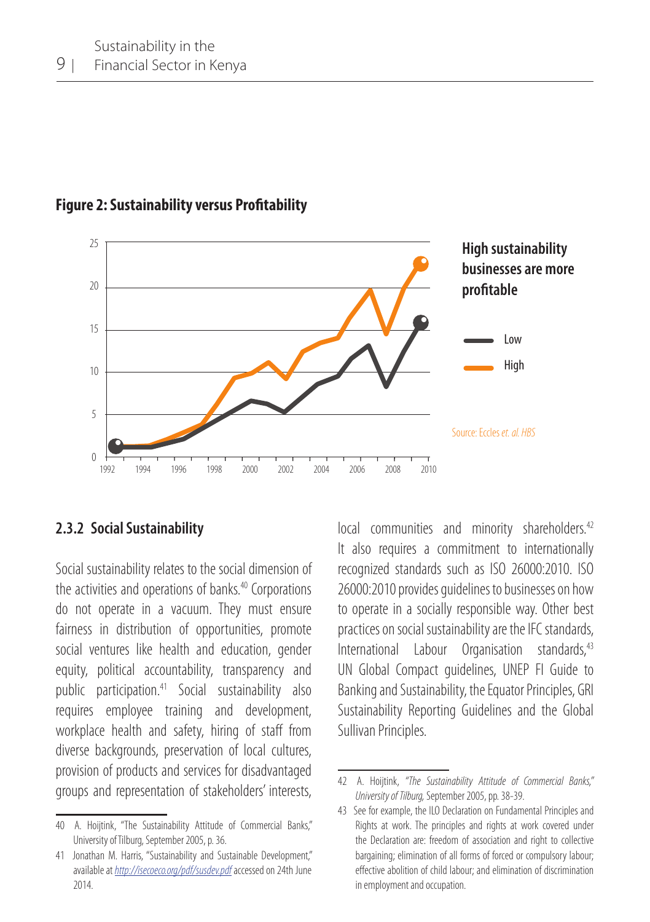**Figure 2: Sustainability versus Profitability**

High sustainability businesses are more profitable

Source: Eccles *et. al. HBS*

### 2.3.2 Social Sustainability

Social sustainability relates to the social dimension of the activities and operations of banks.[40] Corporations do not operate in a vacuum. They must ensure fairness in distribution of opportunities, promote social ventures like health and education, gender equity, political accountability, transparency and public participation.[41] Social sustainability also requires employee training and development, workplace health and safety, hiring of staff from diverse backgrounds, preservation of local cultures, provision of products and services for disadvantaged groups and representation of stakeholders' interests, local communities and minority shareholders.[42] It also requires a commitment to internationally recognized standards such as ISO 26000:2010. ISO 26000:2010 provides guidelines to businesses on how to operate in a socially responsible way. Other best practices on social sustainability are the IFC standards, International Labour Organisation standards,[43] UN Global Compact guidelines, UNEP FI Guide to Banking and Sustainability, the Equator Principles, GRI Sustainability Reporting Guidelines and the Global Sullivan Principles.

---

40 A. Hoijtink, "The Sustainability Attitude of Commercial Banks," University of Tilburg, September 2005, p. 36.

41 Jonathan M. Harris, "Sustainability and Sustainable Development," available at http://isecoeco.org/pdf/susdev.pdf accessed on 24th June 2014.

42 A. Hoijtink, *"The Sustainability Attitude of Commercial Banks," University of Tilburg,* September 2005, pp. 38-39.

43 See for example, the ILO Declaration on Fundamental Principles and Rights at work. The principles and rights at work covered under the Declaration are: freedom of association and right to collective bargaining; elimination of all forms of forced or compulsory labour; effective abolition of child labour; and elimination of discrimination in employment and occupation.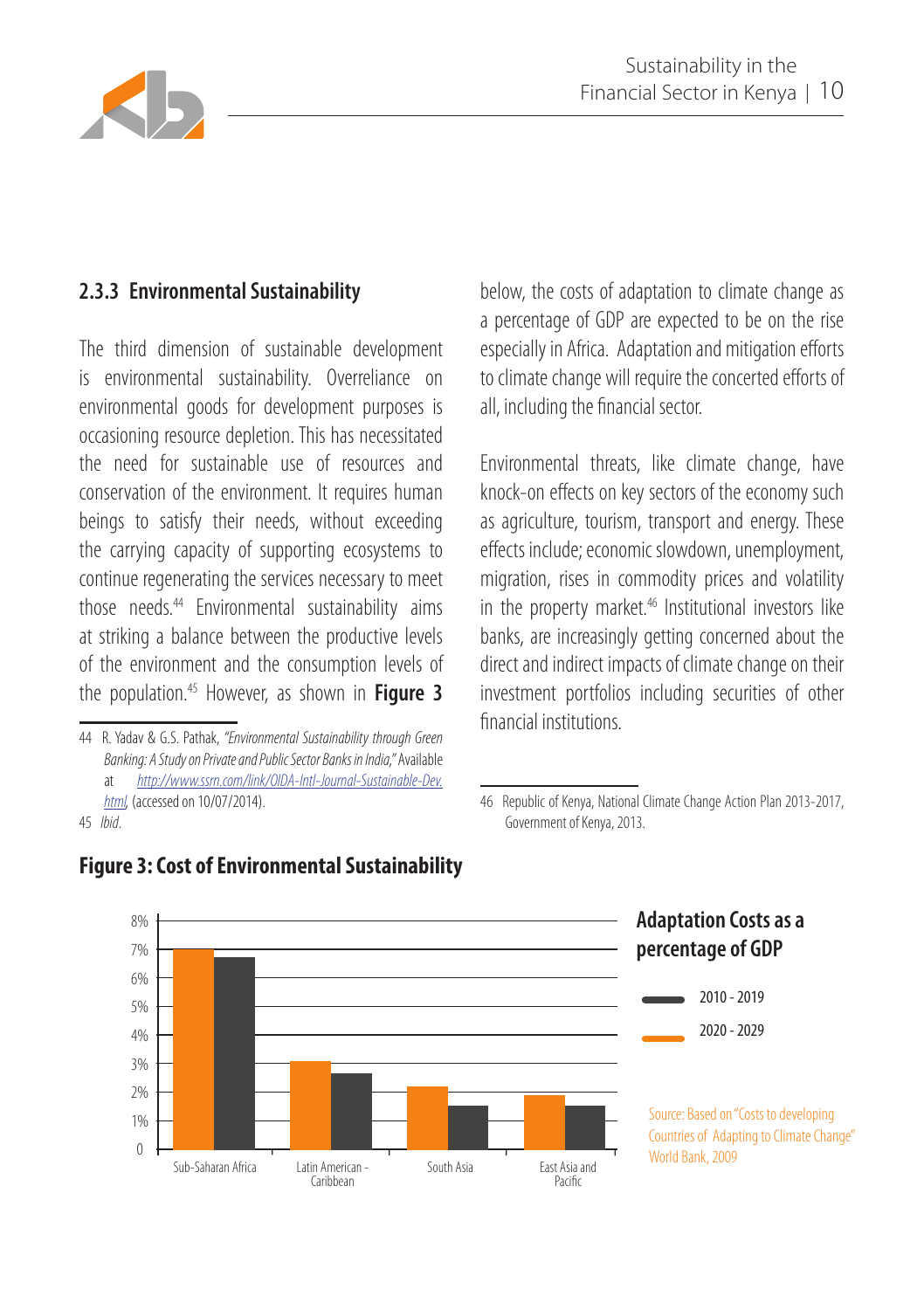### 2.3.3 Environmental Sustainability

The third dimension of sustainable development is environmental sustainability. Overreliance on environmental goods for development purposes is occasioning resource depletion. This has necessitated the need for sustainable use of resources and conservation of the environment. It requires human beings to satisfy their needs, without exceeding the carrying capacity of supporting ecosystems to continue regenerating the services necessary to meet those needs.[44] Environmental sustainability aims at striking a balance between the productive levels of the environment and the consumption levels of the population.[45] However, as shown in **Figure 3** below, the costs of adaptation to climate change as a percentage of GDP are expected to be on the rise especially in Africa. Adaptation and mitigation efforts to climate change will require the concerted efforts of all, including the financial sector.

Environmental threats, like climate change, have knock-on effects on key sectors of the economy such as agriculture, tourism, transport and energy. These effects include; economic slowdown, unemployment, migration, rises in commodity prices and volatility in the property market.[46] Institutional investors like banks, are increasingly getting concerned about the direct and indirect impacts of climate change on their investment portfolios including securities of other financial institutions.

44 R. Yadav & G.S. Pathak, *"Environmental Sustainability through Green Banking: A Study on Private and Public Sector Banks in India,"* Available at *http://www.ssrn.com/link/OIDA-Intl-Journal-Sustainable-Dev.html*, (accessed on 10/07/2014).

45 *Ibid*.

46 Republic of Kenya, National Climate Change Action Plan 2013-2017, Government of Kenya, 2013.

**Figure 3: Cost of Environmental Sustainability**

**Adaptation Costs as a percentage of GDP**

| Region | 2010 - 2019 | 2020 - 2029 |
|---|---|---|
| Sub-Saharan Africa | ~6.7% | ~7% |
| Latin American - Caribbean | ~2.7% | ~3.1% |
| South Asia | ~1.5% | ~2.2% |
| East Asia and Pacific | ~1.5% | ~1.9% |

Source: Based on "Costs to developing Countries of Adapting to Climate Change" World Bank, 2009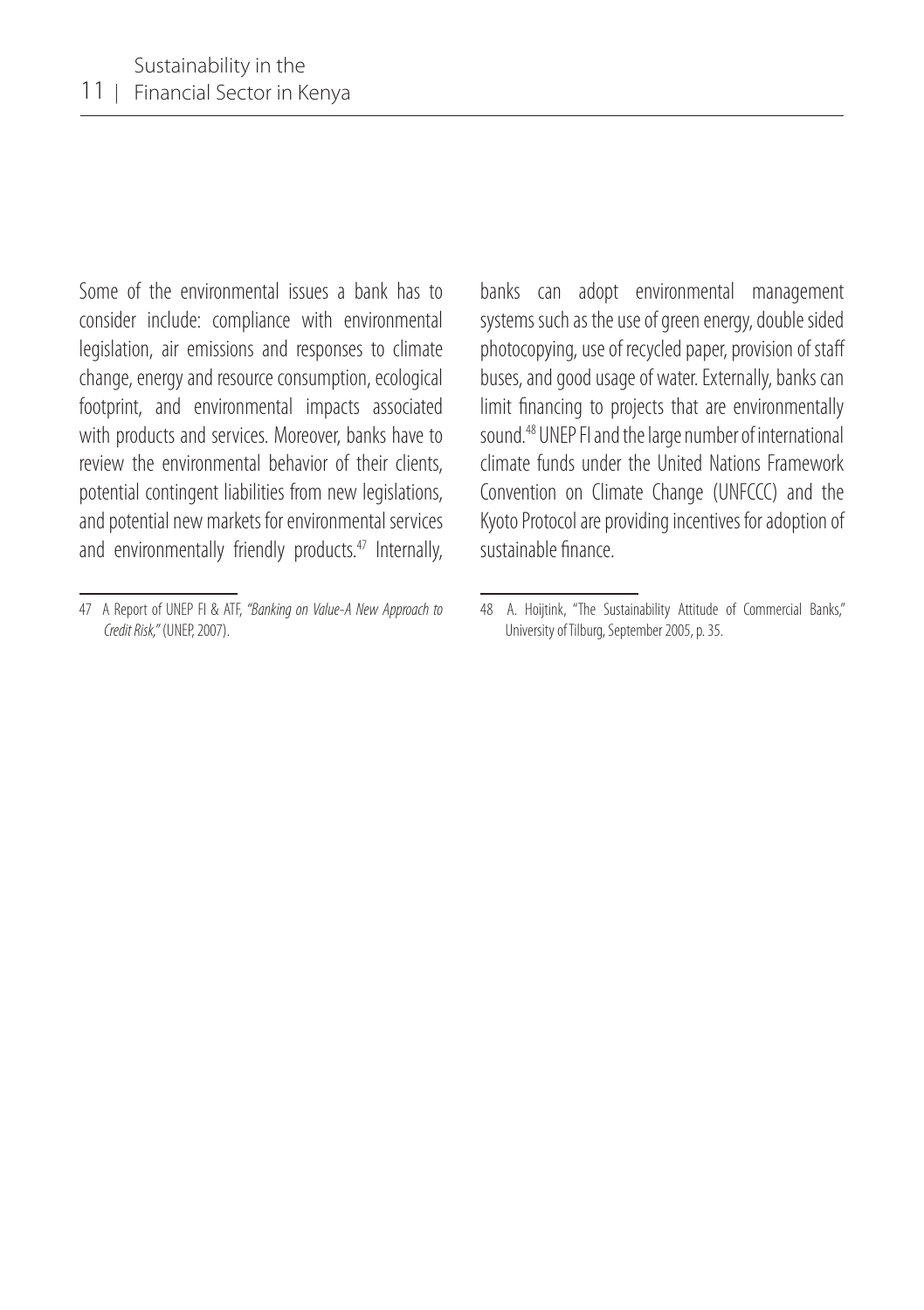Some of the environmental issues a bank has to consider include: compliance with environmental legislation, air emissions and responses to climate change, energy and resource consumption, ecological footprint, and environmental impacts associated with products and services. Moreover, banks have to review the environmental behavior of their clients, potential contingent liabilities from new legislations, and potential new markets for environmental services and environmentally friendly products.[47] Internally, banks can adopt environmental management systems such as the use of green energy, double sided photocopying, use of recycled paper, provision of staff buses, and good usage of water. Externally, banks can limit financing to projects that are environmentally sound.[48] UNEP FI and the large number of international climate funds under the United Nations Framework Convention on Climate Change (UNFCCC) and the Kyoto Protocol are providing incentives for adoption of sustainable finance.

---

47 A Report of UNEP FI & ATF, *"Banking on Value-A New Approach to Credit Risk,"* (UNEP, 2007).

48 A. Hoijtink, "The Sustainability Attitude of Commercial Banks," University of Tilburg, September 2005, p. 35.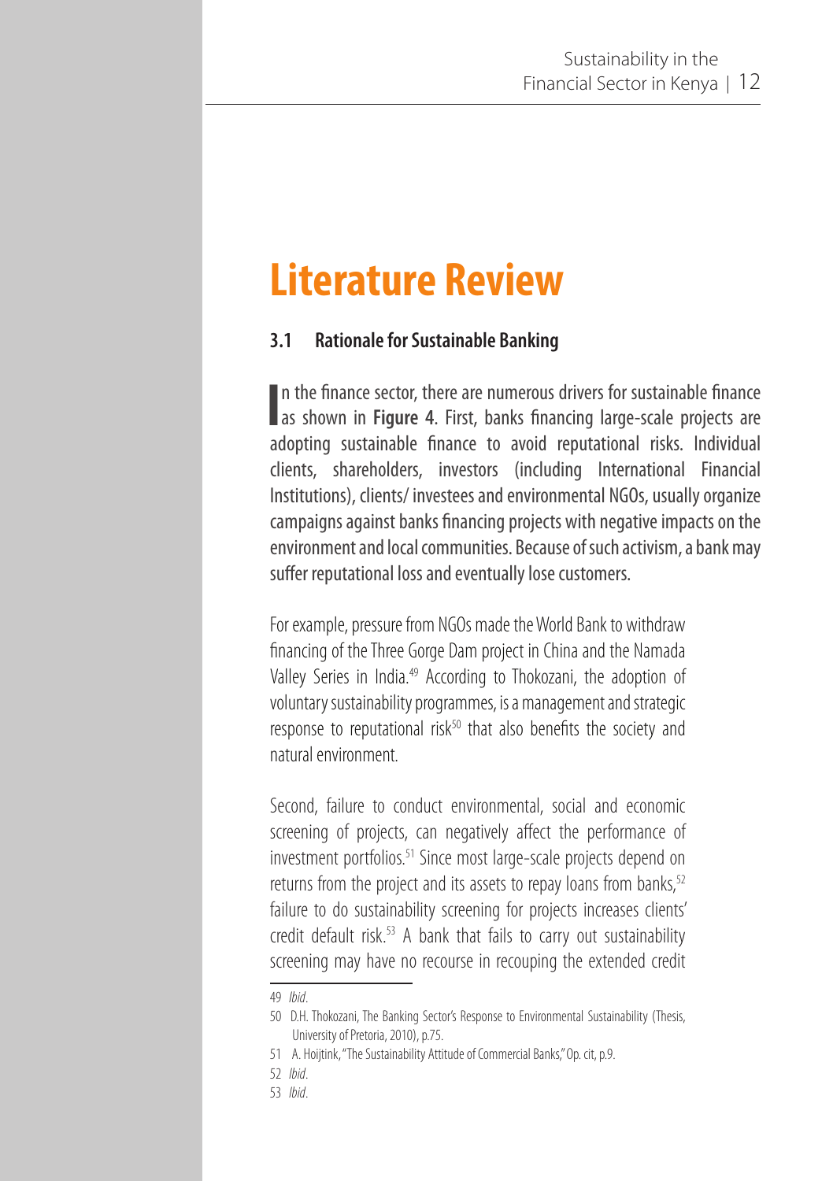# Literature Review

## 3.1 Rationale for Sustainable Banking

In the finance sector, there are numerous drivers for sustainable finance as shown in **Figure 4**. First, banks financing large-scale projects are adopting sustainable finance to avoid reputational risks. Individual clients, shareholders, investors (including International Financial Institutions), clients/ investees and environmental NGOs, usually organize campaigns against banks financing projects with negative impacts on the environment and local communities. Because of such activism, a bank may suffer reputational loss and eventually lose customers.

For example, pressure from NGOs made the World Bank to withdraw financing of the Three Gorge Dam project in China and the Namada Valley Series in India.[49] According to Thokozani, the adoption of voluntary sustainability programmes, is a management and strategic response to reputational risk[50] that also benefits the society and natural environment.

Second, failure to conduct environmental, social and economic screening of projects, can negatively affect the performance of investment portfolios.[51] Since most large-scale projects depend on returns from the project and its assets to repay loans from banks,[52] failure to do sustainability screening for projects increases clients' credit default risk.[53] A bank that fails to carry out sustainability screening may have no recourse in recouping the extended credit

---

49 *Ibid*.

50 D.H. Thokozani, The Banking Sector's Response to Environmental Sustainability (Thesis, University of Pretoria, 2010), p.75.

51 A. Hoijtink, "The Sustainability Attitude of Commercial Banks," Op. cit, p.9.

52 *Ibid*.

53 *Ibid*.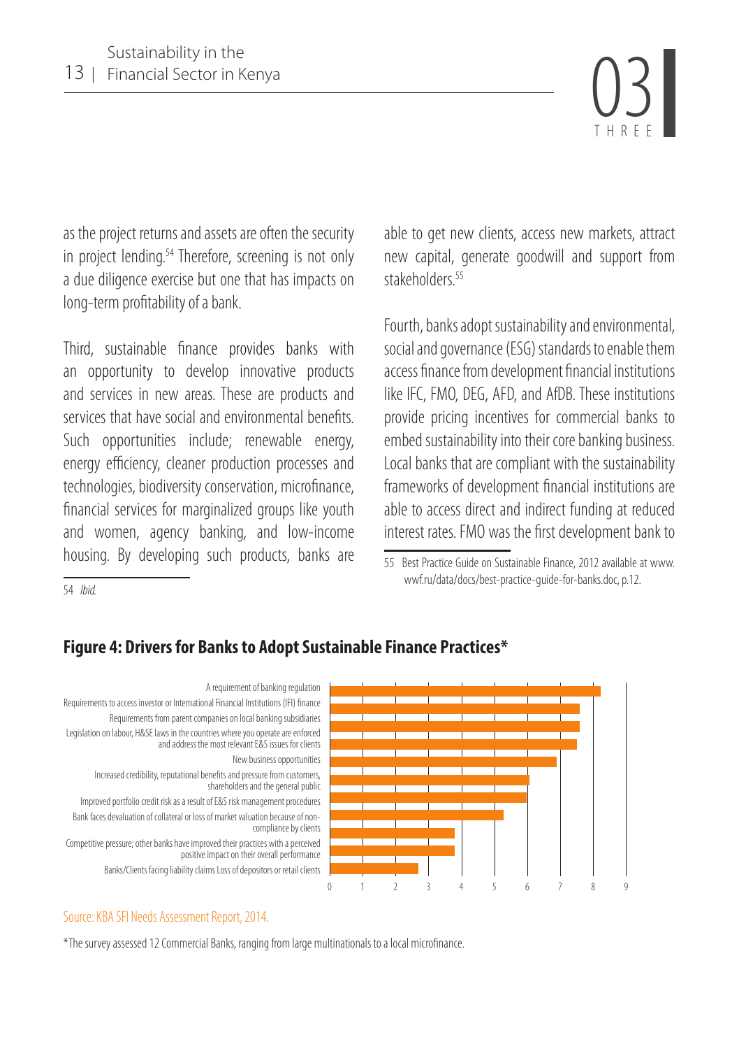as the project returns and assets are often the security in project lending.[54] Therefore, screening is not only a due diligence exercise but one that has impacts on long-term profitability of a bank.

Third, sustainable finance provides banks with an opportunity to develop innovative products and services in new areas. These are products and services that have social and environmental benefits. Such opportunities include; renewable energy, energy efficiency, cleaner production processes and technologies, biodiversity conservation, microfinance, financial services for marginalized groups like youth and women, agency banking, and low-income housing. By developing such products, banks are able to get new clients, access new markets, attract new capital, generate goodwill and support from stakeholders.[55]

Fourth, banks adopt sustainability and environmental, social and governance (ESG) standards to enable them access finance from development financial institutions like IFC, FMO, DEG, AFD, and AfDB. These institutions provide pricing incentives for commercial banks to embed sustainability into their core banking business. Local banks that are compliant with the sustainability frameworks of development financial institutions are able to access direct and indirect funding at reduced interest rates. FMO was the first development bank to

54 *Ibid.*

55 Best Practice Guide on Sustainable Finance, 2012 available at www.wwf.ru/data/docs/best-practice-guide-for-banks.doc, p.12.

## Figure 4: Drivers for Banks to Adopt Sustainable Finance Practices*

- A requirement of banking regulation
- Requirements to access investor or International Financial Institutions (IFI) finance
- Requirements from parent companies on local banking subsidiaries
- Legislation on labour, H&SE laws in the countries where you operate are enforced and address the most relevant E&S issues for clients
- New business opportunities
- Increased credibility, reputational benefits and pressure from customers, shareholders and the general public
- Improved portfolio credit risk as a result of E&S risk management procedures
- Bank faces devaluation of collateral or loss of market valuation because of non-compliance by clients
- Competitive pressure; other banks have improved their practices with a perceived positive impact on their overall performance
- Banks/Clients facing liability claims Loss of depositors or retail clients

(Horizontal axis: 0 1 2 3 4 5 6 7 8 9)

Source: KBA SFI Needs Assessment Report, 2014.

*The survey assessed 12 Commercial Banks, ranging from large multinationals to a local microfinance.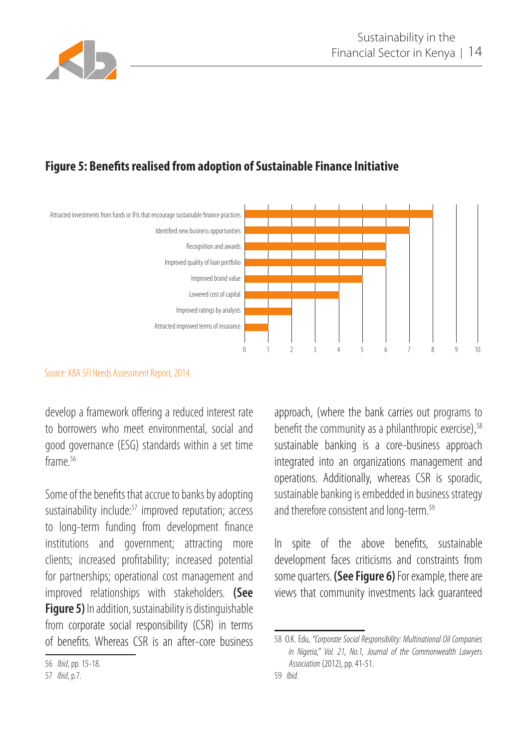**Figure 5: Benefits realised from adoption of Sustainable Finance Initiative**

| Benefit | Value |
|---|---|
| Attracted investments from funds or IFIs that encourage sustainable finance practices | 8 |
| Identified new business opportunities | 7 |
| Recognition and awards | 6 |
| Improved quality of loan portfolio | 6 |
| Improved brand value | 5 |
| Lowered cost of capital | 4 |
| Improved ratings by analysts | 2 |
| Attracted improved terms of insurance | 1 |

Source: KBA SFI Needs Assessment Report, 2014.

develop a framework offering a reduced interest rate to borrowers who meet environmental, social and good governance (ESG) standards within a set time frame.[56]

Some of the benefits that accrue to banks by adopting sustainability include:[57] improved reputation; access to long-term funding from development finance institutions and government; attracting more clients; increased profitability; increased potential for partnerships; operational cost management and improved relationships with stakeholders. **(See Figure 5)** In addition, sustainability is distinguishable from corporate social responsibility (CSR) in terms of benefits. Whereas CSR is an after-core business approach, (where the bank carries out programs to benefit the community as a philanthropic exercise),[58] sustainable banking is a core-business approach integrated into an organizations management and operations. Additionally, whereas CSR is sporadic, sustainable banking is embedded in business strategy and therefore consistent and long-term.[59]

In spite of the above benefits, sustainable development faces criticisms and constraints from some quarters. **(See Figure 6)** For example, there are views that community investments lack guaranteed

---

56 *Ibid*, pp. 15-18.

57 *Ibid*, p.7.

58 O.K. Edu, *"Corporate Social Responsibility: Multinational Oil Companies in Nigeria," Vol. 21, No.1, Journal of the Commonwealth Lawyers Association* (2012), pp. 41-51.

59 *Ibid*.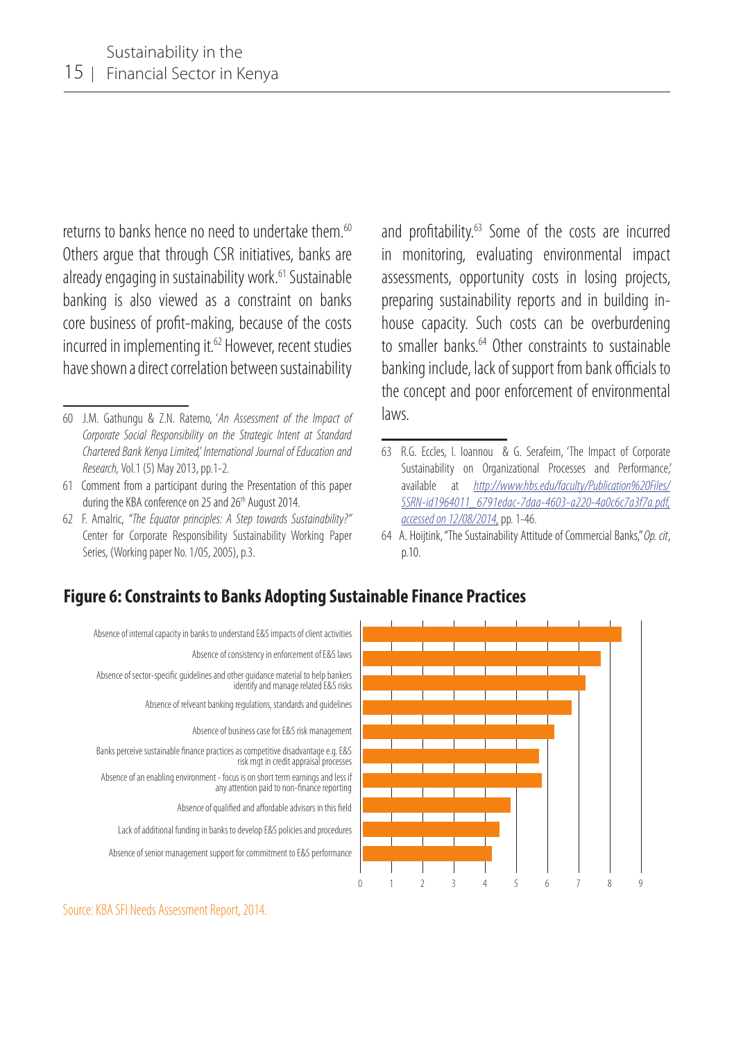returns to banks hence no need to undertake them.[60] Others argue that through CSR initiatives, banks are already engaging in sustainability work.[61] Sustainable banking is also viewed as a constraint on banks core business of profit-making, because of the costs incurred in implementing it.[62] However, recent studies have shown a direct correlation between sustainability and profitability.[63] Some of the costs are incurred in monitoring, evaluating environmental impact assessments, opportunity costs in losing projects, preparing sustainability reports and in building in-house capacity. Such costs can be overburdening to smaller banks.[64] Other constraints to sustainable banking include, lack of support from bank officials to the concept and poor enforcement of environmental laws.

60 J.M. Gathungu & Z.N. Ratemo, '*An Assessment of the Impact of Corporate Social Responsibility on the Strategic Intent at Standard Chartered Bank Kenya Limited,' International Journal of Education and Research*, Vol.1 (5) May 2013, pp.1-2.

61 Comment from a participant during the Presentation of this paper during the KBA conference on 25 and 26th August 2014.

62 F. Amalric, *"The Equator principles: A Step towards Sustainability?"* Center for Corporate Responsibility Sustainability Working Paper Series, (Working paper No. 1/05, 2005), p.3.

63 R.G. Eccles, I. Ioannou & G. Serafeim, 'The Impact of Corporate Sustainability on Organizational Processes and Performance,' available at http://www.hbs.edu/faculty/Publication%20Files/SSRN-id1964011_6791edac-7daa-4603-a220-4a0c6c7a3f7a.pdf, accessed on 12/08/2014, pp. 1-46.

64 A. Hoijtink, "The Sustainability Attitude of Commercial Banks," *Op. cit*, p.10.

**Figure 6: Constraints to Banks Adopting Sustainable Finance Practices**

| Constraint | Score (approx.) |
|---|---|
| Absence of internal capacity in banks to understand E&S impacts of client activities | 8.3 |
| Absence of consistency in enforcement of E&S laws | 7.6 |
| Absence of sector-specific guidelines and other guidance material to help bankers identify and manage related E&S risks | 7.1 |
| Absence of relveant banking regulations, standards and guidelines | 6.7 |
| Absence of business case for E&S risk management | 6.1 |
| Banks perceive sustainable finance practices as competitive disadvantage e.g. E&S risk mgt in credit appraisal processes | 5.6 |
| Absence of an enabling environment - focus is on short term earnings and less if any attention paid to non-finance reporting | 5.7 |
| Absence of qualified and affordable advisors in this field | 4.7 |
| Lack of additional funding in banks to develop E&S policies and procedures | 4.4 |
| Absence of senior management support for commitment to E&S performance | 4.1 |

Source: KBA SFI Needs Assessment Report, 2014.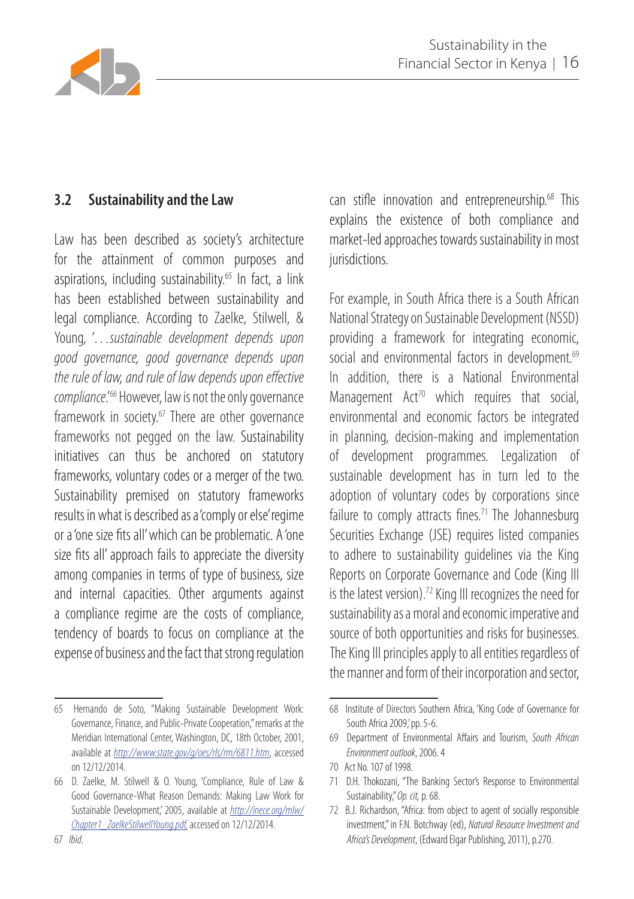## 3.2 Sustainability and the Law

Law has been described as society's architecture for the attainment of common purposes and aspirations, including sustainability.[65] In fact, a link has been established between sustainability and legal compliance. According to Zaelke, Stilwell, & Young, '…*sustainable development depends upon good governance, good governance depends upon the rule of law, and rule of law depends upon effective compliance*.'[66] However, law is not the only governance framework in society.[67] There are other governance frameworks not pegged on the law. Sustainability initiatives can thus be anchored on statutory frameworks, voluntary codes or a merger of the two. Sustainability premised on statutory frameworks results in what is described as a 'comply or else' regime or a 'one size fits all' which can be problematic. A 'one size fits all' approach fails to appreciate the diversity among companies in terms of type of business, size and internal capacities. Other arguments against a compliance regime are the costs of compliance, tendency of boards to focus on compliance at the expense of business and the fact that strong regulation can stifle innovation and entrepreneurship.[68] This explains the existence of both compliance and market-led approaches towards sustainability in most jurisdictions.

For example, in South Africa there is a South African National Strategy on Sustainable Development (NSSD) providing a framework for integrating economic, social and environmental factors in development.[69] In addition, there is a National Environmental Management Act[70] which requires that social, environmental and economic factors be integrated in planning, decision-making and implementation of development programmes. Legalization of sustainable development has in turn led to the adoption of voluntary codes by corporations since failure to comply attracts fines.[71] The Johannesburg Securities Exchange (JSE) requires listed companies to adhere to sustainability guidelines via the King Reports on Corporate Governance and Code (King III is the latest version).[72] King III recognizes the need for sustainability as a moral and economic imperative and source of both opportunities and risks for businesses. The King III principles apply to all entities regardless of the manner and form of their incorporation and sector,

---

65 Hernando de Soto, "Making Sustainable Development Work: Governance, Finance, and Public-Private Cooperation," remarks at the Meridian International Center, Washington, DC, 18th October, 2001, available at http://www.state.gov/g/oes/rls/rm/6811.htm, accessed on 12/12/2014.

66 D. Zaelke, M. Stilwell & O. Young, 'Compliance, Rule of Law & Good Governance-What Reason Demands: Making Law Work for Sustainable Development,' 2005, available at http://inece.org/mlw/Chapter1_ZaelkeStilwellYoung.pdf, accessed on 12/12/2014.

67 *Ibid*.

68 Institute of Directors Southern Africa, 'King Code of Governance for South Africa 2009,' pp. 5-6.

69 Department of Environmental Affairs and Tourism, *South African Environment outlook*, 2006. 4

70 Act No. 107 of 1998.

71 D.H. Thokozani, "The Banking Sector's Response to Environmental Sustainability," *Op. cit*, p. 68.

72 B.J. Richardson, "Africa: from object to agent of socially responsible investment," in F.N. Botchway (ed), *Natural Resource Investment and Africa's Development*, (Edward Elgar Publishing, 2011), p.270.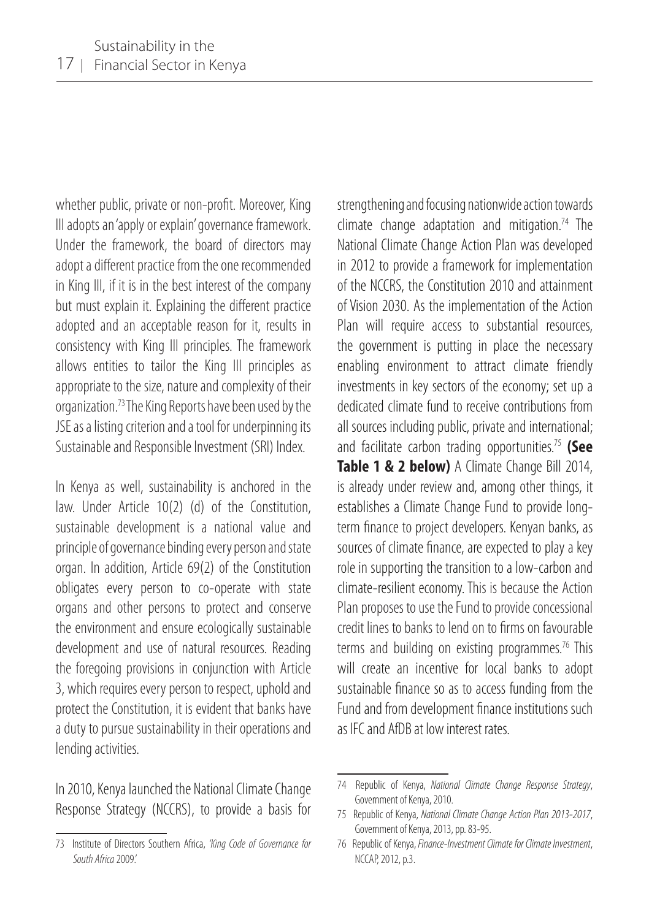whether public, private or non-profit. Moreover, King III adopts an 'apply or explain' governance framework. Under the framework, the board of directors may adopt a different practice from the one recommended in King III, if it is in the best interest of the company but must explain it. Explaining the different practice adopted and an acceptable reason for it, results in consistency with King III principles. The framework allows entities to tailor the King III principles as appropriate to the size, nature and complexity of their organization.[73] The King Reports have been used by the JSE as a listing criterion and a tool for underpinning its Sustainable and Responsible Investment (SRI) Index.

In Kenya as well, sustainability is anchored in the law. Under Article 10(2) (d) of the Constitution, sustainable development is a national value and principle of governance binding every person and state organ. In addition, Article 69(2) of the Constitution obligates every person to co-operate with state organs and other persons to protect and conserve the environment and ensure ecologically sustainable development and use of natural resources. Reading the foregoing provisions in conjunction with Article 3, which requires every person to respect, uphold and protect the Constitution, it is evident that banks have a duty to pursue sustainability in their operations and lending activities.

In 2010, Kenya launched the National Climate Change Response Strategy (NCCRS), to provide a basis for strengthening and focusing nationwide action towards climate change adaptation and mitigation.[74] The National Climate Change Action Plan was developed in 2012 to provide a framework for implementation of the NCCRS, the Constitution 2010 and attainment of Vision 2030. As the implementation of the Action Plan will require access to substantial resources, the government is putting in place the necessary enabling environment to attract climate friendly investments in key sectors of the economy; set up a dedicated climate fund to receive contributions from all sources including public, private and international; and facilitate carbon trading opportunities.[75] **(See Table 1 & 2 below)** A Climate Change Bill 2014, is already under review and, among other things, it establishes a Climate Change Fund to provide long-term finance to project developers. Kenyan banks, as sources of climate finance, are expected to play a key role in supporting the transition to a low-carbon and climate-resilient economy. This is because the Action Plan proposes to use the Fund to provide concessional credit lines to banks to lend on to firms on favourable terms and building on existing programmes.[76] This will create an incentive for local banks to adopt sustainable finance so as to access funding from the Fund and from development finance institutions such as IFC and AfDB at low interest rates.

---

73 Institute of Directors Southern Africa, *'King Code of Governance for South Africa* 2009.'

74 Republic of Kenya, *National Climate Change Response Strategy*, Government of Kenya, 2010.

75 Republic of Kenya, *National Climate Change Action Plan 2013-2017*, Government of Kenya, 2013, pp. 83-95.

76 Republic of Kenya, *Finance-Investment Climate for Climate Investment*, NCCAP, 2012, p.3.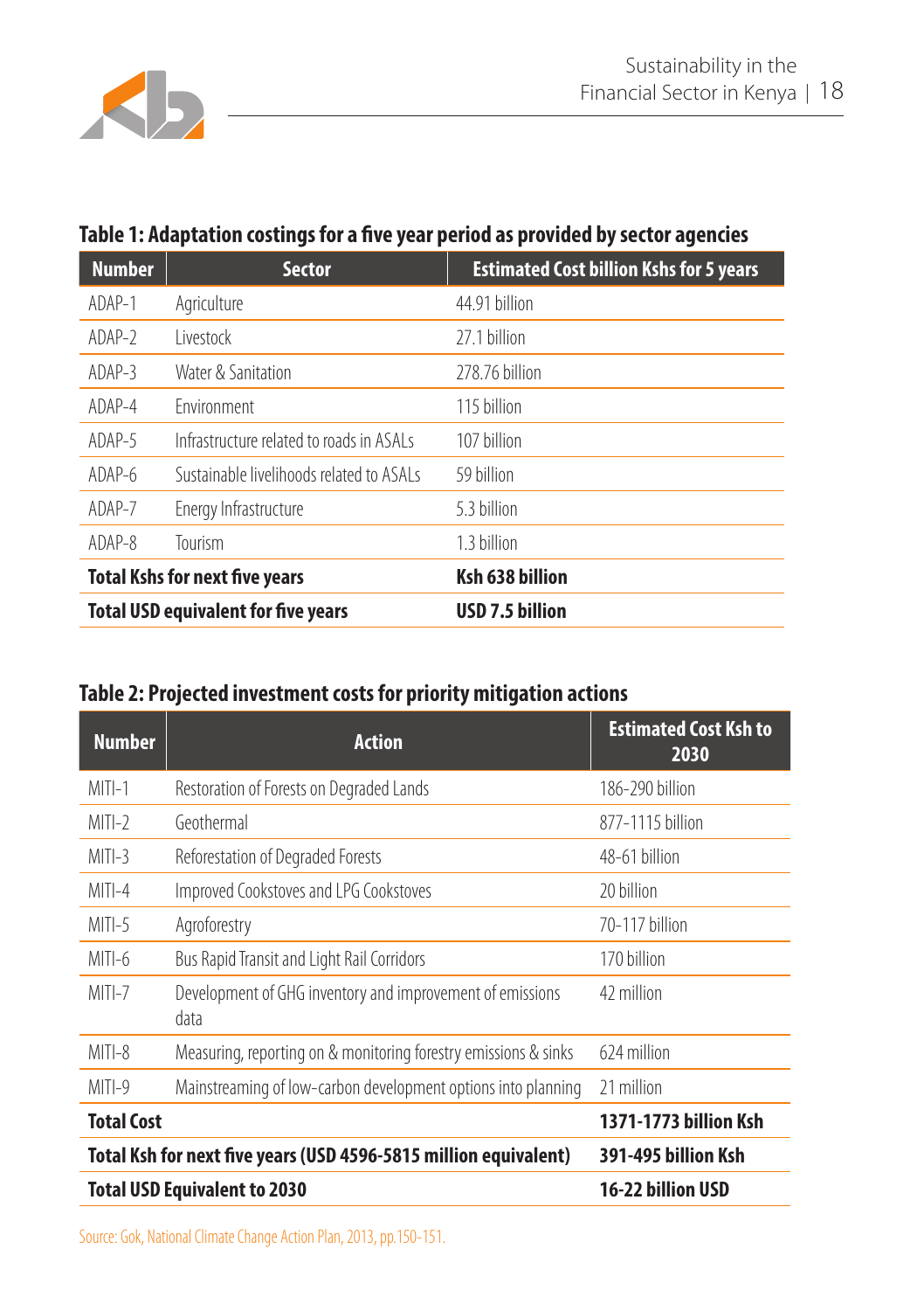**Table 1: Adaptation costings for a five year period as provided by sector agencies**

| Number | Sector | Estimated Cost billion Kshs for 5 years |
|---|---|---|
| ADAP-1 | Agriculture | 44.91 billion |
| ADAP-2 | Livestock | 27.1 billion |
| ADAP-3 | Water & Sanitation | 278.76 billion |
| ADAP-4 | Environment | 115 billion |
| ADAP-5 | Infrastructure related to roads in ASALs | 107 billion |
| ADAP-6 | Sustainable livelihoods related to ASALs | 59 billion |
| ADAP-7 | Energy Infrastructure | 5.3 billion |
| ADAP-8 | Tourism | 1.3 billion |
| **Total Kshs for next five years** | | **Ksh 638 billion** |
| **Total USD equivalent for five years** | | **USD 7.5 billion** |

**Table 2: Projected investment costs for priority mitigation actions**

| Number | Action | Estimated Cost Ksh to 2030 |
|---|---|---|
| MITI-1 | Restoration of Forests on Degraded Lands | 186-290 billion |
| MITI-2 | Geothermal | 877-1115 billion |
| MITI-3 | Reforestation of Degraded Forests | 48-61 billion |
| MITI-4 | Improved Cookstoves and LPG Cookstoves | 20 billion |
| MITI-5 | Agroforestry | 70-117 billion |
| MITI-6 | Bus Rapid Transit and Light Rail Corridors | 170 billion |
| MITI-7 | Development of GHG inventory and improvement of emissions data | 42 million |
| MITI-8 | Measuring, reporting on & monitoring forestry emissions & sinks | 624 million |
| MITI-9 | Mainstreaming of low-carbon development options into planning | 21 million |
| **Total Cost** | | **1371-1773 billion Ksh** |
| **Total Ksh for next five years (USD 4596-5815 million equivalent)** | | **391-495 billion Ksh** |
| **Total USD Equivalent to 2030** | | **16-22 billion USD** |

Source: Gok, National Climate Change Action Plan, 2013, pp.150-151.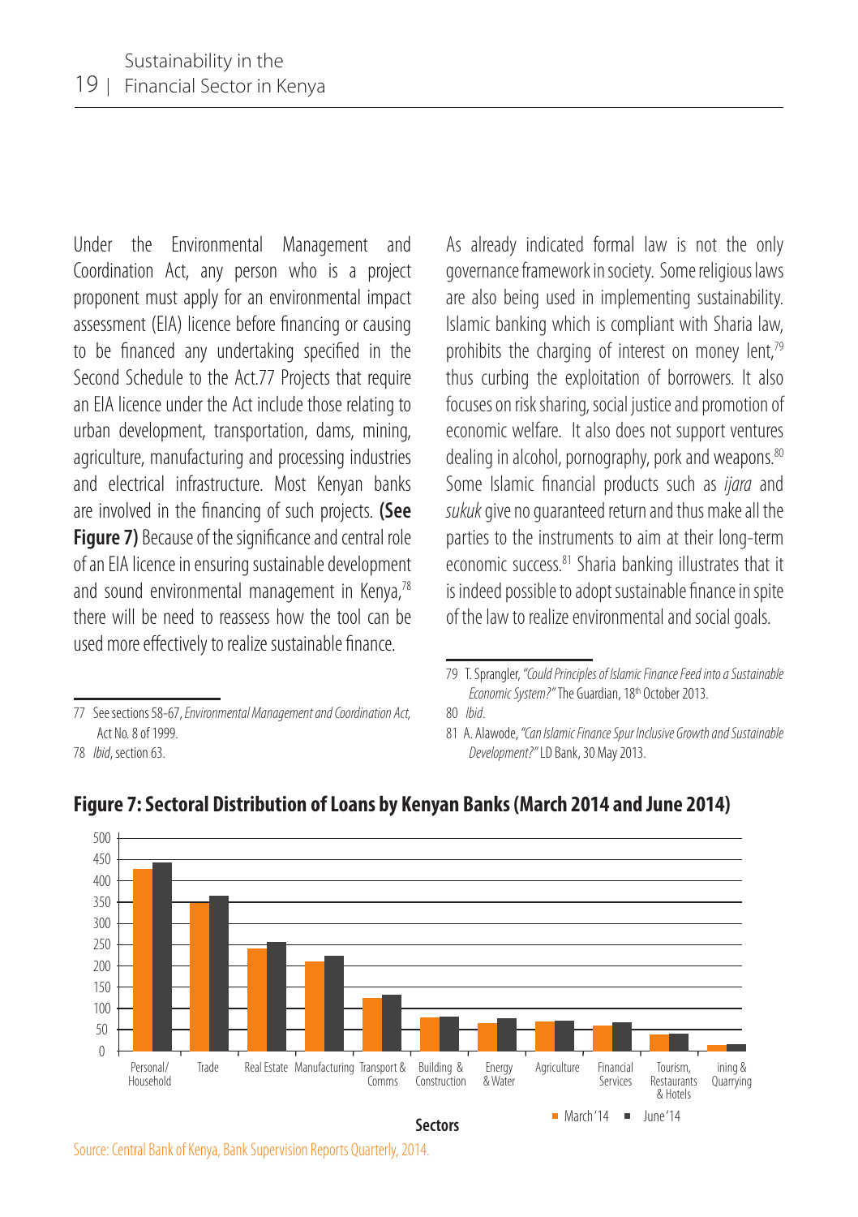Under the Environmental Management and Coordination Act, any person who is a project proponent must apply for an environmental impact assessment (EIA) licence before financing or causing to be financed any undertaking specified in the Second Schedule to the Act.77 Projects that require an EIA licence under the Act include those relating to urban development, transportation, dams, mining, agriculture, manufacturing and processing industries and electrical infrastructure. Most Kenyan banks are involved in the financing of such projects. **(See Figure 7)** Because of the significance and central role of an EIA licence in ensuring sustainable development and sound environmental management in Kenya,[78] there will be need to reassess how the tool can be used more effectively to realize sustainable finance.

As already indicated formal law is not the only governance framework in society. Some religious laws are also being used in implementing sustainability. Islamic banking which is compliant with Sharia law, prohibits the charging of interest on money lent,[79] thus curbing the exploitation of borrowers. It also focuses on risk sharing, social justice and promotion of economic welfare. It also does not support ventures dealing in alcohol, pornography, pork and weapons.[80] Some Islamic financial products such as *ijara* and *sukuk* give no guaranteed return and thus make all the parties to the instruments to aim at their long-term economic success.[81] Sharia banking illustrates that it is indeed possible to adopt sustainable finance in spite of the law to realize environmental and social goals.

77 See sections 58-67, *Environmental Management and Coordination Act,* Act No. 8 of 1999.

78 *Ibid*, section 63.

79 T. Sprangler, *"Could Principles of Islamic Finance Feed into a Sustainable Economic System?"* The Guardian, 18th October 2013.

80 *Ibid*.

81 A. Alawode, *"Can Islamic Finance Spur Inclusive Growth and Sustainable Development?"* LD Bank, 30 May 2013.

**Figure 7: Sectoral Distribution of Loans by Kenyan Banks (March 2014 and June 2014)**

Source: Central Bank of Kenya, Bank Supervision Reports Quarterly, 2014.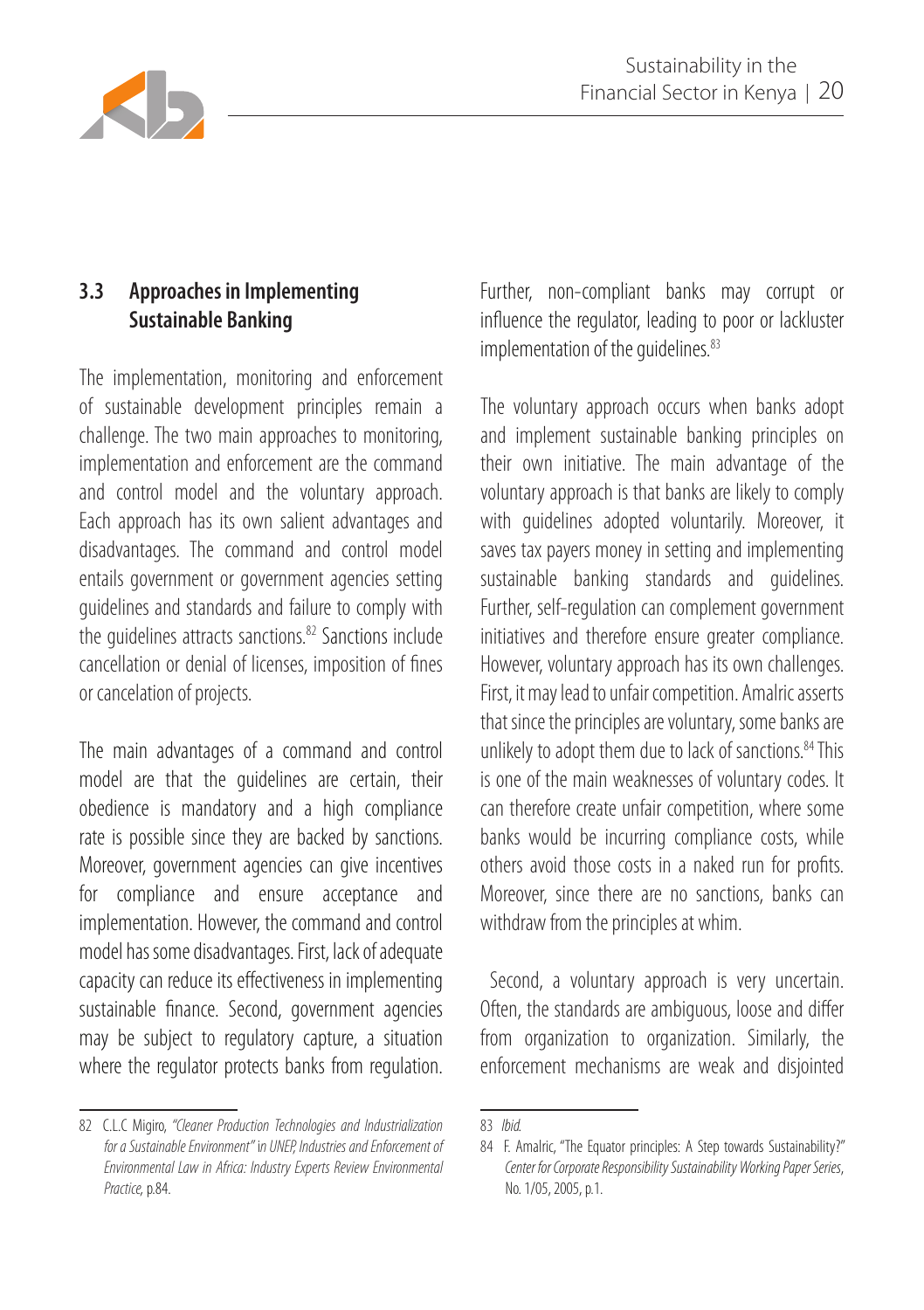## 3.3 Approaches in Implementing Sustainable Banking

The implementation, monitoring and enforcement of sustainable development principles remain a challenge. The two main approaches to monitoring, implementation and enforcement are the command and control model and the voluntary approach. Each approach has its own salient advantages and disadvantages. The command and control model entails government or government agencies setting guidelines and standards and failure to comply with the guidelines attracts sanctions.[82] Sanctions include cancellation or denial of licenses, imposition of fines or cancelation of projects.

The main advantages of a command and control model are that the guidelines are certain, their obedience is mandatory and a high compliance rate is possible since they are backed by sanctions. Moreover, government agencies can give incentives for compliance and ensure acceptance and implementation. However, the command and control model has some disadvantages. First, lack of adequate capacity can reduce its effectiveness in implementing sustainable finance. Second, government agencies may be subject to regulatory capture, a situation where the regulator protects banks from regulation. Further, non-compliant banks may corrupt or influence the regulator, leading to poor or lackluster implementation of the guidelines.[83]

The voluntary approach occurs when banks adopt and implement sustainable banking principles on their own initiative. The main advantage of the voluntary approach is that banks are likely to comply with guidelines adopted voluntarily. Moreover, it saves tax payers money in setting and implementing sustainable banking standards and guidelines. Further, self-regulation can complement government initiatives and therefore ensure greater compliance. However, voluntary approach has its own challenges. First, it may lead to unfair competition. Amalric asserts that since the principles are voluntary, some banks are unlikely to adopt them due to lack of sanctions.[84] This is one of the main weaknesses of voluntary codes. It can therefore create unfair competition, where some banks would be incurring compliance costs, while others avoid those costs in a naked run for profits. Moreover, since there are no sanctions, banks can withdraw from the principles at whim.

Second, a voluntary approach is very uncertain. Often, the standards are ambiguous, loose and differ from organization to organization. Similarly, the enforcement mechanisms are weak and disjointed

---

82 C.L.C Migiro, *"Cleaner Production Technologies and Industrialization for a Sustainable Environment"* in *UNEP, Industries and Enforcement of Environmental Law in Africa: Industry Experts Review Environmental Practice,* p.84.

83 *Ibid.*

84 F. Amalric, "The Equator principles: A Step towards Sustainability?" *Center for Corporate Responsibility Sustainability Working Paper Series*, No. 1/05, 2005, p.1.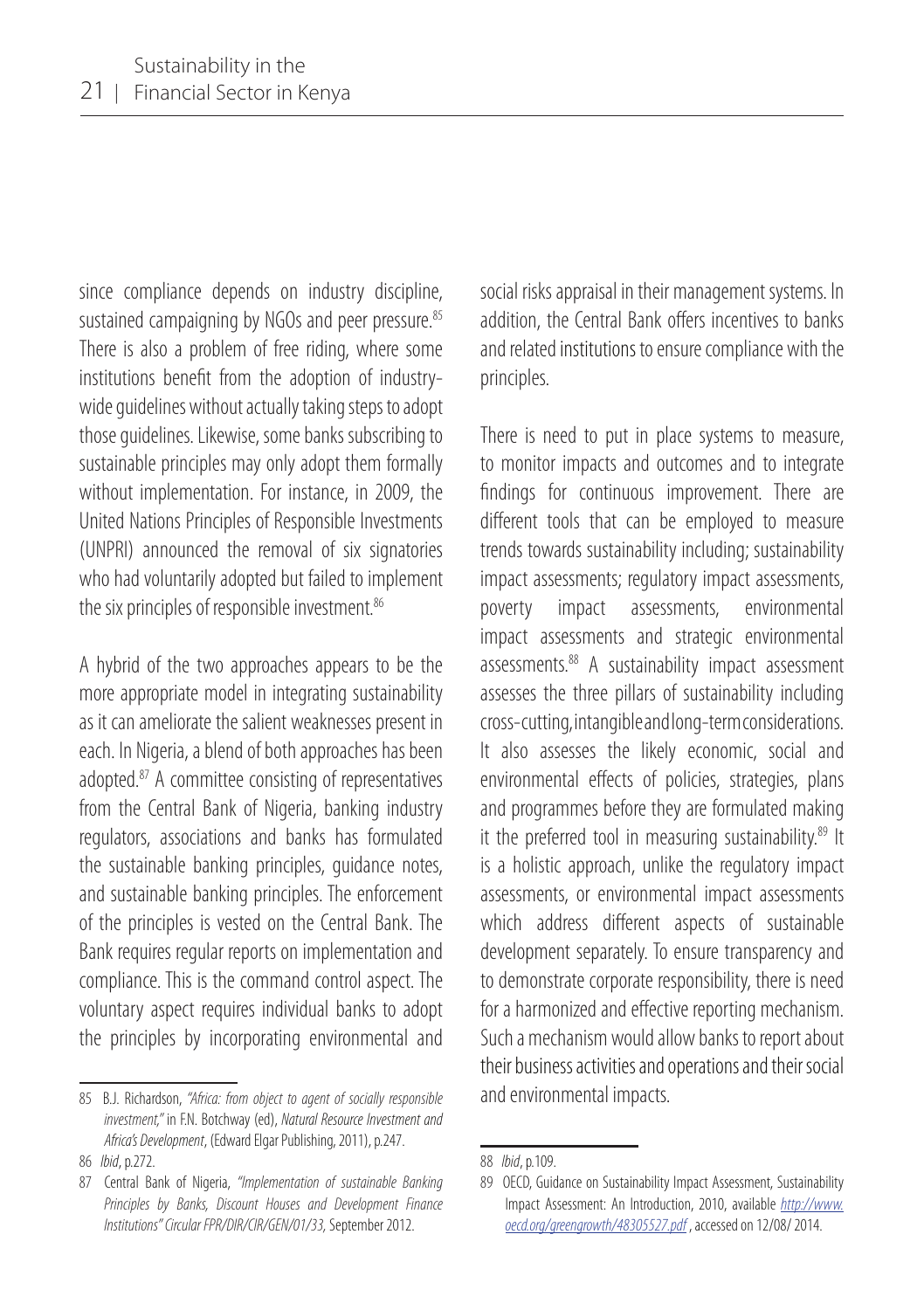since compliance depends on industry discipline, sustained campaigning by NGOs and peer pressure.[85] There is also a problem of free riding, where some institutions benefit from the adoption of industry-wide guidelines without actually taking steps to adopt those guidelines. Likewise, some banks subscribing to sustainable principles may only adopt them formally without implementation. For instance, in 2009, the United Nations Principles of Responsible Investments (UNPRI) announced the removal of six signatories who had voluntarily adopted but failed to implement the six principles of responsible investment.[86]

A hybrid of the two approaches appears to be the more appropriate model in integrating sustainability as it can ameliorate the salient weaknesses present in each. In Nigeria, a blend of both approaches has been adopted.[87] A committee consisting of representatives from the Central Bank of Nigeria, banking industry regulators, associations and banks has formulated the sustainable banking principles, guidance notes, and sustainable banking principles. The enforcement of the principles is vested on the Central Bank. The Bank requires regular reports on implementation and compliance. This is the command control aspect. The voluntary aspect requires individual banks to adopt the principles by incorporating environmental and social risks appraisal in their management systems. In addition, the Central Bank offers incentives to banks and related institutions to ensure compliance with the principles.

There is need to put in place systems to measure, to monitor impacts and outcomes and to integrate findings for continuous improvement. There are different tools that can be employed to measure trends towards sustainability including; sustainability impact assessments; regulatory impact assessments, poverty impact assessments, environmental impact assessments and strategic environmental assessments.[88] A sustainability impact assessment assesses the three pillars of sustainability including cross-cutting, intangible and long-term considerations. It also assesses the likely economic, social and environmental effects of policies, strategies, plans and programmes before they are formulated making it the preferred tool in measuring sustainability.[89] It is a holistic approach, unlike the regulatory impact assessments, or environmental impact assessments which address different aspects of sustainable development separately. To ensure transparency and to demonstrate corporate responsibility, there is need for a harmonized and effective reporting mechanism. Such a mechanism would allow banks to report about their business activities and operations and their social and environmental impacts.

---

85 B.J. Richardson, *"Africa: from object to agent of socially responsible investment,"* in F.N. Botchway (ed), *Natural Resource Investment and Africa's Development*, (Edward Elgar Publishing, 2011), p.247.

86 *Ibid*, p.272.

87 Central Bank of Nigeria, *"Implementation of sustainable Banking Principles by Banks, Discount Houses and Development Finance Institutions" Circular FPR/DIR/CIR/GEN/01/33,* September 2012.

88 *Ibid*, p.109.

89 OECD, Guidance on Sustainability Impact Assessment, Sustainability Impact Assessment: An Introduction, 2010, available *http://www.oecd.org/greengrowth/48305527.pdf* , accessed on 12/08/ 2014.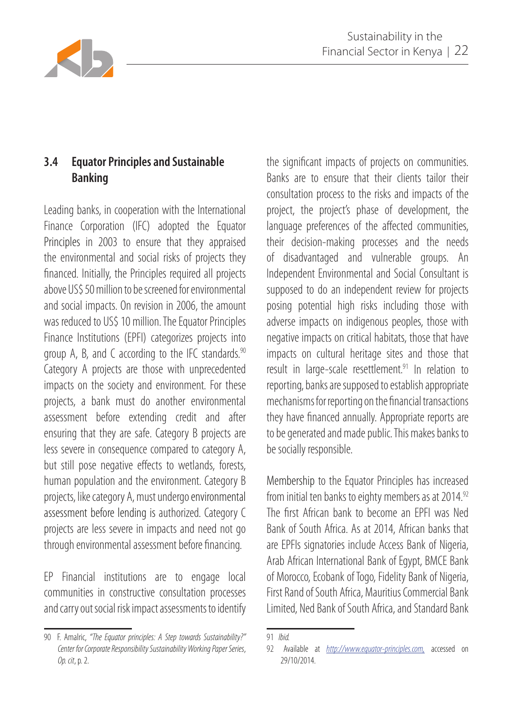### 3.4 Equator Principles and Sustainable Banking

Leading banks, in cooperation with the International Finance Corporation (IFC) adopted the Equator Principles in 2003 to ensure that they appraised the environmental and social risks of projects they financed. Initially, the Principles required all projects above US$ 50 million to be screened for environmental and social impacts. On revision in 2006, the amount was reduced to US$ 10 million. The Equator Principles Finance Institutions (EPFI) categorizes projects into group A, B, and C according to the IFC standards.[90] Category A projects are those with unprecedented impacts on the society and environment. For these projects, a bank must do another environmental assessment before extending credit and after ensuring that they are safe. Category B projects are less severe in consequence compared to category A, but still pose negative effects to wetlands, forests, human population and the environment. Category B projects, like category A, must undergo environmental assessment before lending is authorized. Category C projects are less severe in impacts and need not go through environmental assessment before financing.

EP Financial institutions are to engage local communities in constructive consultation processes and carry out social risk impact assessments to identify the significant impacts of projects on communities. Banks are to ensure that their clients tailor their consultation process to the risks and impacts of the project, the project's phase of development, the language preferences of the affected communities, their decision-making processes and the needs of disadvantaged and vulnerable groups. An Independent Environmental and Social Consultant is supposed to do an independent review for projects posing potential high risks including those with adverse impacts on indigenous peoples, those with negative impacts on critical habitats, those that have impacts on cultural heritage sites and those that result in large-scale resettlement.[91] In relation to reporting, banks are supposed to establish appropriate mechanisms for reporting on the financial transactions they have financed annually. Appropriate reports are to be generated and made public. This makes banks to be socially responsible.

Membership to the Equator Principles has increased from initial ten banks to eighty members as at 2014.[92] The first African bank to become an EPFI was Ned Bank of South Africa. As at 2014, African banks that are EPFIs signatories include Access Bank of Nigeria, Arab African International Bank of Egypt, BMCE Bank of Morocco, Ecobank of Togo, Fidelity Bank of Nigeria, First Rand of South Africa, Mauritius Commercial Bank Limited, Ned Bank of South Africa, and Standard Bank

---

90 F. Amalric, *"The Equator principles: A Step towards Sustainability?" Center for Corporate Responsibility Sustainability Working Paper Series*, *Op. cit*, p. 2.

91 *Ibid.*

92 Available at http://www.equator-principles.com, accessed on 29/10/2014.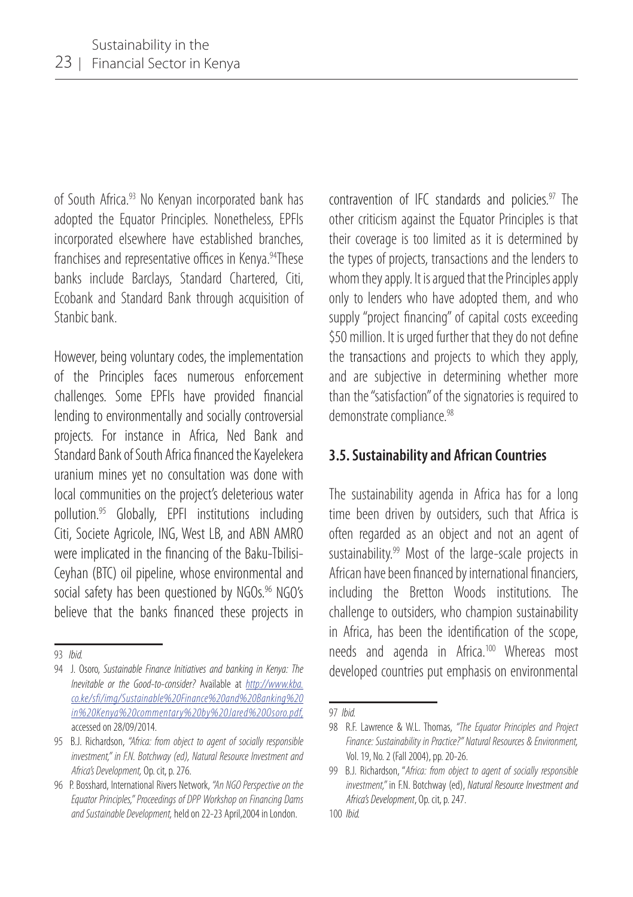of South Africa.[93] No Kenyan incorporated bank has adopted the Equator Principles. Nonetheless, EPFIs incorporated elsewhere have established branches, franchises and representative offices in Kenya.[94]These banks include Barclays, Standard Chartered, Citi, Ecobank and Standard Bank through acquisition of Stanbic bank.

However, being voluntary codes, the implementation of the Principles faces numerous enforcement challenges. Some EPFIs have provided financial lending to environmentally and socially controversial projects. For instance in Africa, Ned Bank and Standard Bank of South Africa financed the Kayelekera uranium mines yet no consultation was done with local communities on the project's deleterious water pollution.[95] Globally, EPFI institutions including Citi, Societe Agricole, ING, West LB, and ABN AMRO were implicated in the financing of the Baku-Tbilisi-Ceyhan (BTC) oil pipeline, whose environmental and social safety has been questioned by NGOs.[96] NGO's believe that the banks financed these projects in contravention of IFC standards and policies.[97] The other criticism against the Equator Principles is that their coverage is too limited as it is determined by the types of projects, transactions and the lenders to whom they apply. It is argued that the Principles apply only to lenders who have adopted them, and who supply "project financing" of capital costs exceeding \$50 million. It is urged further that they do not define the transactions and projects to which they apply, and are subjective in determining whether more than the "satisfaction" of the signatories is required to demonstrate compliance.[98]

## 3.5. Sustainability and African Countries

The sustainability agenda in Africa has for a long time been driven by outsiders, such that Africa is often regarded as an object and not an agent of sustainability.[99] Most of the large-scale projects in African have been financed by international financiers, including the Bretton Woods institutions. The challenge to outsiders, who champion sustainability in Africa, has been the identification of the scope, needs and agenda in Africa.[100] Whereas most developed countries put emphasis on environmental

---

93 *Ibid.*

94 J. Osoro, *Sustainable Finance Initiatives and banking in Kenya: The Inevitable or the Good-to-consider?* Available at http://www.kba.co.ke/sfi/img/Sustainable%20Finance%20and%20Banking%20in%20Kenya%20commentary%20by%20Jared%20Osoro.pdf, accessed on 28/09/2014.

95 B.J. Richardson, *"Africa: from object to agent of socially responsible investment," in F.N. Botchway (ed), Natural Resource Investment and Africa's Development*, Op. cit, p. 276.

96 P. Bosshard, International Rivers Network, *"An NGO Perspective on the Equator Principles," Proceedings of DPP Workshop on Financing Dams and Sustainable Development,* held on 22-23 April,2004 in London.

97 *Ibid.*

98 R.F. Lawrence & W.L. Thomas, *"The Equator Principles and Project Finance: Sustainability in Practice?" Natural Resources & Environment,* Vol. 19, No. 2 (Fall 2004), pp. 20-26.

99 B.J. Richardson, "*Africa: from object to agent of socially responsible investment,"* in F.N. Botchway (ed), *Natural Resource Investment and Africa's Development*, Op. cit, p. 247.

100 *Ibid.*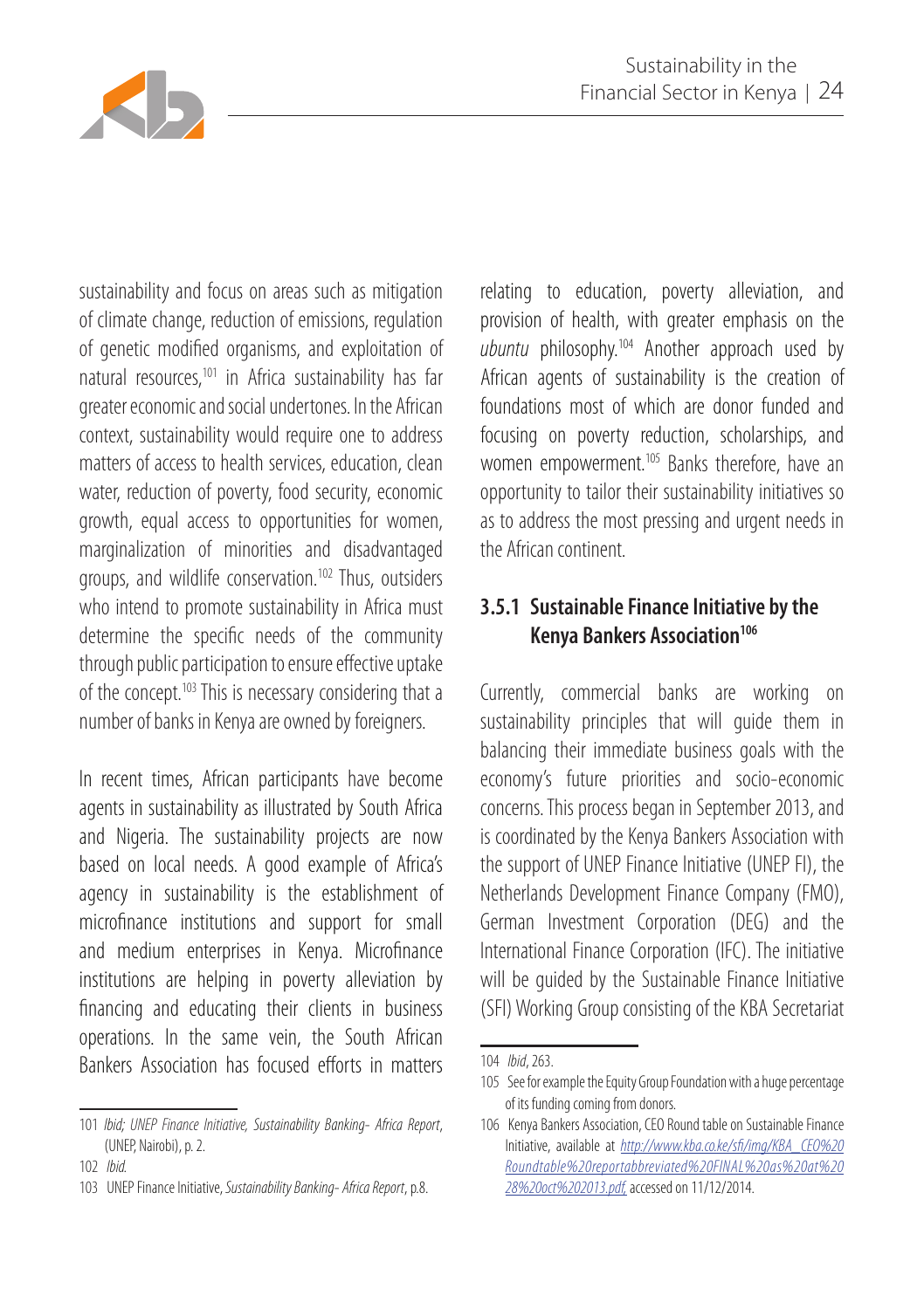sustainability and focus on areas such as mitigation of climate change, reduction of emissions, regulation of genetic modified organisms, and exploitation of natural resources,[101] in Africa sustainability has far greater economic and social undertones. In the African context, sustainability would require one to address matters of access to health services, education, clean water, reduction of poverty, food security, economic growth, equal access to opportunities for women, marginalization of minorities and disadvantaged groups, and wildlife conservation.[102] Thus, outsiders who intend to promote sustainability in Africa must determine the specific needs of the community through public participation to ensure effective uptake of the concept.[103] This is necessary considering that a number of banks in Kenya are owned by foreigners.

In recent times, African participants have become agents in sustainability as illustrated by South Africa and Nigeria. The sustainability projects are now based on local needs. A good example of Africa's agency in sustainability is the establishment of microfinance institutions and support for small and medium enterprises in Kenya. Microfinance institutions are helping in poverty alleviation by financing and educating their clients in business operations. In the same vein, the South African Bankers Association has focused efforts in matters relating to education, poverty alleviation, and provision of health, with greater emphasis on the *ubuntu* philosophy.[104] Another approach used by African agents of sustainability is the creation of foundations most of which are donor funded and focusing on poverty reduction, scholarships, and women empowerment.[105] Banks therefore, have an opportunity to tailor their sustainability initiatives so as to address the most pressing and urgent needs in the African continent.

### 3.5.1 Sustainable Finance Initiative by the Kenya Bankers Association[106]

Currently, commercial banks are working on sustainability principles that will guide them in balancing their immediate business goals with the economy's future priorities and socio-economic concerns. This process began in September 2013, and is coordinated by the Kenya Bankers Association with the support of UNEP Finance Initiative (UNEP FI), the Netherlands Development Finance Company (FMO), German Investment Corporation (DEG) and the International Finance Corporation (IFC). The initiative will be guided by the Sustainable Finance Initiative (SFI) Working Group consisting of the KBA Secretariat

---

101 *Ibid; UNEP Finance Initiative, Sustainability Banking- Africa Report*, (UNEP, Nairobi), p. 2.

102 *Ibid.*

103 UNEP Finance Initiative, *Sustainability Banking- Africa Report*, p.8.

104 *Ibid*, 263.

105 See for example the Equity Group Foundation with a huge percentage of its funding coming from donors.

106 Kenya Bankers Association, CEO Round table on Sustainable Finance Initiative, available at http://www.kba.co.ke/sfi/img/KBA_CEO%20Roundtable%20reportabbreviated%20FINAL%20as%20at%2028%20oct%202013.pdf, accessed on 11/12/2014.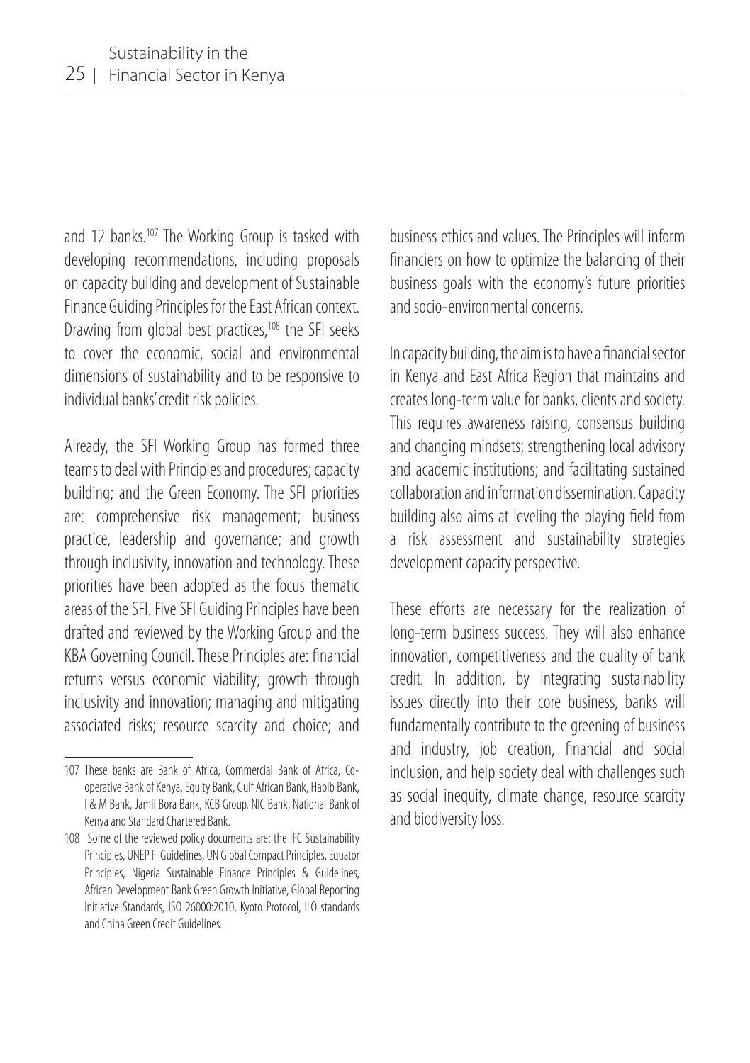and 12 banks.[107] The Working Group is tasked with developing recommendations, including proposals on capacity building and development of Sustainable Finance Guiding Principles for the East African context. Drawing from global best practices,[108] the SFI seeks to cover the economic, social and environmental dimensions of sustainability and to be responsive to individual banks' credit risk policies.

Already, the SFI Working Group has formed three teams to deal with Principles and procedures; capacity building; and the Green Economy. The SFI priorities are: comprehensive risk management; business practice, leadership and governance; and growth through inclusivity, innovation and technology. These priorities have been adopted as the focus thematic areas of the SFI. Five SFI Guiding Principles have been drafted and reviewed by the Working Group and the KBA Governing Council. These Principles are: financial returns versus economic viability; growth through inclusivity and innovation; managing and mitigating associated risks; resource scarcity and choice; and business ethics and values. The Principles will inform financiers on how to optimize the balancing of their business goals with the economy's future priorities and socio-environmental concerns.

In capacity building, the aim is to have a financial sector in Kenya and East Africa Region that maintains and creates long-term value for banks, clients and society. This requires awareness raising, consensus building and changing mindsets; strengthening local advisory and academic institutions; and facilitating sustained collaboration and information dissemination. Capacity building also aims at leveling the playing field from a risk assessment and sustainability strategies development capacity perspective.

These efforts are necessary for the realization of long-term business success. They will also enhance innovation, competitiveness and the quality of bank credit. In addition, by integrating sustainability issues directly into their core business, banks will fundamentally contribute to the greening of business and industry, job creation, financial and social inclusion, and help society deal with challenges such as social inequity, climate change, resource scarcity and biodiversity loss.

---

107 These banks are Bank of Africa, Commercial Bank of Africa, Co-operative Bank of Kenya, Equity Bank, Gulf African Bank, Habib Bank, I & M Bank, Jamii Bora Bank, KCB Group, NIC Bank, National Bank of Kenya and Standard Chartered Bank.

108 Some of the reviewed policy documents are: the IFC Sustainability Principles, UNEP FI Guidelines, UN Global Compact Principles, Equator Principles, Nigeria Sustainable Finance Principles & Guidelines, African Development Bank Green Growth Initiative, Global Reporting Initiative Standards, ISO 26000:2010, Kyoto Protocol, ILO standards and China Green Credit Guidelines.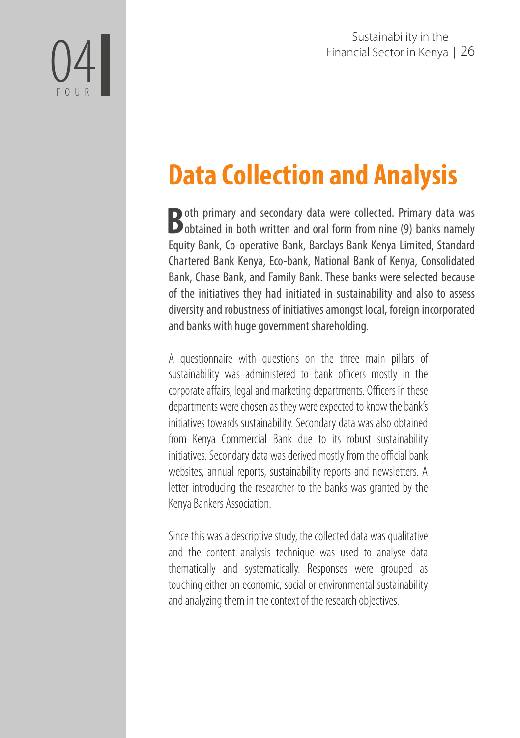# Data Collection and Analysis

Both primary and secondary data were collected. Primary data was obtained in both written and oral form from nine (9) banks namely Equity Bank, Co-operative Bank, Barclays Bank Kenya Limited, Standard Chartered Bank Kenya, Eco-bank, National Bank of Kenya, Consolidated Bank, Chase Bank, and Family Bank. These banks were selected because of the initiatives they had initiated in sustainability and also to assess diversity and robustness of initiatives amongst local, foreign incorporated and banks with huge government shareholding.

A questionnaire with questions on the three main pillars of sustainability was administered to bank officers mostly in the corporate affairs, legal and marketing departments. Officers in these departments were chosen as they were expected to know the bank's initiatives towards sustainability. Secondary data was also obtained from Kenya Commercial Bank due to its robust sustainability initiatives. Secondary data was derived mostly from the official bank websites, annual reports, sustainability reports and newsletters. A letter introducing the researcher to the banks was granted by the Kenya Bankers Association.

Since this was a descriptive study, the collected data was qualitative and the content analysis technique was used to analyse data thematically and systematically. Responses were grouped as touching either on economic, social or environmental sustainability and analyzing them in the context of the research objectives.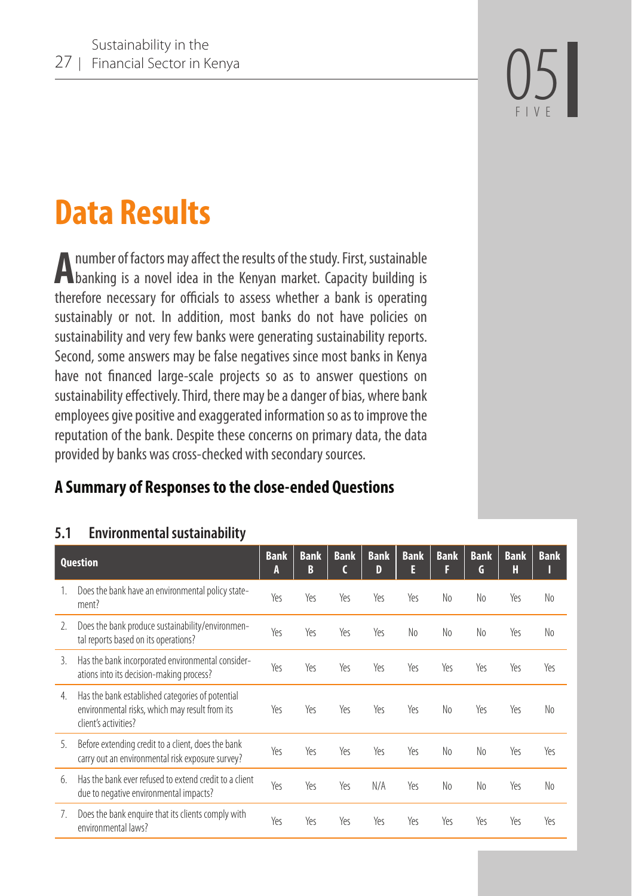# Data Results

A number of factors may affect the results of the study. First, sustainable banking is a novel idea in the Kenyan market. Capacity building is therefore necessary for officials to assess whether a bank is operating sustainably or not. In addition, most banks do not have policies on sustainability and very few banks were generating sustainability reports. Second, some answers may be false negatives since most banks in Kenya have not financed large-scale projects so as to answer questions on sustainability effectively. Third, there may be a danger of bias, where bank employees give positive and exaggerated information so as to improve the reputation of the bank. Despite these concerns on primary data, the data provided by banks was cross-checked with secondary sources.

## A Summary of Responses to the close-ended Questions

### 5.1 Environmental sustainability

| Question | Bank A | Bank B | Bank C | Bank D | Bank E | Bank F | Bank G | Bank H | Bank I |
|---|---|---|---|---|---|---|---|---|---|
| 1. Does the bank have an environmental policy statement? | Yes | Yes | Yes | Yes | Yes | No | No | Yes | No |
| 2. Does the bank produce sustainability/environmental reports based on its operations? | Yes | Yes | Yes | Yes | No | No | No | Yes | No |
| 3. Has the bank incorporated environmental considerations into its decision-making process? | Yes | Yes | Yes | Yes | Yes | Yes | Yes | Yes | Yes |
| 4. Has the bank established categories of potential environmental risks, which may result from its client's activities? | Yes | Yes | Yes | Yes | Yes | No | Yes | Yes | No |
| 5. Before extending credit to a client, does the bank carry out an environmental risk exposure survey? | Yes | Yes | Yes | Yes | Yes | No | No | Yes | Yes |
| 6. Has the bank ever refused to extend credit to a client due to negative environmental impacts? | Yes | Yes | Yes | N/A | Yes | No | No | Yes | No |
| 7. Does the bank enquire that its clients comply with environmental laws? | Yes | Yes | Yes | Yes | Yes | Yes | Yes | Yes | Yes |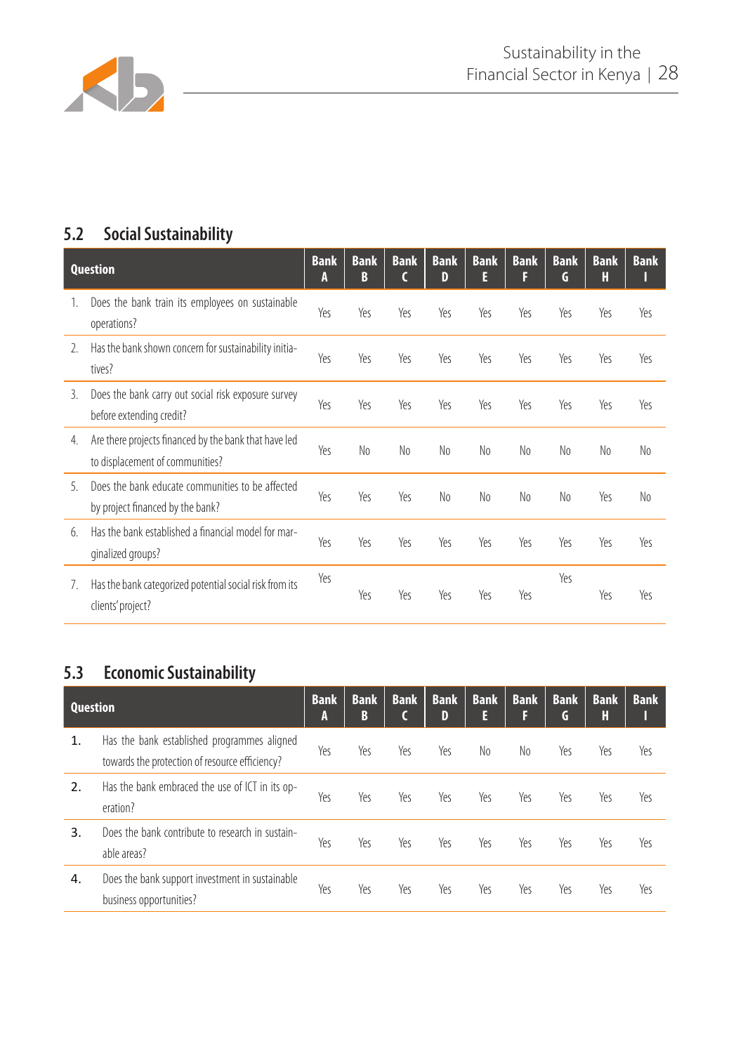## 5.2 Social Sustainability

| Question | Bank A | Bank B | Bank C | Bank D | Bank E | Bank F | Bank G | Bank H | Bank I |
|---|---|---|---|---|---|---|---|---|---|
| 1. Does the bank train its employees on sustainable operations? | Yes | Yes | Yes | Yes | Yes | Yes | Yes | Yes | Yes |
| 2. Has the bank shown concern for sustainability initiatives? | Yes | Yes | Yes | Yes | Yes | Yes | Yes | Yes | Yes |
| 3. Does the bank carry out social risk exposure survey before extending credit? | Yes | Yes | Yes | Yes | Yes | Yes | Yes | Yes | Yes |
| 4. Are there projects financed by the bank that have led to displacement of communities? | Yes | No | No | No | No | No | No | No | No |
| 5. Does the bank educate communities to be affected by project financed by the bank? | Yes | Yes | Yes | No | No | No | No | Yes | No |
| 6. Has the bank established a financial model for marginalized groups? | Yes | Yes | Yes | Yes | Yes | Yes | Yes | Yes | Yes |
| 7. Has the bank categorized potential social risk from its clients' project? | Yes | Yes | Yes | Yes | Yes | Yes | Yes | Yes | Yes |

## 5.3 Economic Sustainability

| Question | Bank A | Bank B | Bank C | Bank D | Bank E | Bank F | Bank G | Bank H | Bank I |
|---|---|---|---|---|---|---|---|---|---|
| 1. Has the bank established programmes aligned towards the protection of resource efficiency? | Yes | Yes | Yes | Yes | No | No | Yes | Yes | Yes |
| 2. Has the bank embraced the use of ICT in its operation? | Yes | Yes | Yes | Yes | Yes | Yes | Yes | Yes | Yes |
| 3. Does the bank contribute to research in sustainable areas? | Yes | Yes | Yes | Yes | Yes | Yes | Yes | Yes | Yes |
| 4. Does the bank support investment in sustainable business opportunities? | Yes | Yes | Yes | Yes | Yes | Yes | Yes | Yes | Yes |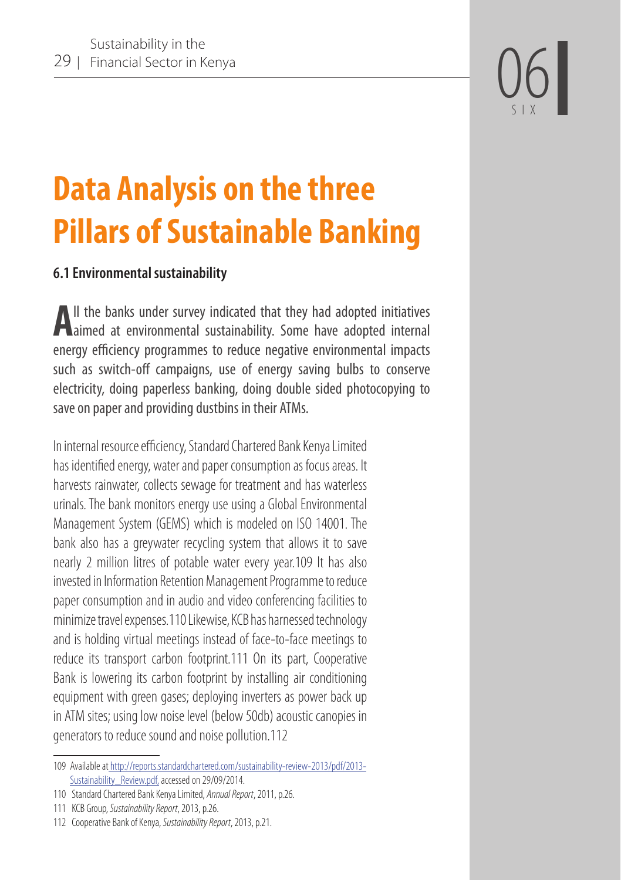# Data Analysis on the three Pillars of Sustainable Banking

## 6.1 Environmental sustainability

All the banks under survey indicated that they had adopted initiatives aimed at environmental sustainability. Some have adopted internal energy efficiency programmes to reduce negative environmental impacts such as switch-off campaigns, use of energy saving bulbs to conserve electricity, doing paperless banking, doing double sided photocopying to save on paper and providing dustbins in their ATMs.

In internal resource efficiency, Standard Chartered Bank Kenya Limited has identified energy, water and paper consumption as focus areas. It harvests rainwater, collects sewage for treatment and has waterless urinals. The bank monitors energy use using a Global Environmental Management System (GEMS) which is modeled on ISO 14001. The bank also has a greywater recycling system that allows it to save nearly 2 million litres of potable water every year.[109] It has also invested in Information Retention Management Programme to reduce paper consumption and in audio and video conferencing facilities to minimize travel expenses.[110] Likewise, KCB has harnessed technology and is holding virtual meetings instead of face-to-face meetings to reduce its transport carbon footprint.[111] On its part, Cooperative Bank is lowering its carbon footprint by installing air conditioning equipment with green gases; deploying inverters as power back up in ATM sites; using low noise level (below 50db) acoustic canopies in generators to reduce sound and noise pollution.[112]

---

109 Available at http://reports.standardchartered.com/sustainability-review-2013/pdf/2013-Sustainability_Review.pdf, accessed on 29/09/2014.

110 Standard Chartered Bank Kenya Limited, *Annual Report*, 2011, p.26.

111 KCB Group, *Sustainability Report*, 2013, p.26.

112 Cooperative Bank of Kenya, *Sustainability Report*, 2013, p.21.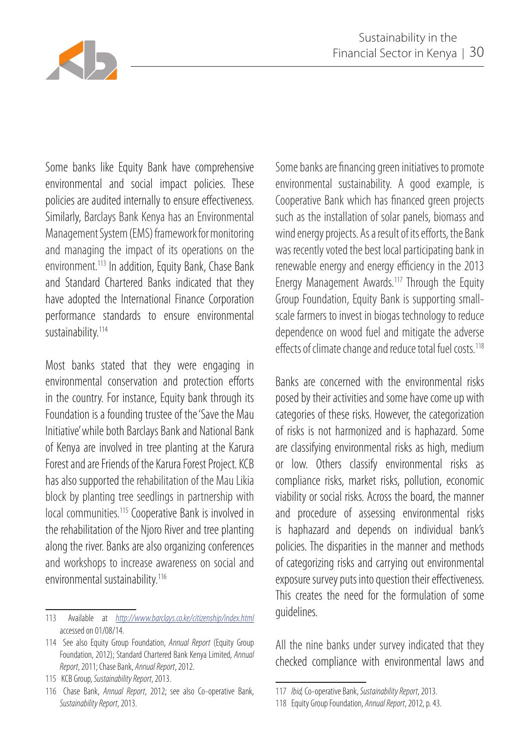Some banks like Equity Bank have comprehensive environmental and social impact policies. These policies are audited internally to ensure effectiveness. Similarly, Barclays Bank Kenya has an Environmental Management System (EMS) framework for monitoring and managing the impact of its operations on the environment.[113] In addition, Equity Bank, Chase Bank and Standard Chartered Banks indicated that they have adopted the International Finance Corporation performance standards to ensure environmental sustainability.[114]

Most banks stated that they were engaging in environmental conservation and protection efforts in the country. For instance, Equity bank through its Foundation is a founding trustee of the 'Save the Mau Initiative' while both Barclays Bank and National Bank of Kenya are involved in tree planting at the Karura Forest and are Friends of the Karura Forest Project. KCB has also supported the rehabilitation of the Mau Likia block by planting tree seedlings in partnership with local communities.[115] Cooperative Bank is involved in the rehabilitation of the Njoro River and tree planting along the river. Banks are also organizing conferences and workshops to increase awareness on social and environmental sustainability.[116]

Some banks are financing green initiatives to promote environmental sustainability. A good example, is Cooperative Bank which has financed green projects such as the installation of solar panels, biomass and wind energy projects. As a result of its efforts, the Bank was recently voted the best local participating bank in renewable energy and energy efficiency in the 2013 Energy Management Awards.[117] Through the Equity Group Foundation, Equity Bank is supporting small-scale farmers to invest in biogas technology to reduce dependence on wood fuel and mitigate the adverse effects of climate change and reduce total fuel costs.[118]

Banks are concerned with the environmental risks posed by their activities and some have come up with categories of these risks. However, the categorization of risks is not harmonized and is haphazard. Some are classifying environmental risks as high, medium or low. Others classify environmental risks as compliance risks, market risks, pollution, economic viability or social risks. Across the board, the manner and procedure of assessing environmental risks is haphazard and depends on individual bank's policies. The disparities in the manner and methods of categorizing risks and carrying out environmental exposure survey puts into question their effectiveness. This creates the need for the formulation of some guidelines.

All the nine banks under survey indicated that they checked compliance with environmental laws and

---

113 Available at http://www.barclays.co.ke/citizenship/index.html accessed on 01/08/14.

114 See also Equity Group Foundation, *Annual Report* (Equity Group Foundation, 2012); Standard Chartered Bank Kenya Limited, *Annual Report*, 2011; Chase Bank, *Annual Report*, 2012.

115 KCB Group, *Sustainability Report*, 2013.

116 Chase Bank, *Annual Report*, 2012; see also Co-operative Bank, *Sustainability Report*, 2013.

117 *Ibid*, Co-operative Bank, *Sustainability Report*, 2013.

118 Equity Group Foundation, *Annual Report*, 2012, p. 43.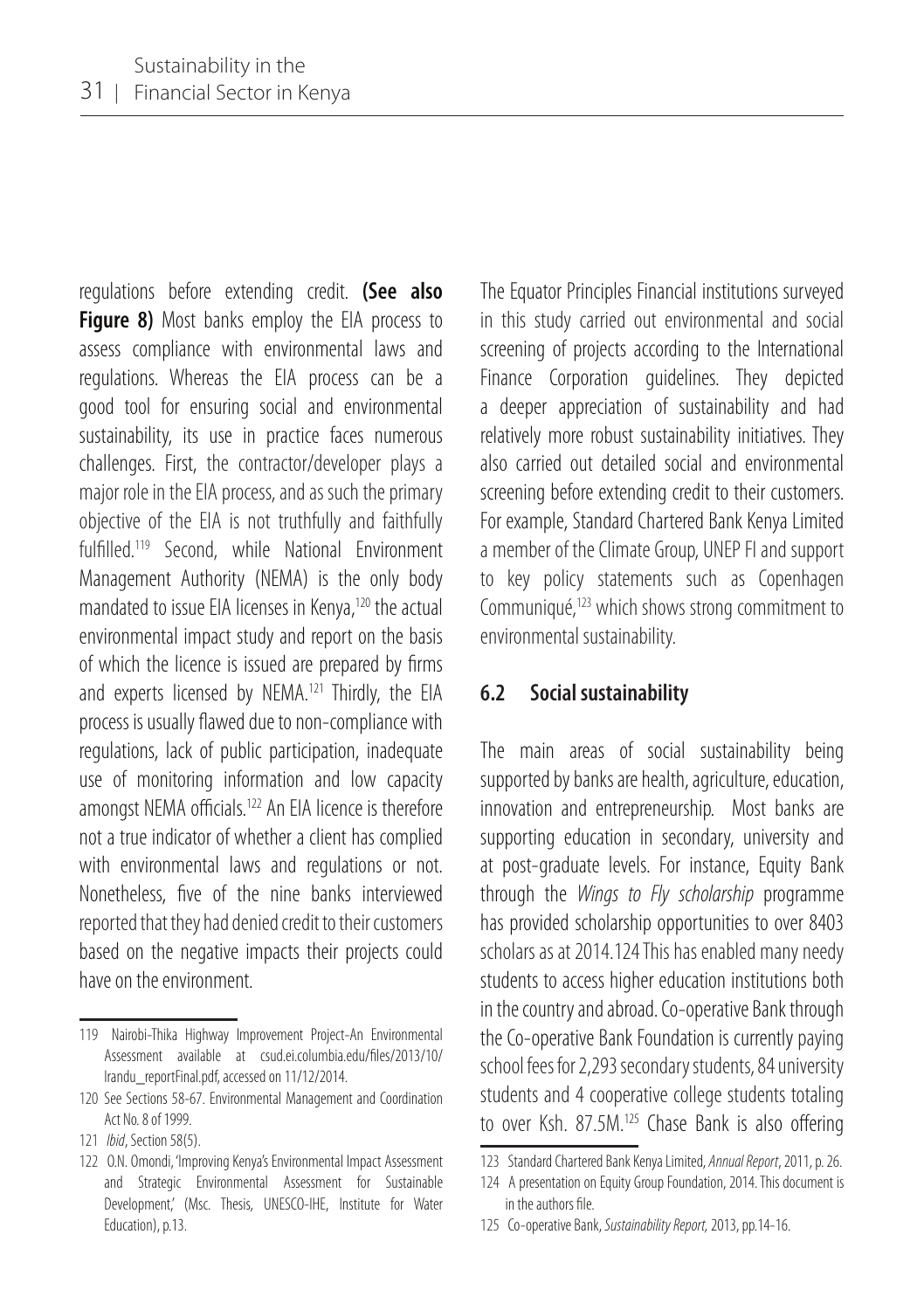regulations before extending credit. **(See also Figure 8)** Most banks employ the EIA process to assess compliance with environmental laws and regulations. Whereas the EIA process can be a good tool for ensuring social and environmental sustainability, its use in practice faces numerous challenges. First, the contractor/developer plays a major role in the EIA process, and as such the primary objective of the EIA is not truthfully and faithfully fulfilled.[119] Second, while National Environment Management Authority (NEMA) is the only body mandated to issue EIA licenses in Kenya,[120] the actual environmental impact study and report on the basis of which the licence is issued are prepared by firms and experts licensed by NEMA.[121] Thirdly, the EIA process is usually flawed due to non-compliance with regulations, lack of public participation, inadequate use of monitoring information and low capacity amongst NEMA officials.[122] An EIA licence is therefore not a true indicator of whether a client has complied with environmental laws and regulations or not. Nonetheless, five of the nine banks interviewed reported that they had denied credit to their customers based on the negative impacts their projects could have on the environment.

The Equator Principles Financial institutions surveyed in this study carried out environmental and social screening of projects according to the International Finance Corporation guidelines. They depicted a deeper appreciation of sustainability and had relatively more robust sustainability initiatives. They also carried out detailed social and environmental screening before extending credit to their customers. For example, Standard Chartered Bank Kenya Limited a member of the Climate Group, UNEP FI and support to key policy statements such as Copenhagen Communiqué,[123] which shows strong commitment to environmental sustainability.

## 6.2 Social sustainability

The main areas of social sustainability being supported by banks are health, agriculture, education, innovation and entrepreneurship. Most banks are supporting education in secondary, university and at post-graduate levels. For instance, Equity Bank through the *Wings to Fly scholarship* programme has provided scholarship opportunities to over 8403 scholars as at 2014.124 This has enabled many needy students to access higher education institutions both in the country and abroad. Co-operative Bank through the Co-operative Bank Foundation is currently paying school fees for 2,293 secondary students, 84 university students and 4 cooperative college students totaling to over Ksh. 87.5M.[125] Chase Bank is also offering

---

119 Nairobi-Thika Highway Improvement Project-An Environmental Assessment available at csud.ei.columbia.edu/files/2013/10/Irandu_reportFinal.pdf, accessed on 11/12/2014.

120 See Sections 58-67. Environmental Management and Coordination Act No. 8 of 1999.

121 *Ibid*, Section 58(5).

122 O.N. Omondi, 'Improving Kenya's Environmental Impact Assessment and Strategic Environmental Assessment for Sustainable Development,' (Msc. Thesis, UNESCO-IHE, Institute for Water Education), p.13.

123 Standard Chartered Bank Kenya Limited, *Annual Report*, 2011, p. 26.

124 A presentation on Equity Group Foundation, 2014. This document is in the authors file.

125 Co-operative Bank, *Sustainability Report,* 2013, pp.14-16.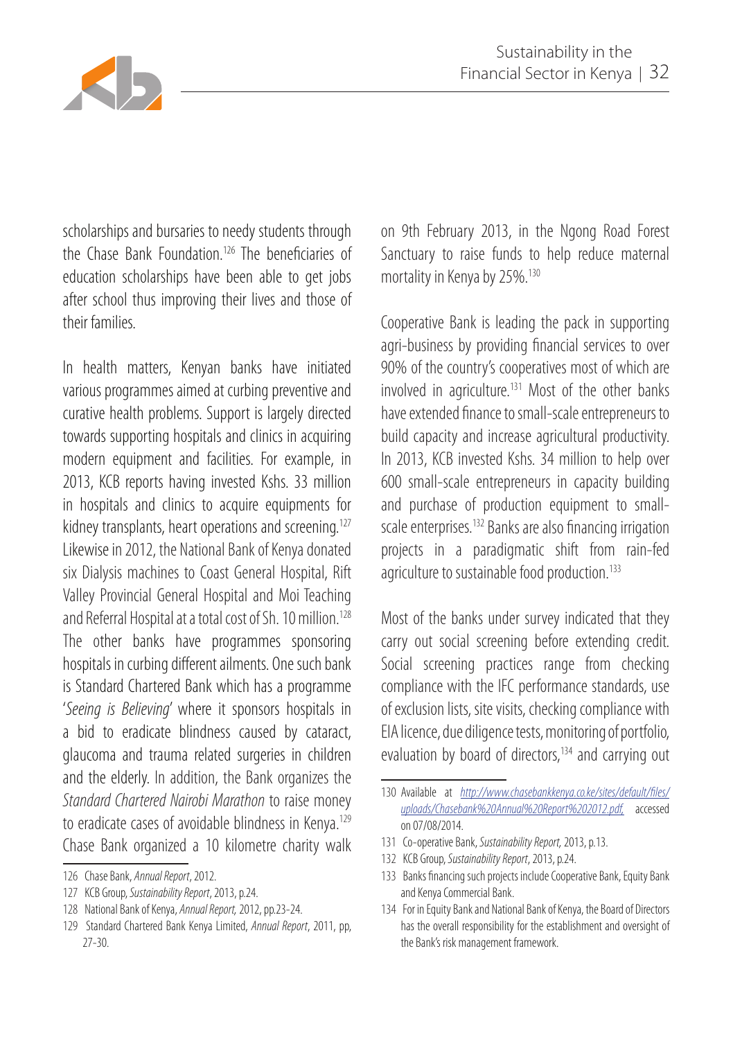scholarships and bursaries to needy students through the Chase Bank Foundation.[126] The beneficiaries of education scholarships have been able to get jobs after school thus improving their lives and those of their families.

In health matters, Kenyan banks have initiated various programmes aimed at curbing preventive and curative health problems. Support is largely directed towards supporting hospitals and clinics in acquiring modern equipment and facilities. For example, in 2013, KCB reports having invested Kshs. 33 million in hospitals and clinics to acquire equipments for kidney transplants, heart operations and screening.[127] Likewise in 2012, the National Bank of Kenya donated six Dialysis machines to Coast General Hospital, Rift Valley Provincial General Hospital and Moi Teaching and Referral Hospital at a total cost of Sh. 10 million.[128] The other banks have programmes sponsoring hospitals in curbing different ailments. One such bank is Standard Chartered Bank which has a programme '*Seeing is Believing*' where it sponsors hospitals in a bid to eradicate blindness caused by cataract, glaucoma and trauma related surgeries in children and the elderly. In addition, the Bank organizes the *Standard Chartered Nairobi Marathon* to raise money to eradicate cases of avoidable blindness in Kenya.[129] Chase Bank organized a 10 kilometre charity walk on 9th February 2013, in the Ngong Road Forest Sanctuary to raise funds to help reduce maternal mortality in Kenya by 25%.[130]

Cooperative Bank is leading the pack in supporting agri-business by providing financial services to over 90% of the country's cooperatives most of which are involved in agriculture.[131] Most of the other banks have extended finance to small-scale entrepreneurs to build capacity and increase agricultural productivity. In 2013, KCB invested Kshs. 34 million to help over 600 small-scale entrepreneurs in capacity building and purchase of production equipment to small-scale enterprises.[132] Banks are also financing irrigation projects in a paradigmatic shift from rain-fed agriculture to sustainable food production.[133]

Most of the banks under survey indicated that they carry out social screening before extending credit. Social screening practices range from checking compliance with the IFC performance standards, use of exclusion lists, site visits, checking compliance with EIA licence, due diligence tests, monitoring of portfolio, evaluation by board of directors,[134] and carrying out

---

126 Chase Bank, *Annual Report*, 2012.

127 KCB Group, *Sustainability Report*, 2013, p.24.

128 National Bank of Kenya, *Annual Report,* 2012, pp.23-24.

129 Standard Chartered Bank Kenya Limited, *Annual Report*, 2011, pp, 27-30.

130 Available at http://www.chasebankkenya.co.ke/sites/default/files/uploads/Chasebank%20Annual%20Report%202012.pdf, accessed on 07/08/2014.

131 Co-operative Bank, *Sustainability Report,* 2013, p.13.

132 KCB Group, *Sustainability Report*, 2013, p.24.

133 Banks financing such projects include Cooperative Bank, Equity Bank and Kenya Commercial Bank.

134 For in Equity Bank and National Bank of Kenya, the Board of Directors has the overall responsibility for the establishment and oversight of the Bank's risk management framework.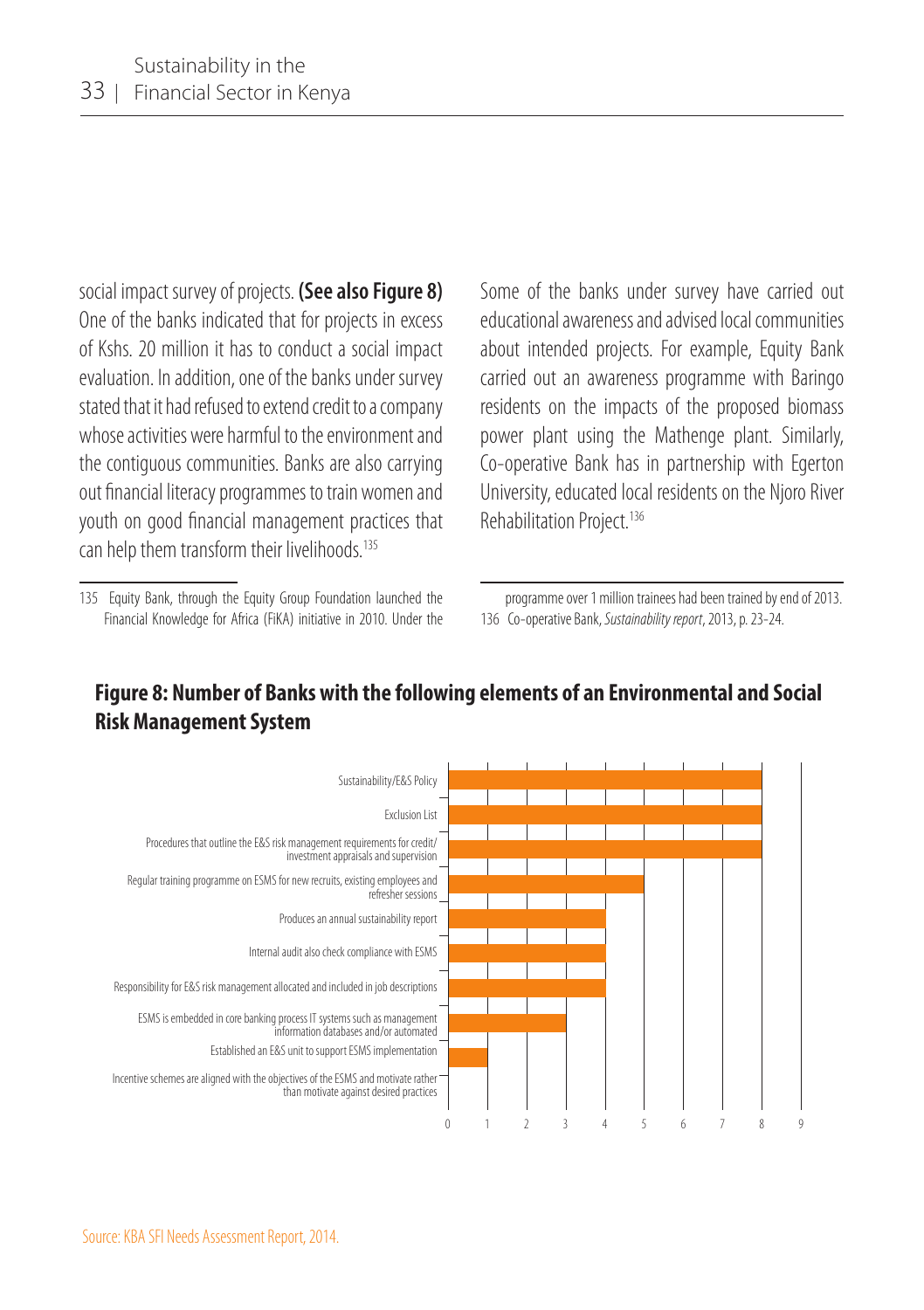social impact survey of projects. **(See also Figure 8)** One of the banks indicated that for projects in excess of Kshs. 20 million it has to conduct a social impact evaluation. In addition, one of the banks under survey stated that it had refused to extend credit to a company whose activities were harmful to the environment and the contiguous communities. Banks are also carrying out financial literacy programmes to train women and youth on good financial management practices that can help them transform their livelihoods.[135]

Some of the banks under survey have carried out educational awareness and advised local communities about intended projects. For example, Equity Bank carried out an awareness programme with Baringo residents on the impacts of the proposed biomass power plant using the Mathenge plant. Similarly, Co-operative Bank has in partnership with Egerton University, educated local residents on the Njoro River Rehabilitation Project.[136]

135 Equity Bank, through the Equity Group Foundation launched the Financial Knowledge for Africa (FiKA) initiative in 2010. Under the programme over 1 million trainees had been trained by end of 2013.

136 Co-operative Bank, *Sustainability report*, 2013, p. 23-24.

## Figure 8: Number of Banks with the following elements of an Environmental and Social Risk Management System

| Element | Number of Banks |
|---|---|
| Sustainability/E&S Policy | 8 |
| Exclusion List | 8 |
| Procedures that outline the E&S risk management requirements for credit/ investment appraisals and supervision | 8 |
| Regular training programme on ESMS for new recruits, existing employees and refresher sessions | 5 |
| Produces an annual sustainability report | 4 |
| Internal audit also check compliance with ESMS | 4 |
| Responsibility for E&S risk management allocated and included in job descriptions | 4 |
| ESMS is embedded in core banking process IT systems such as management information databases and/or automated | 3 |
| Established an E&S unit to support ESMS implementation | 1 |
| Incentive schemes are aligned with the objectives of the ESMS and motivate rather than motivate against desired practices | 0 |

Source: KBA SFI Needs Assessment Report, 2014.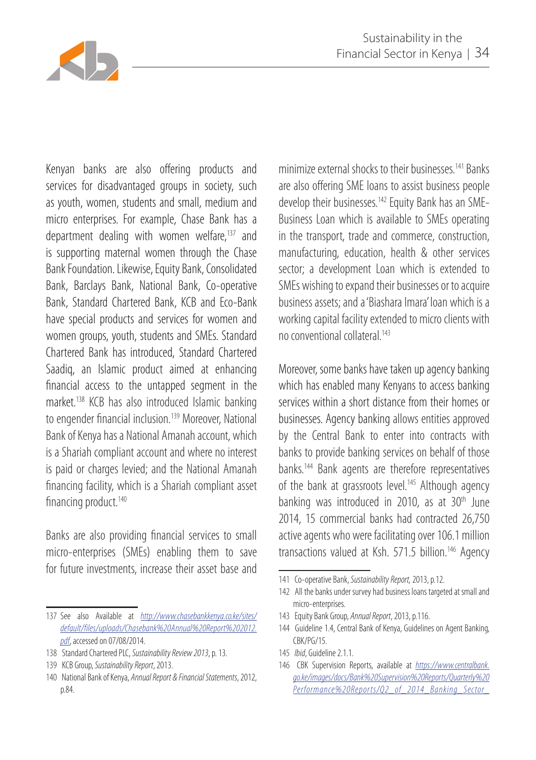Kenyan banks are also offering products and services for disadvantaged groups in society, such as youth, women, students and small, medium and micro enterprises. For example, Chase Bank has a department dealing with women welfare,[137] and is supporting maternal women through the Chase Bank Foundation. Likewise, Equity Bank, Consolidated Bank, Barclays Bank, National Bank, Co-operative Bank, Standard Chartered Bank, KCB and Eco-Bank have special products and services for women and women groups, youth, students and SMEs. Standard Chartered Bank has introduced, Standard Chartered Saadiq, an Islamic product aimed at enhancing financial access to the untapped segment in the market.[138] KCB has also introduced Islamic banking to engender financial inclusion.[139] Moreover, National Bank of Kenya has a National Amanah account, which is a Shariah compliant account and where no interest is paid or charges levied; and the National Amanah financing facility, which is a Shariah compliant asset financing product.[140]

Banks are also providing financial services to small micro-enterprises (SMEs) enabling them to save for future investments, increase their asset base and minimize external shocks to their businesses.[141] Banks are also offering SME loans to assist business people develop their businesses.[142] Equity Bank has an SME-Business Loan which is available to SMEs operating in the transport, trade and commerce, construction, manufacturing, education, health & other services sector; a development Loan which is extended to SMEs wishing to expand their businesses or to acquire business assets; and a 'Biashara Imara' loan which is a working capital facility extended to micro clients with no conventional collateral.[143]

Moreover, some banks have taken up agency banking which has enabled many Kenyans to access banking services within a short distance from their homes or businesses. Agency banking allows entities approved by the Central Bank to enter into contracts with banks to provide banking services on behalf of those banks.[144] Bank agents are therefore representatives of the bank at grassroots level.[145] Although agency banking was introduced in 2010, as at 30th June 2014, 15 commercial banks had contracted 26,750 active agents who were facilitating over 106.1 million transactions valued at Ksh. 571.5 billion.[146] Agency

---

137 See also Available at http://www.chasebankkenya.co.ke/sites/default/files/uploads/Chasebank%20Annual%20Report%202012.pdf, accessed on 07/08/2014.

138 Standard Chartered PLC, *Sustainability Review 2013*, p. 13.

139 KCB Group, *Sustainability Report*, 2013.

140 National Bank of Kenya, *Annual Report & Financial Statements*, 2012, p.84.

141 Co-operative Bank, *Sustainability Report*, 2013, p.12.

142 All the banks under survey had business loans targeted at small and micro-enterprises.

143 Equity Bank Group, *Annual Report*, 2013, p.116.

144 Guideline 1.4, Central Bank of Kenya, Guidelines on Agent Banking, CBK/PG/15.

145 *Ibid*, Guideline 2.1.1.

146 CBK Supervision Reports, available at https://www.centralbank.go.ke/images/docs/Bank%20Supervision%20Reports/Quarterly%20Performance%20Reports/Q2_of_2014_Banking_Sector_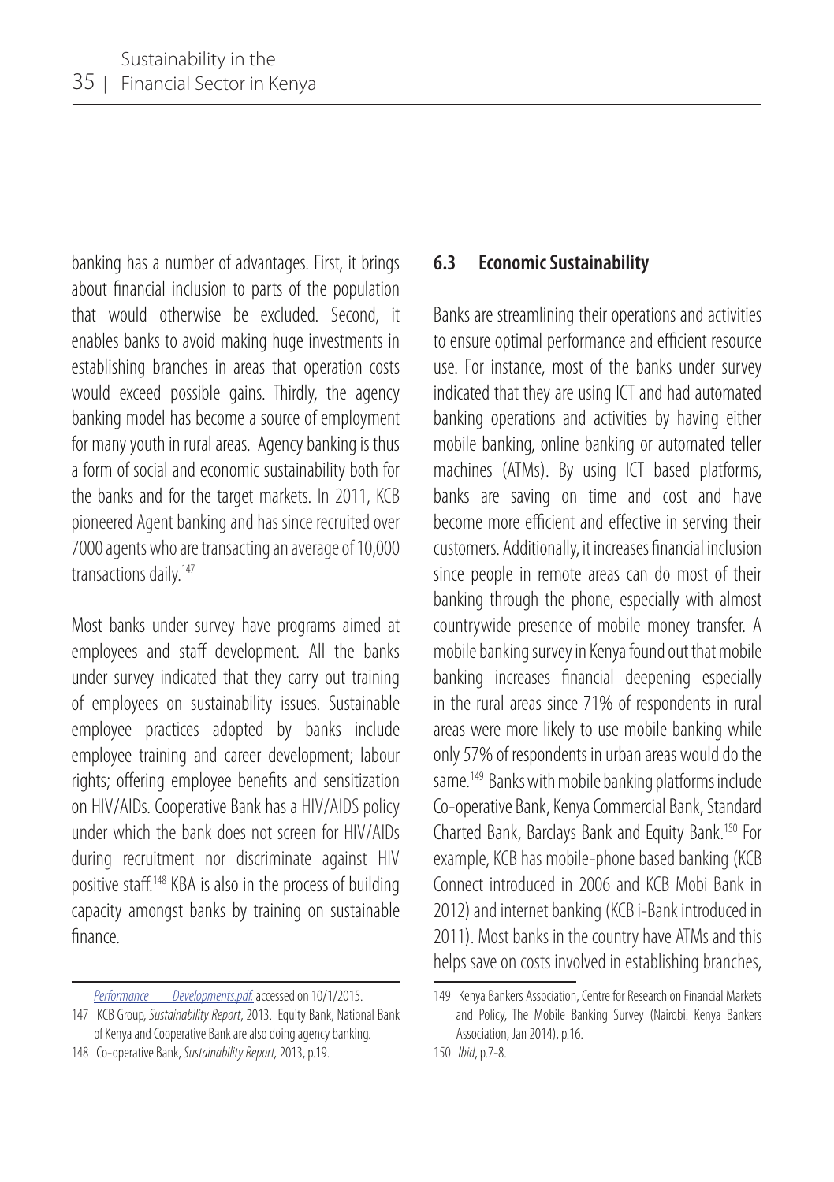banking has a number of advantages. First, it brings about financial inclusion to parts of the population that would otherwise be excluded. Second, it enables banks to avoid making huge investments in establishing branches in areas that operation costs would exceed possible gains. Thirdly, the agency banking model has become a source of employment for many youth in rural areas. Agency banking is thus a form of social and economic sustainability both for the banks and for the target markets. In 2011, KCB pioneered Agent banking and has since recruited over 7000 agents who are transacting an average of 10,000 transactions daily.[147]

Most banks under survey have programs aimed at employees and staff development. All the banks under survey indicated that they carry out training of employees on sustainability issues. Sustainable employee practices adopted by banks include employee training and career development; labour rights; offering employee benefits and sensitization on HIV/AIDs. Cooperative Bank has a HIV/AIDS policy under which the bank does not screen for HIV/AIDs during recruitment nor discriminate against HIV positive staff.[148] KBA is also in the process of building capacity amongst banks by training on sustainable finance.

## 6.3 Economic Sustainability

Banks are streamlining their operations and activities to ensure optimal performance and efficient resource use. For instance, most of the banks under survey indicated that they are using ICT and had automated banking operations and activities by having either mobile banking, online banking or automated teller machines (ATMs). By using ICT based platforms, banks are saving on time and cost and have become more efficient and effective in serving their customers. Additionally, it increases financial inclusion since people in remote areas can do most of their banking through the phone, especially with almost countrywide presence of mobile money transfer. A mobile banking survey in Kenya found out that mobile banking increases financial deepening especially in the rural areas since 71% of respondents in rural areas were more likely to use mobile banking while only 57% of respondents in urban areas would do the same.[149] Banks with mobile banking platforms include Co-operative Bank, Kenya Commercial Bank, Standard Charted Bank, Barclays Bank and Equity Bank.[150] For example, KCB has mobile-phone based banking (KCB Connect introduced in 2006 and KCB Mobi Bank in 2012) and internet banking (KCB i-Bank introduced in 2011). Most banks in the country have ATMs and this helps save on costs involved in establishing branches,

---

*Performance Developments.pdf*, accessed on 10/1/2015.

147 KCB Group, *Sustainability Report*, 2013. Equity Bank, National Bank of Kenya and Cooperative Bank are also doing agency banking.

148 Co-operative Bank, *Sustainability Report*, 2013, p.19.

149 Kenya Bankers Association, Centre for Research on Financial Markets and Policy, The Mobile Banking Survey (Nairobi: Kenya Bankers Association, Jan 2014), p.16.

150 *Ibid*, p.7-8.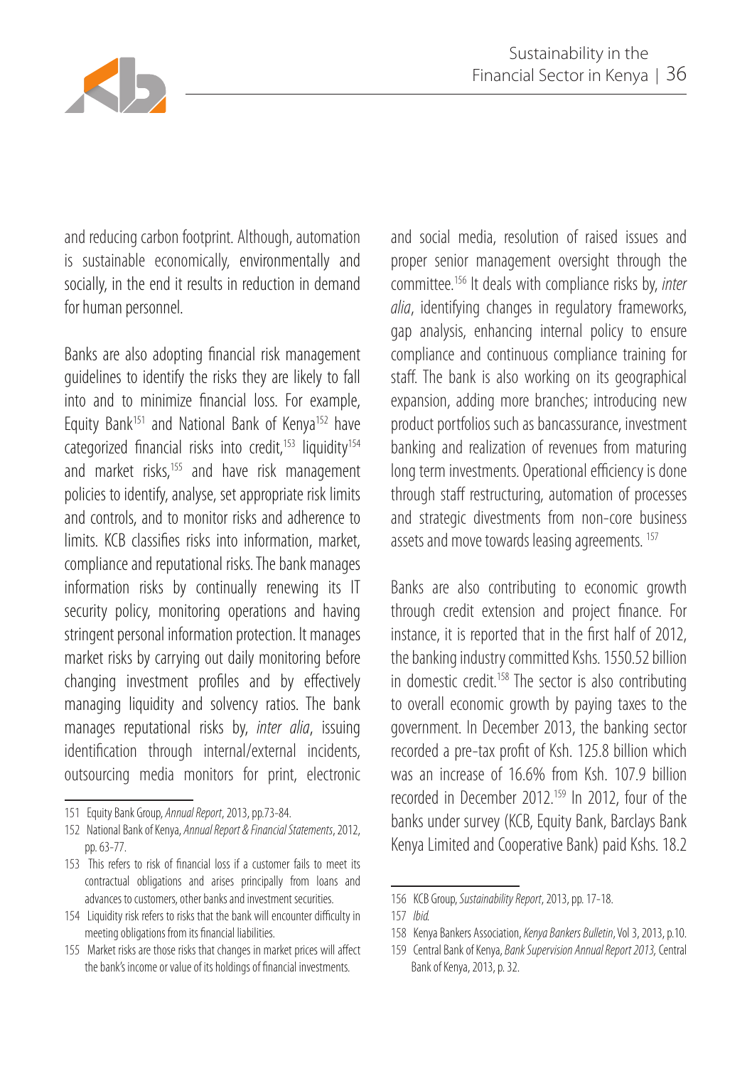and reducing carbon footprint. Although, automation is sustainable economically, environmentally and socially, in the end it results in reduction in demand for human personnel.

Banks are also adopting financial risk management guidelines to identify the risks they are likely to fall into and to minimize financial loss. For example, Equity Bank[151] and National Bank of Kenya[152] have categorized financial risks into credit,[153] liquidity[154] and market risks,[155] and have risk management policies to identify, analyse, set appropriate risk limits and controls, and to monitor risks and adherence to limits. KCB classifies risks into information, market, compliance and reputational risks. The bank manages information risks by continually renewing its IT security policy, monitoring operations and having stringent personal information protection. It manages market risks by carrying out daily monitoring before changing investment profiles and by effectively managing liquidity and solvency ratios. The bank manages reputational risks by, *inter alia*, issuing identification through internal/external incidents, outsourcing media monitors for print, electronic and social media, resolution of raised issues and proper senior management oversight through the committee.[156] It deals with compliance risks by, *inter alia*, identifying changes in regulatory frameworks, gap analysis, enhancing internal policy to ensure compliance and continuous compliance training for staff. The bank is also working on its geographical expansion, adding more branches; introducing new product portfolios such as bancassurance, investment banking and realization of revenues from maturing long term investments. Operational efficiency is done through staff restructuring, automation of processes and strategic divestments from non-core business assets and move towards leasing agreements. [157]

Banks are also contributing to economic growth through credit extension and project finance. For instance, it is reported that in the first half of 2012, the banking industry committed Kshs. 1550.52 billion in domestic credit.[158] The sector is also contributing to overall economic growth by paying taxes to the government. In December 2013, the banking sector recorded a pre-tax profit of Ksh. 125.8 billion which was an increase of 16.6% from Ksh. 107.9 billion recorded in December 2012.[159] In 2012, four of the banks under survey (KCB, Equity Bank, Barclays Bank Kenya Limited and Cooperative Bank) paid Kshs. 18.2

---

151 Equity Bank Group, *Annual Report*, 2013, pp.73-84.

152 National Bank of Kenya, *Annual Report & Financial Statements*, 2012, pp. 63-77.

153 This refers to risk of financial loss if a customer fails to meet its contractual obligations and arises principally from loans and advances to customers, other banks and investment securities.

154 Liquidity risk refers to risks that the bank will encounter difficulty in meeting obligations from its financial liabilities.

155 Market risks are those risks that changes in market prices will affect the bank's income or value of its holdings of financial investments.

156 KCB Group, *Sustainability Report*, 2013, pp. 17-18.

157 *Ibid.*

158 Kenya Bankers Association, *Kenya Bankers Bulletin*, Vol 3, 2013, p.10.

159 Central Bank of Kenya, *Bank Supervision Annual Report 2013*, Central Bank of Kenya, 2013, p. 32.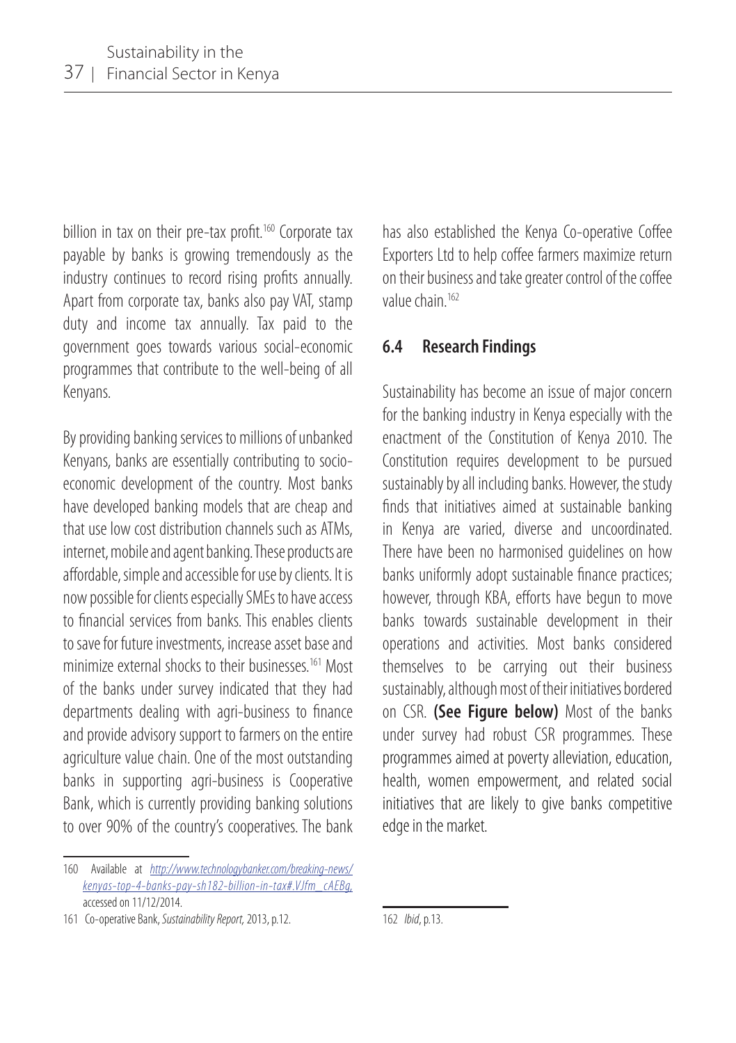billion in tax on their pre-tax profit.[160] Corporate tax payable by banks is growing tremendously as the industry continues to record rising profits annually. Apart from corporate tax, banks also pay VAT, stamp duty and income tax annually. Tax paid to the government goes towards various social-economic programmes that contribute to the well-being of all Kenyans.

By providing banking services to millions of unbanked Kenyans, banks are essentially contributing to socio-economic development of the country. Most banks have developed banking models that are cheap and that use low cost distribution channels such as ATMs, internet, mobile and agent banking. These products are affordable, simple and accessible for use by clients. It is now possible for clients especially SMEs to have access to financial services from banks. This enables clients to save for future investments, increase asset base and minimize external shocks to their businesses.[161] Most of the banks under survey indicated that they had departments dealing with agri-business to finance and provide advisory support to farmers on the entire agriculture value chain. One of the most outstanding banks in supporting agri-business is Cooperative Bank, which is currently providing banking solutions to over 90% of the country's cooperatives. The bank has also established the Kenya Co-operative Coffee Exporters Ltd to help coffee farmers maximize return on their business and take greater control of the coffee value chain.[162]

## 6.4 Research Findings

Sustainability has become an issue of major concern for the banking industry in Kenya especially with the enactment of the Constitution of Kenya 2010. The Constitution requires development to be pursued sustainably by all including banks. However, the study finds that initiatives aimed at sustainable banking in Kenya are varied, diverse and uncoordinated. There have been no harmonised guidelines on how banks uniformly adopt sustainable finance practices; however, through KBA, efforts have begun to move banks towards sustainable development in their operations and activities. Most banks considered themselves to be carrying out their business sustainably, although most of their initiatives bordered on CSR. **(See Figure below)** Most of the banks under survey had robust CSR programmes. These programmes aimed at poverty alleviation, education, health, women empowerment, and related social initiatives that are likely to give banks competitive edge in the market.

---

160 Available at *http://www.technologybanker.com/breaking-news/kenyas-top-4-banks-pay-sh182-billion-in-tax#.VJfm_cAEBg,* accessed on 11/12/2014.

161 Co-operative Bank, *Sustainability Report,* 2013, p.12.

162 *Ibid*, p.13.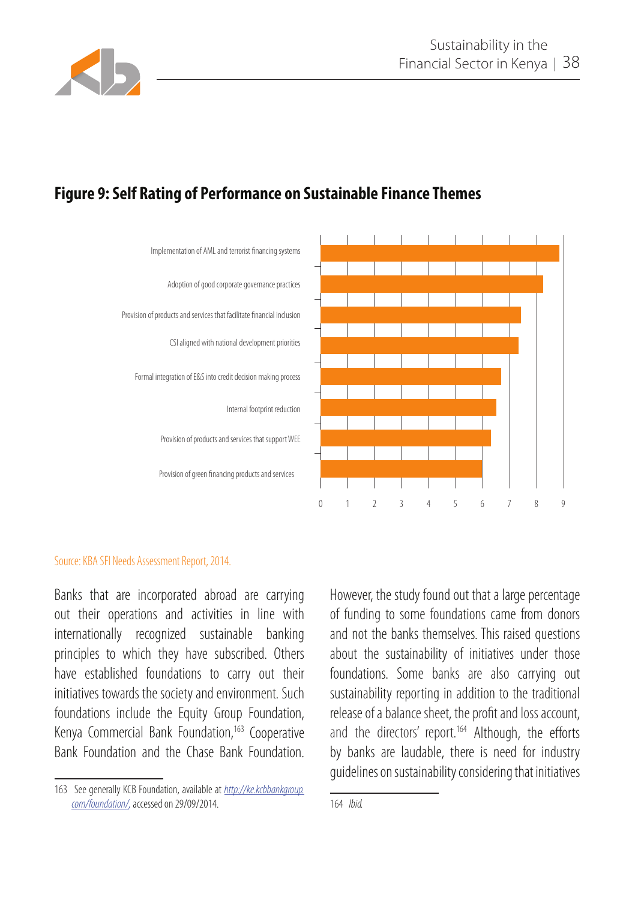## Figure 9: Self Rating of Performance on Sustainable Finance Themes

| Theme | Rating (approx.) |
| --- | --- |
| Implementation of AML and terrorist financing systems | 8.85 |
| Adoption of good corporate governance practices | 8.25 |
| Provision of products and services that facilitate financial inclusion | 7.4 |
| CSI aligned with national development priorities | 7.35 |
| Formal integration of E&S into credit decision making process | 6.7 |
| Internal footprint reduction | 6.5 |
| Provision of products and services that support WEE | 6.3 |
| Provision of green financing products and services | 6 |

Source: KBA SFI Needs Assessment Report, 2014.

Banks that are incorporated abroad are carrying out their operations and activities in line with internationally recognized sustainable banking principles to which they have subscribed. Others have established foundations to carry out their initiatives towards the society and environment. Such foundations include the Equity Group Foundation, Kenya Commercial Bank Foundation,[163] Cooperative Bank Foundation and the Chase Bank Foundation. However, the study found out that a large percentage of funding to some foundations came from donors and not the banks themselves. This raised questions about the sustainability of initiatives under those foundations. Some banks are also carrying out sustainability reporting in addition to the traditional release of a balance sheet, the profit and loss account, and the directors' report.[164] Although, the efforts by banks are laudable, there is need for industry guidelines on sustainability considering that initiatives

163 See generally KCB Foundation, available at http://ke.kcbbankgroup.com/foundation/, accessed on 29/09/2014.

164 *Ibid.*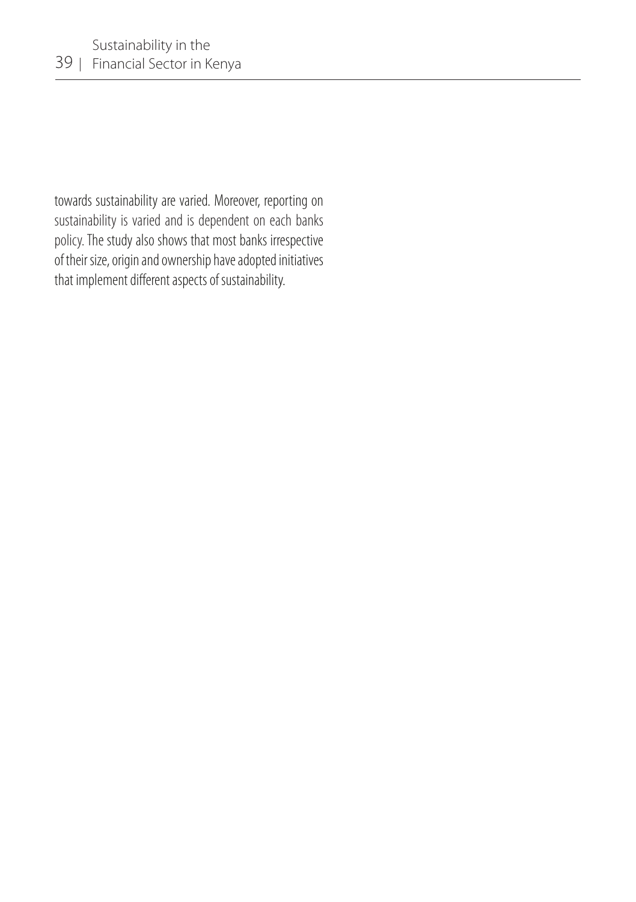towards sustainability are varied. Moreover, reporting on sustainability is varied and is dependent on each banks policy. The study also shows that most banks irrespective of their size, origin and ownership have adopted initiatives that implement different aspects of sustainability.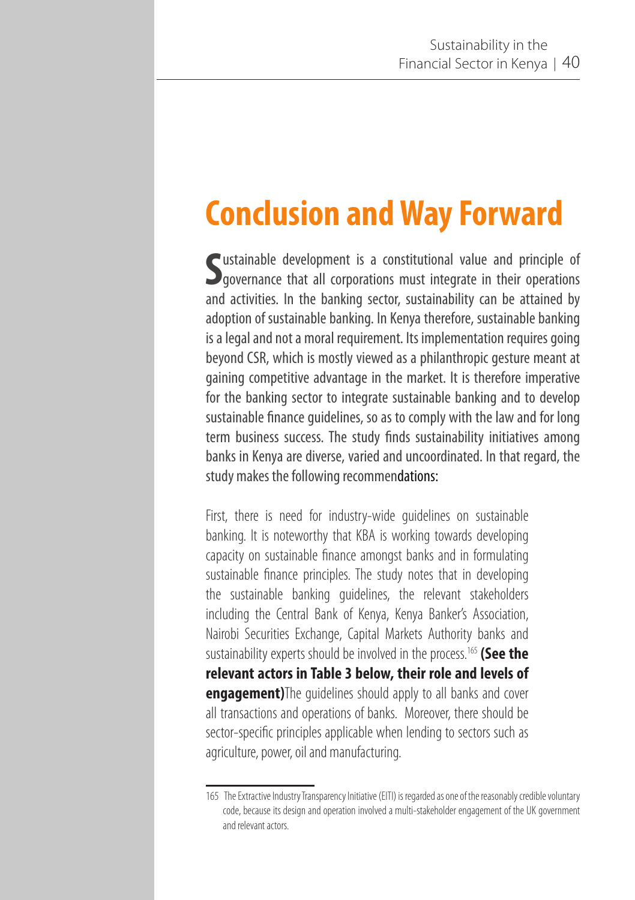# Conclusion and Way Forward

Sustainable development is a constitutional value and principle of governance that all corporations must integrate in their operations and activities. In the banking sector, sustainability can be attained by adoption of sustainable banking. In Kenya therefore, sustainable banking is a legal and not a moral requirement. Its implementation requires going beyond CSR, which is mostly viewed as a philanthropic gesture meant at gaining competitive advantage in the market. It is therefore imperative for the banking sector to integrate sustainable banking and to develop sustainable finance guidelines, so as to comply with the law and for long term business success. The study finds sustainability initiatives among banks in Kenya are diverse, varied and uncoordinated. In that regard, the study makes the following recommendations:

First, there is need for industry-wide guidelines on sustainable banking. It is noteworthy that KBA is working towards developing capacity on sustainable finance amongst banks and in formulating sustainable finance principles. The study notes that in developing the sustainable banking guidelines, the relevant stakeholders including the Central Bank of Kenya, Kenya Banker's Association, Nairobi Securities Exchange, Capital Markets Authority banks and sustainability experts should be involved in the process.[165] **(See the relevant actors in Table 3 below, their role and levels of engagement)**The guidelines should apply to all banks and cover all transactions and operations of banks. Moreover, there should be sector-specific principles applicable when lending to sectors such as agriculture, power, oil and manufacturing.

---

165 The Extractive Industry Transparency Initiative (EITI) is regarded as one of the reasonably credible voluntary code, because its design and operation involved a multi-stakeholder engagement of the UK government and relevant actors.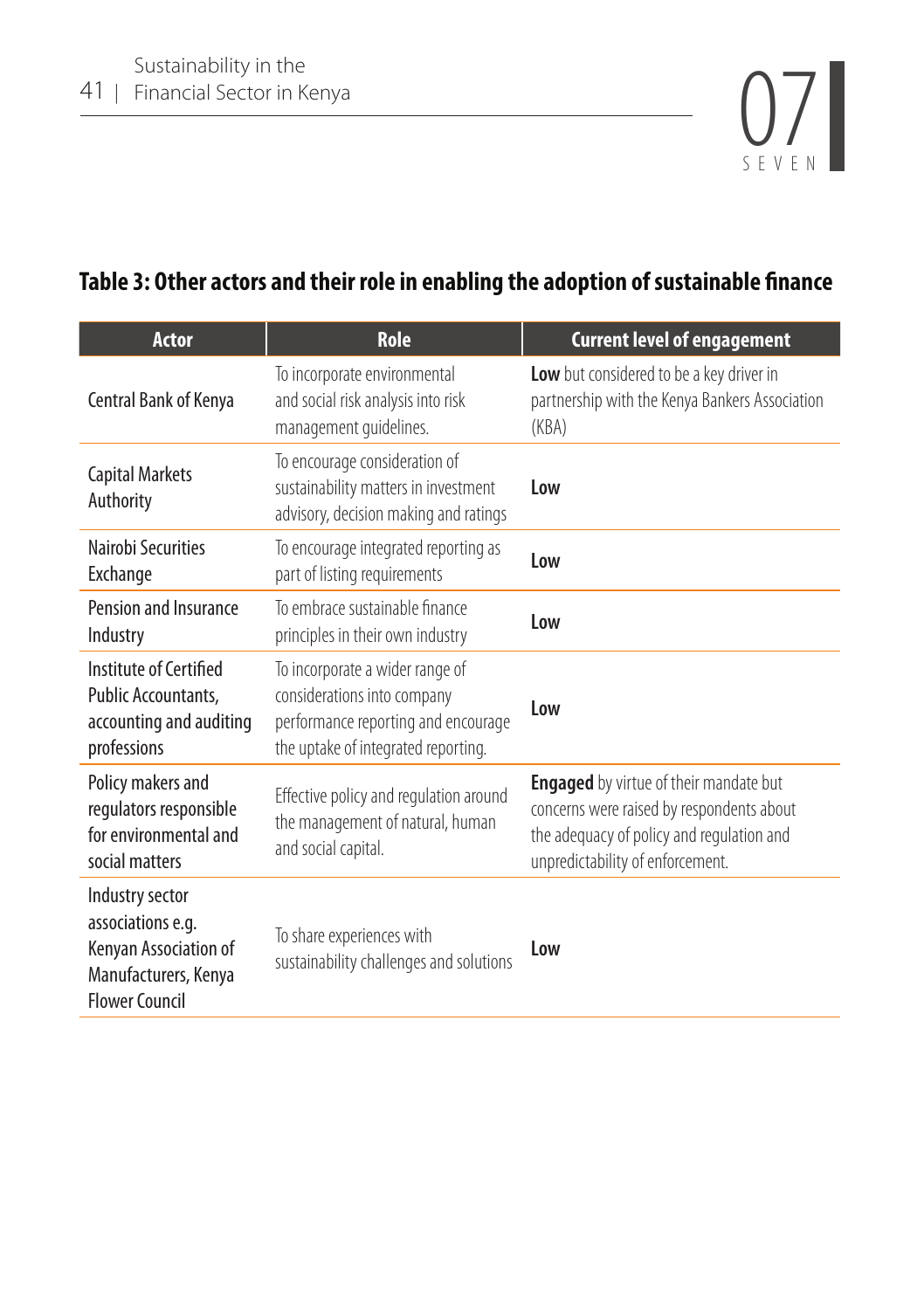**Table 3: Other actors and their role in enabling the adoption of sustainable finance**

| Actor | Role | Current level of engagement |
|---|---|---|
| Central Bank of Kenya | To incorporate environmental and social risk analysis into risk management guidelines. | **Low** but considered to be a key driver in partnership with the Kenya Bankers Association (KBA) |
| Capital Markets Authority | To encourage consideration of sustainability matters in investment advisory, decision making and ratings | **Low** |
| Nairobi Securities Exchange | To encourage integrated reporting as part of listing requirements | **Low** |
| Pension and Insurance Industry | To embrace sustainable finance principles in their own industry | **Low** |
| Institute of Certified Public Accountants, accounting and auditing professions | To incorporate a wider range of considerations into company performance reporting and encourage the uptake of integrated reporting. | **Low** |
| Policy makers and regulators responsible for environmental and social matters | Effective policy and regulation around the management of natural, human and social capital. | **Engaged** by virtue of their mandate but concerns were raised by respondents about the adequacy of policy and regulation and unpredictability of enforcement. |
| Industry sector associations e.g. Kenyan Association of Manufacturers, Kenya Flower Council | To share experiences with sustainability challenges and solutions | **Low** |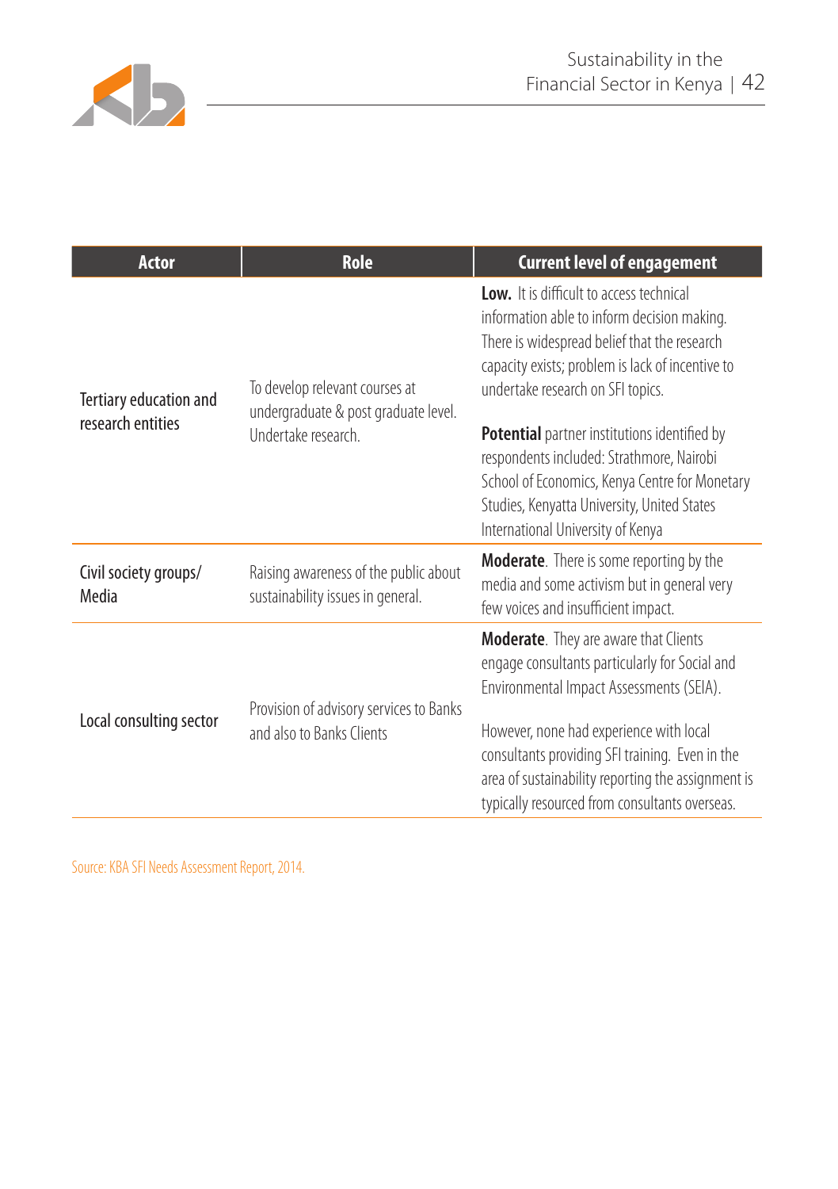| Actor | Role | Current level of engagement |
|---|---|---|
| Tertiary education and research entities | To develop relevant courses at undergraduate & post graduate level. Undertake research. | **Low.** It is difficult to access technical information able to inform decision making. There is widespread belief that the research capacity exists; problem is lack of incentive to undertake research on SFI topics.<br><br>**Potential** partner institutions identified by respondents included: Strathmore, Nairobi School of Economics, Kenya Centre for Monetary Studies, Kenyatta University, United States International University of Kenya |
| Civil society groups/ Media | Raising awareness of the public about sustainability issues in general. | **Moderate**. There is some reporting by the media and some activism but in general very few voices and insufficient impact. |
| Local consulting sector | Provision of advisory services to Banks and also to Banks Clients | **Moderate**. They are aware that Clients engage consultants particularly for Social and Environmental Impact Assessments (SEIA).<br><br>However, none had experience with local consultants providing SFI training. Even in the area of sustainability reporting the assignment is typically resourced from consultants overseas. |

Source: KBA SFI Needs Assessment Report, 2014.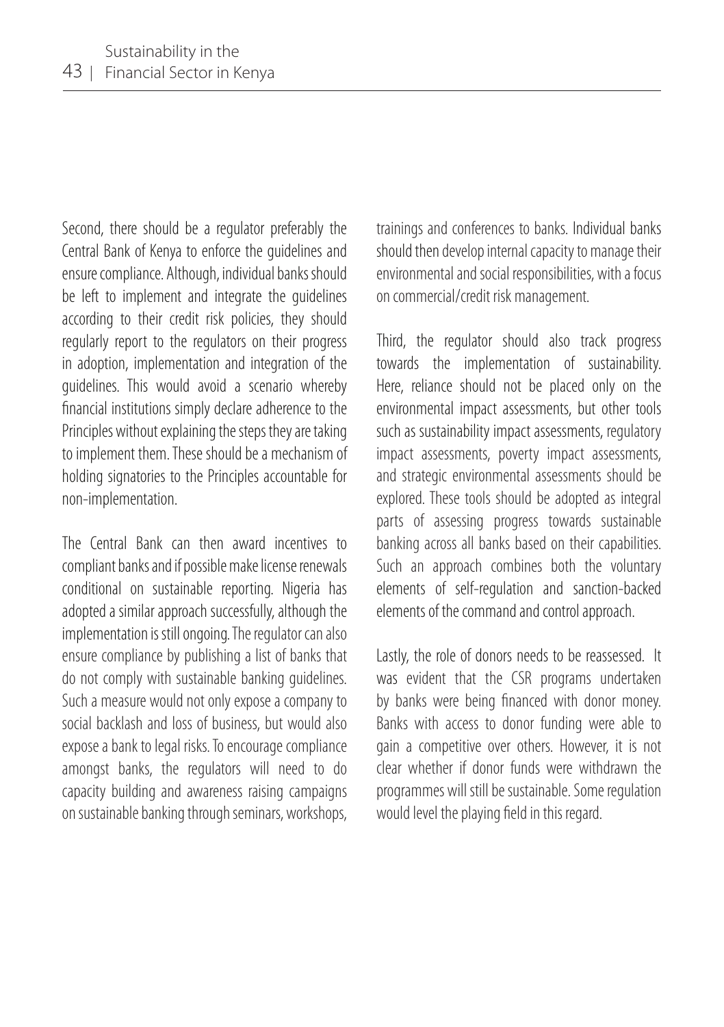Second, there should be a regulator preferably the Central Bank of Kenya to enforce the guidelines and ensure compliance. Although, individual banks should be left to implement and integrate the guidelines according to their credit risk policies, they should regularly report to the regulators on their progress in adoption, implementation and integration of the guidelines. This would avoid a scenario whereby financial institutions simply declare adherence to the Principles without explaining the steps they are taking to implement them. These should be a mechanism of holding signatories to the Principles accountable for non-implementation.

The Central Bank can then award incentives to compliant banks and if possible make license renewals conditional on sustainable reporting. Nigeria has adopted a similar approach successfully, although the implementation is still ongoing. The regulator can also ensure compliance by publishing a list of banks that do not comply with sustainable banking guidelines. Such a measure would not only expose a company to social backlash and loss of business, but would also expose a bank to legal risks. To encourage compliance amongst banks, the regulators will need to do capacity building and awareness raising campaigns on sustainable banking through seminars, workshops, trainings and conferences to banks. Individual banks should then develop internal capacity to manage their environmental and social responsibilities, with a focus on commercial/credit risk management.

Third, the regulator should also track progress towards the implementation of sustainability. Here, reliance should not be placed only on the environmental impact assessments, but other tools such as sustainability impact assessments, regulatory impact assessments, poverty impact assessments, and strategic environmental assessments should be explored. These tools should be adopted as integral parts of assessing progress towards sustainable banking across all banks based on their capabilities. Such an approach combines both the voluntary elements of self-regulation and sanction-backed elements of the command and control approach.

Lastly, the role of donors needs to be reassessed. It was evident that the CSR programs undertaken by banks were being financed with donor money. Banks with access to donor funding were able to gain a competitive over others. However, it is not clear whether if donor funds were withdrawn the programmes will still be sustainable. Some regulation would level the playing field in this regard.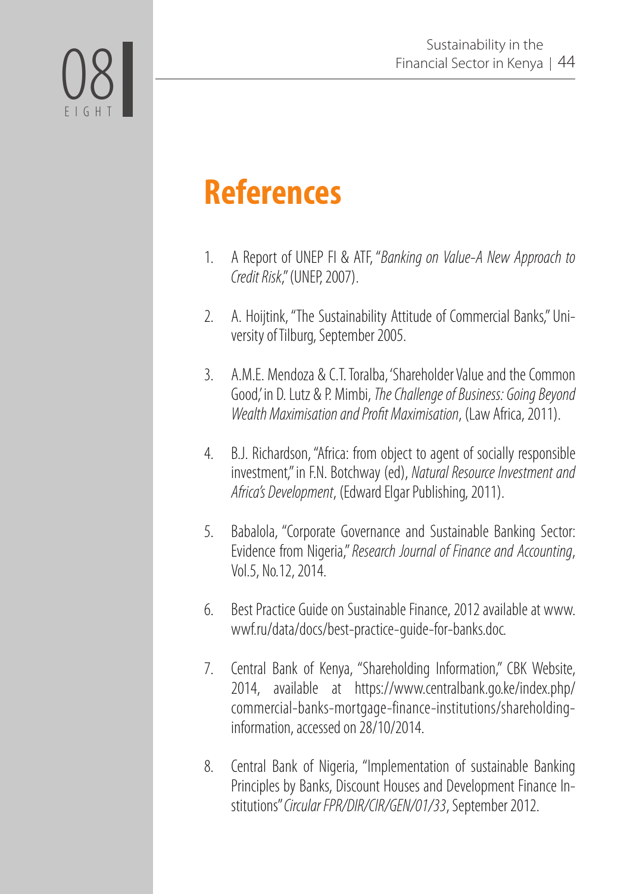# References

1. A Report of UNEP FI & ATF, "*Banking on Value-A New Approach to Credit Risk*," (UNEP, 2007).

2. A. Hoijtink, "The Sustainability Attitude of Commercial Banks," University of Tilburg, September 2005.

3. A.M.E. Mendoza & C.T. Toralba, 'Shareholder Value and the Common Good,' in D. Lutz & P. Mimbi, *The Challenge of Business: Going Beyond Wealth Maximisation and Profit Maximisation*, (Law Africa, 2011).

4. B.J. Richardson, "Africa: from object to agent of socially responsible investment," in F.N. Botchway (ed), *Natural Resource Investment and Africa's Development*, (Edward Elgar Publishing, 2011).

5. Babalola, "Corporate Governance and Sustainable Banking Sector: Evidence from Nigeria," *Research Journal of Finance and Accounting*, Vol.5, No.12, 2014.

6. Best Practice Guide on Sustainable Finance, 2012 available at www.wwf.ru/data/docs/best-practice-guide-for-banks.doc.

7. Central Bank of Kenya, "Shareholding Information," CBK Website, 2014, available at https://www.centralbank.go.ke/index.php/commercial-banks-mortgage-finance-institutions/shareholding-information, accessed on 28/10/2014.

8. Central Bank of Nigeria, "Implementation of sustainable Banking Principles by Banks, Discount Houses and Development Finance Institutions" *Circular FPR/DIR/CIR/GEN/01/33*, September 2012.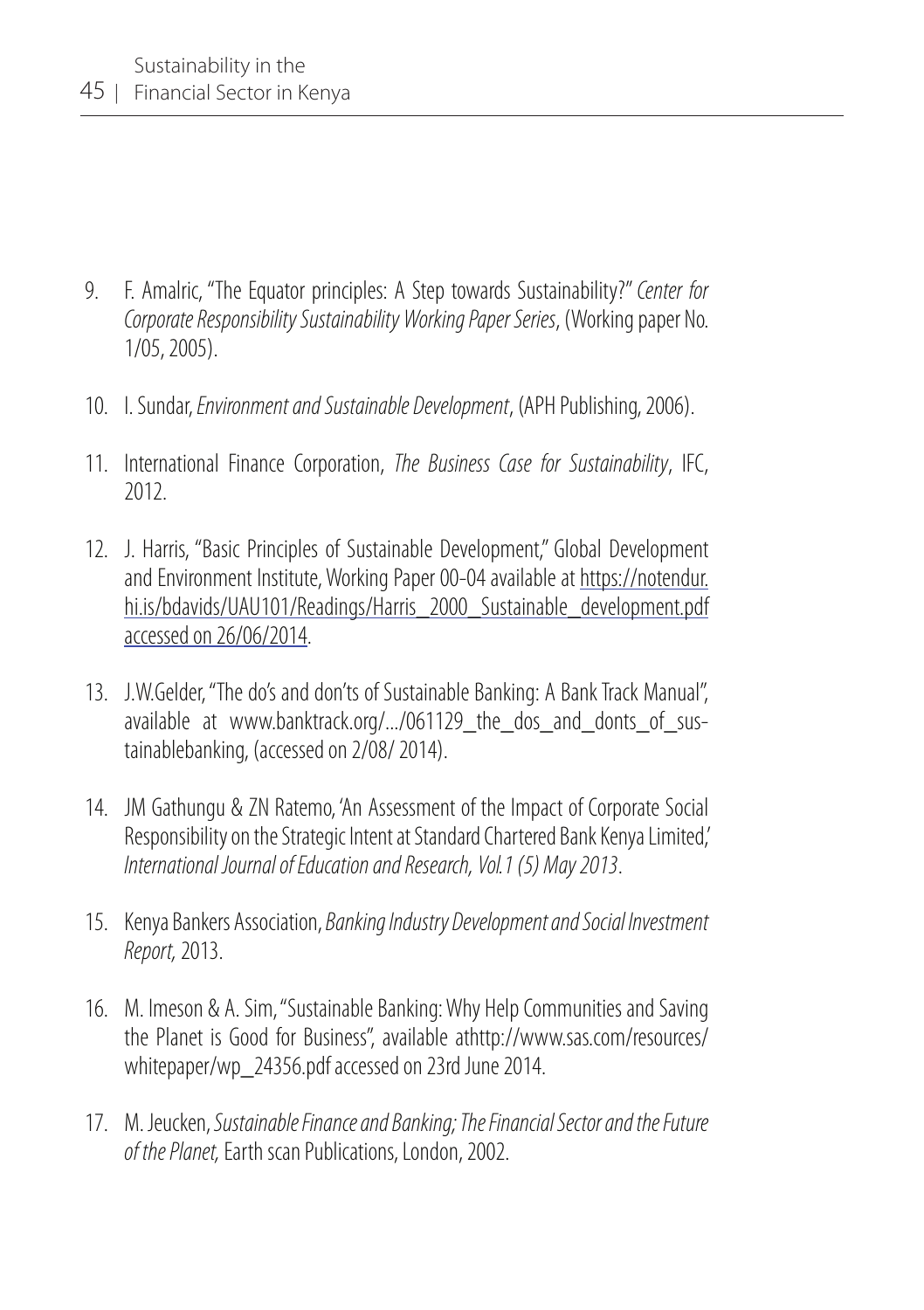9. F. Amalric, "The Equator principles: A Step towards Sustainability?" *Center for Corporate Responsibility Sustainability Working Paper Series*, (Working paper No. 1/05, 2005).

10. I. Sundar, *Environment and Sustainable Development*, (APH Publishing, 2006).

11. International Finance Corporation, *The Business Case for Sustainability*, IFC, 2012.

12. J. Harris, "Basic Principles of Sustainable Development," Global Development and Environment Institute, Working Paper 00-04 available at https://notendur.hi.is/bdavids/UAU101/Readings/Harris_2000_Sustainable_development.pdf accessed on 26/06/2014.

13. J.W.Gelder, "The do's and don'ts of Sustainable Banking: A Bank Track Manual", available at www.banktrack.org/.../061129_the_dos_and_donts_of_sustainablebanking, (accessed on 2/08/ 2014).

14. JM Gathungu & ZN Ratemo, 'An Assessment of the Impact of Corporate Social Responsibility on the Strategic Intent at Standard Chartered Bank Kenya Limited,' *International Journal of Education and Research, Vol.1 (5) May 2013*.

15. Kenya Bankers Association, *Banking Industry Development and Social Investment Report,* 2013.

16. M. Imeson & A. Sim, "Sustainable Banking: Why Help Communities and Saving the Planet is Good for Business", available athttp://www.sas.com/resources/whitepaper/wp_24356.pdf accessed on 23rd June 2014.

17. M. Jeucken, *Sustainable Finance and Banking; The Financial Sector and the Future of the Planet,* Earth scan Publications, London, 2002.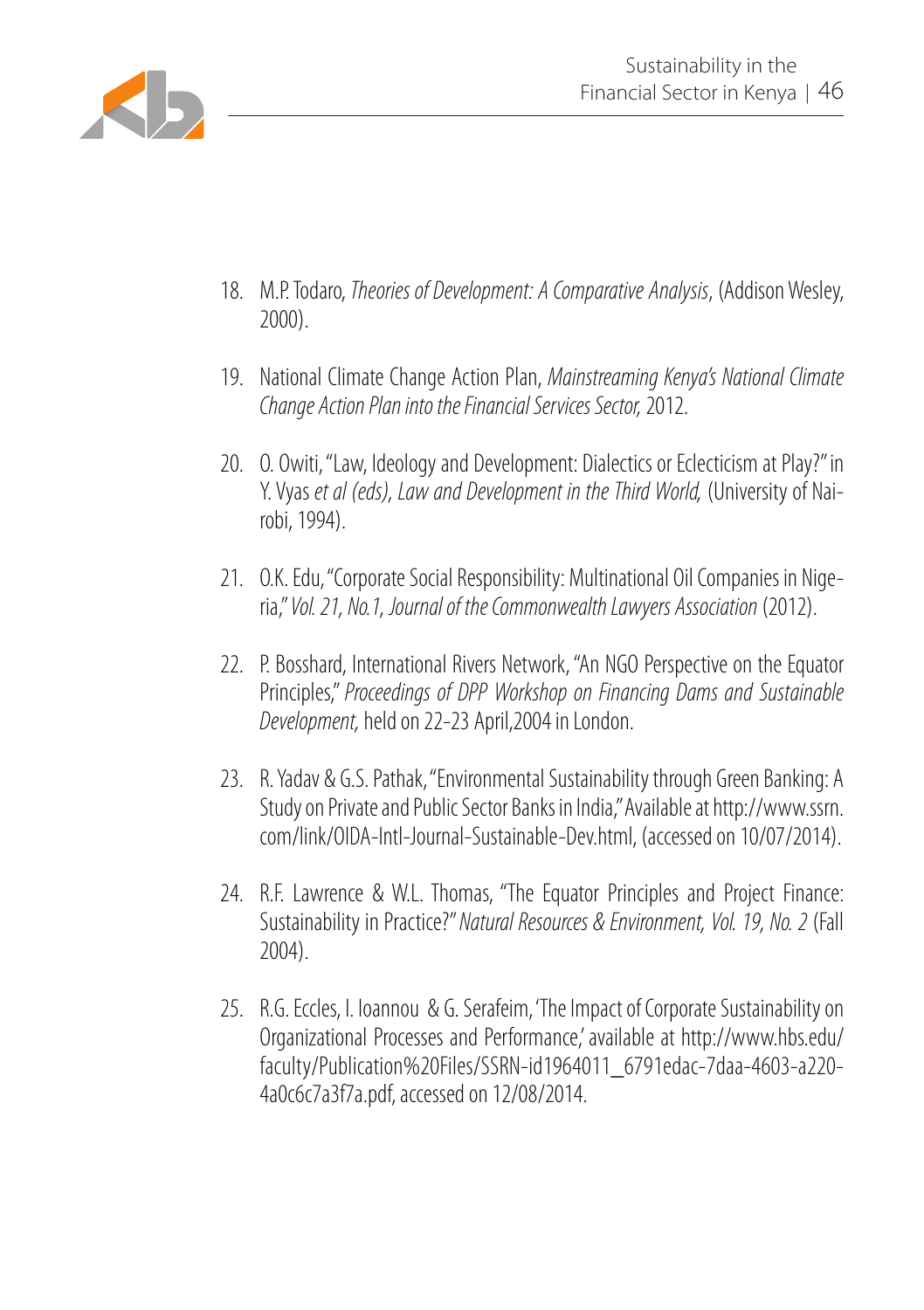18. M.P. Todaro, *Theories of Development: A Comparative Analysis*, (Addison Wesley, 2000).

19. National Climate Change Action Plan, *Mainstreaming Kenya's National Climate Change Action Plan into the Financial Services Sector,* 2012.

20. O. Owiti, "Law, Ideology and Development: Dialectics or Eclecticism at Play?" in Y. Vyas *et al (eds)*, *Law and Development in the Third World,* (University of Nairobi, 1994).

21. O.K. Edu, "Corporate Social Responsibility: Multinational Oil Companies in Nigeria," *Vol. 21, No.1, Journal of the Commonwealth Lawyers Association* (2012).

22. P. Bosshard, International Rivers Network, "An NGO Perspective on the Equator Principles," *Proceedings of DPP Workshop on Financing Dams and Sustainable Development,* held on 22-23 April,2004 in London.

23. R. Yadav & G.S. Pathak, "Environmental Sustainability through Green Banking: A Study on Private and Public Sector Banks in India," Available at http://www.ssrn.com/link/OIDA-Intl-Journal-Sustainable-Dev.html, (accessed on 10/07/2014).

24. R.F. Lawrence & W.L. Thomas, "The Equator Principles and Project Finance: Sustainability in Practice?" *Natural Resources & Environment, Vol. 19, No. 2* (Fall 2004).

25. R.G. Eccles, I. Ioannou & G. Serafeim, 'The Impact of Corporate Sustainability on Organizational Processes and Performance,' available at http://www.hbs.edu/faculty/Publication%20Files/SSRN-id1964011_6791edac-7daa-4603-a220-4a0c6c7a3f7a.pdf, accessed on 12/08/2014.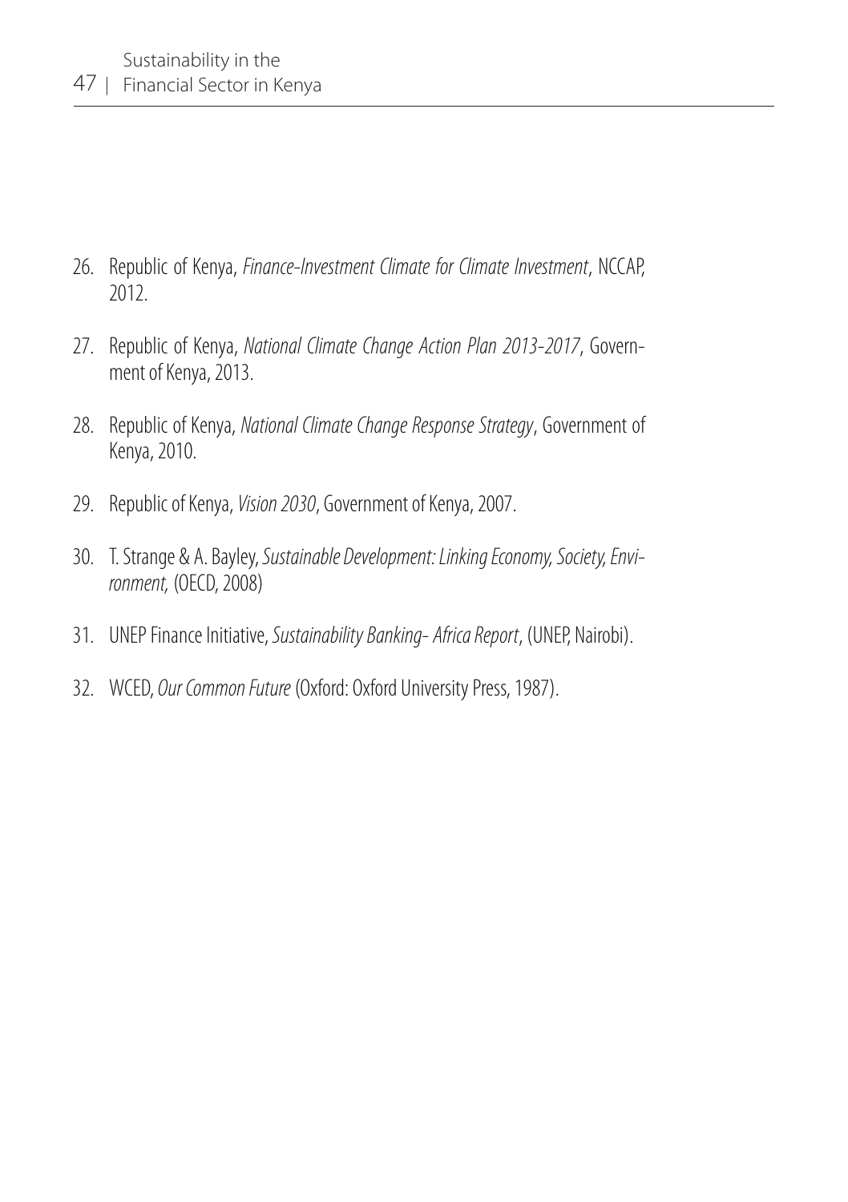26. Republic of Kenya, *Finance-Investment Climate for Climate Investment*, NCCAP, 2012.

27. Republic of Kenya, *National Climate Change Action Plan 2013-2017*, Government of Kenya, 2013.

28. Republic of Kenya, *National Climate Change Response Strategy*, Government of Kenya, 2010.

29. Republic of Kenya, *Vision 2030*, Government of Kenya, 2007.

30. T. Strange & A. Bayley, *Sustainable Development: Linking Economy, Society, Environment,* (OECD, 2008)

31. UNEP Finance Initiative, *Sustainability Banking- Africa Report*, (UNEP, Nairobi).

32. WCED, *Our Common Future* (Oxford: Oxford University Press, 1987).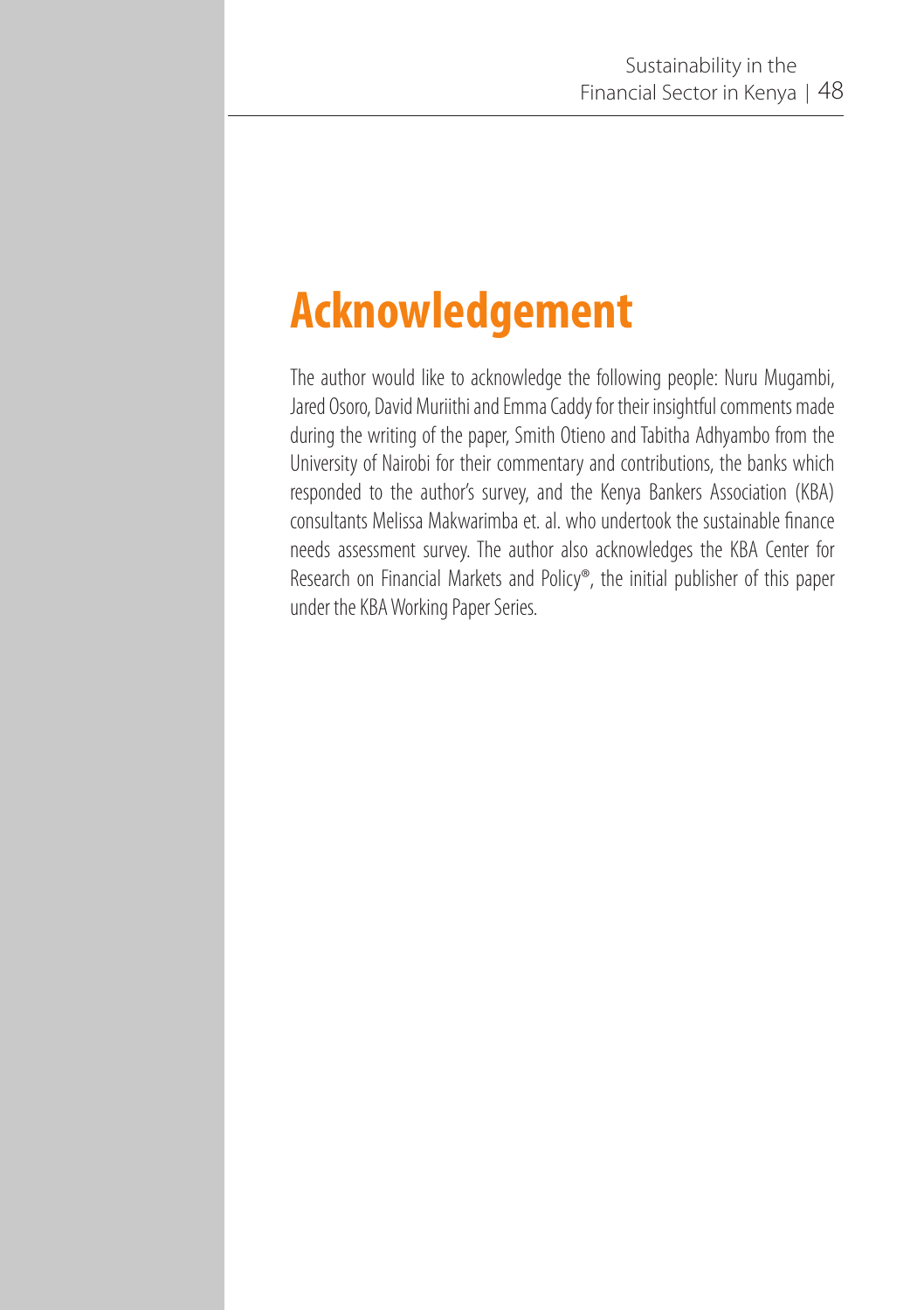# Acknowledgement

The author would like to acknowledge the following people: Nuru Mugambi, Jared Osoro, David Muriithi and Emma Caddy for their insightful comments made during the writing of the paper, Smith Otieno and Tabitha Adhyambo from the University of Nairobi for their commentary and contributions, the banks which responded to the author's survey, and the Kenya Bankers Association (KBA) consultants Melissa Makwarimba et. al. who undertook the sustainable finance needs assessment survey. The author also acknowledges the KBA Center for Research on Financial Markets and Policy®, the initial publisher of this paper under the KBA Working Paper Series.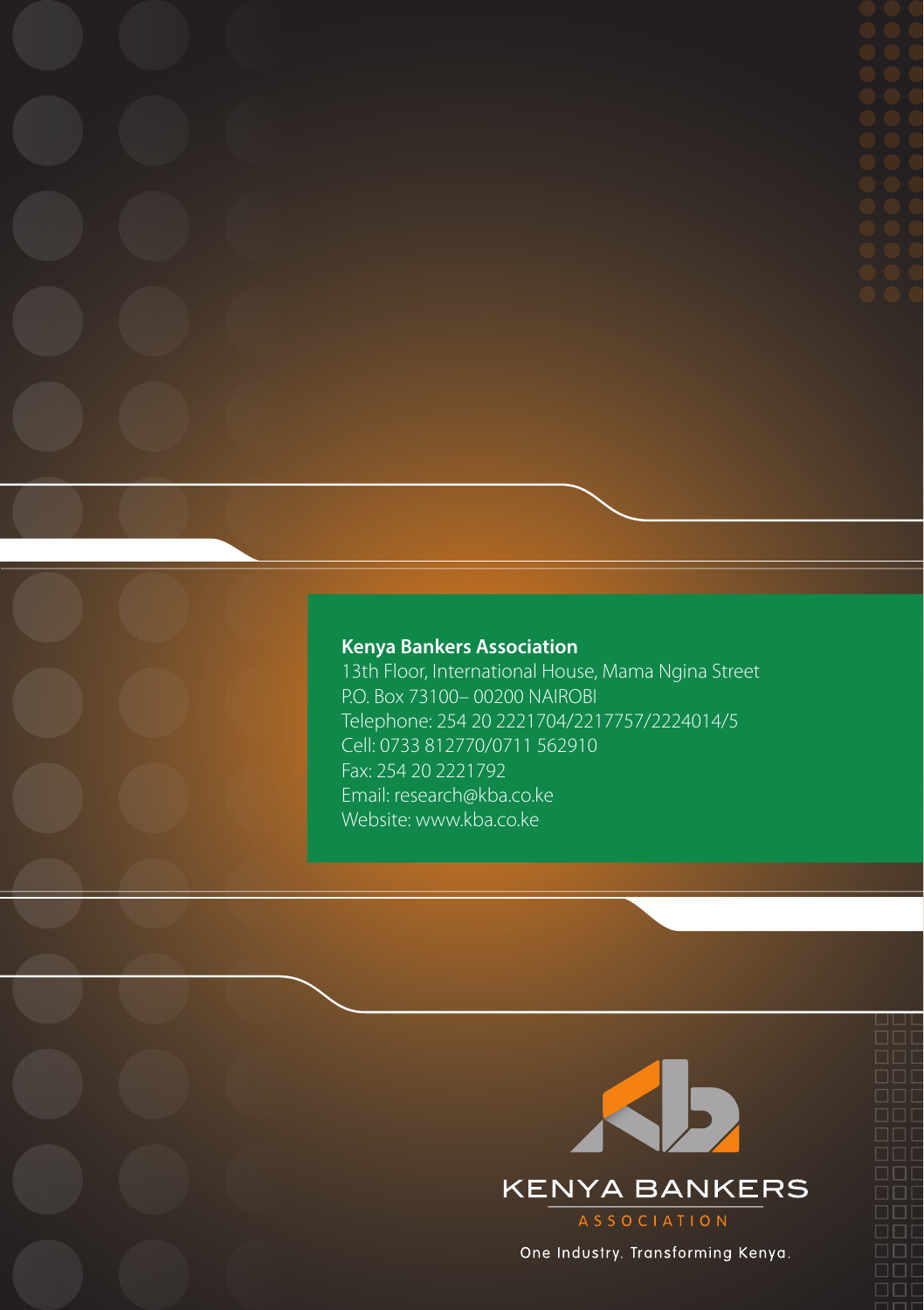**Kenya Bankers Association**
13th Floor, International House, Mama Ngina Street
P.O. Box 73100– 00200 NAIROBI
Telephone: 254 20 2221704/2217757/2224014/5
Cell: 0733 812770/0711 562910
Fax: 254 20 2221792
Email: research@kba.co.ke
Website: www.kba.co.ke

KENYA BANKERS
ASSOCIATION

One Industry. Transforming Kenya.